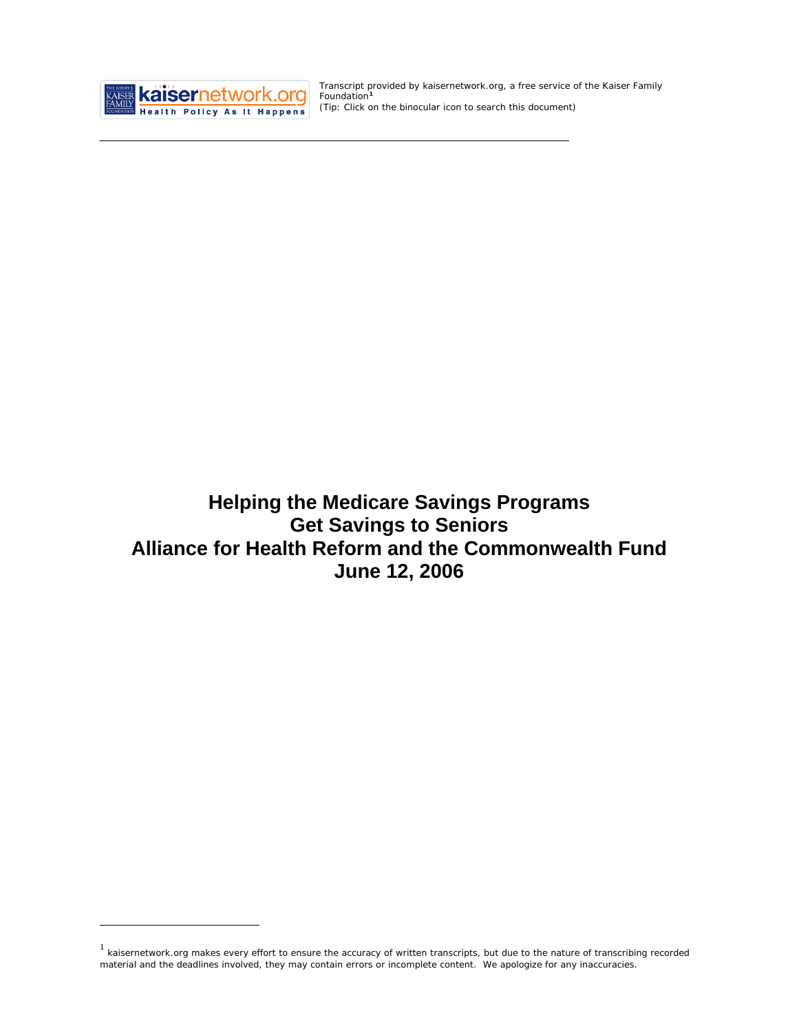Transcript provided by kaisernetwork.org, a free service of the Kaiser Family Foundation[1]
(Tip: Click on the binocular icon to search this document)

# Helping the Medicare Savings Programs Get Savings to Seniors
# Alliance for Health Reform and the Commonwealth Fund
# June 12, 2006

[1] kaisernetwork.org makes every effort to ensure the accuracy of written transcripts, but due to the nature of transcribing recorded material and the deadlines involved, they may contain errors or incomplete content. We apologize for any inaccuracies.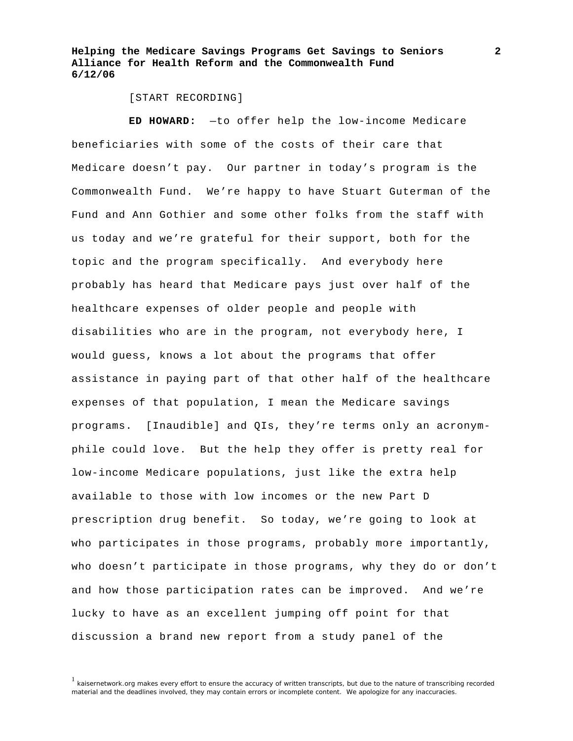[START RECORDING]

**ED HOWARD:** —to offer help the low-income Medicare beneficiaries with some of the costs of their care that Medicare doesn't pay. Our partner in today's program is the Commonwealth Fund. We're happy to have Stuart Guterman of the Fund and Ann Gothier and some other folks from the staff with us today and we're grateful for their support, both for the topic and the program specifically. And everybody here probably has heard that Medicare pays just over half of the healthcare expenses of older people and people with disabilities who are in the program, not everybody here, I would guess, knows a lot about the programs that offer assistance in paying part of that other half of the healthcare expenses of that population, I mean the Medicare savings programs. [Inaudible] and QIs, they're terms only an acronym-phile could love. But the help they offer is pretty real for low-income Medicare populations, just like the extra help available to those with low incomes or the new Part D prescription drug benefit. So today, we're going to look at who participates in those programs, probably more importantly, who doesn't participate in those programs, why they do or don't and how those participation rates can be improved. And we're lucky to have as an excellent jumping off point for that discussion a brand new report from a study panel of the

[1] kaisernetwork.org makes every effort to ensure the accuracy of written transcripts, but due to the nature of transcribing recorded material and the deadlines involved, they may contain errors or incomplete content. We apologize for any inaccuracies.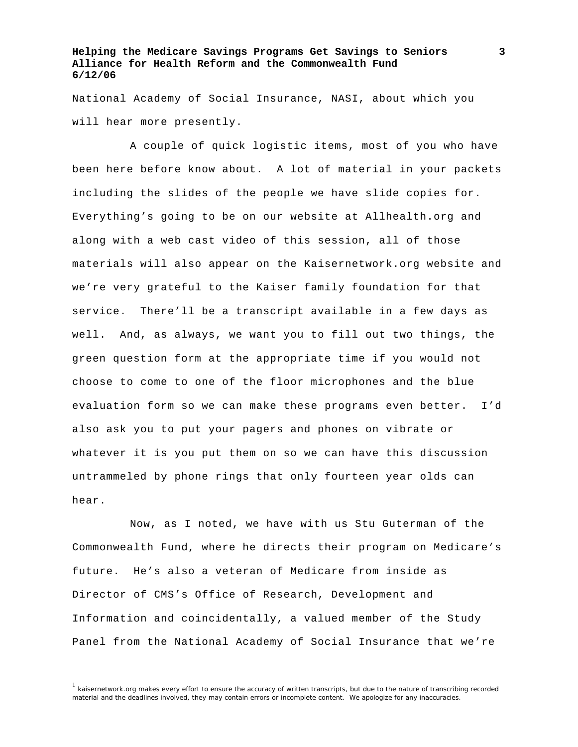National Academy of Social Insurance, NASI, about which you will hear more presently.

A couple of quick logistic items, most of you who have been here before know about. A lot of material in your packets including the slides of the people we have slide copies for. Everything's going to be on our website at Allhealth.org and along with a web cast video of this session, all of those materials will also appear on the Kaisernetwork.org website and we're very grateful to the Kaiser family foundation for that service. There'll be a transcript available in a few days as well. And, as always, we want you to fill out two things, the green question form at the appropriate time if you would not choose to come to one of the floor microphones and the blue evaluation form so we can make these programs even better. I'd also ask you to put your pagers and phones on vibrate or whatever it is you put them on so we can have this discussion untrammeled by phone rings that only fourteen year olds can hear.

Now, as I noted, we have with us Stu Guterman of the Commonwealth Fund, where he directs their program on Medicare's future. He's also a veteran of Medicare from inside as Director of CMS's Office of Research, Development and Information and coincidentally, a valued member of the Study Panel from the National Academy of Social Insurance that we're

[1] kaisernetwork.org makes every effort to ensure the accuracy of written transcripts, but due to the nature of transcribing recorded material and the deadlines involved, they may contain errors or incomplete content. We apologize for any inaccuracies.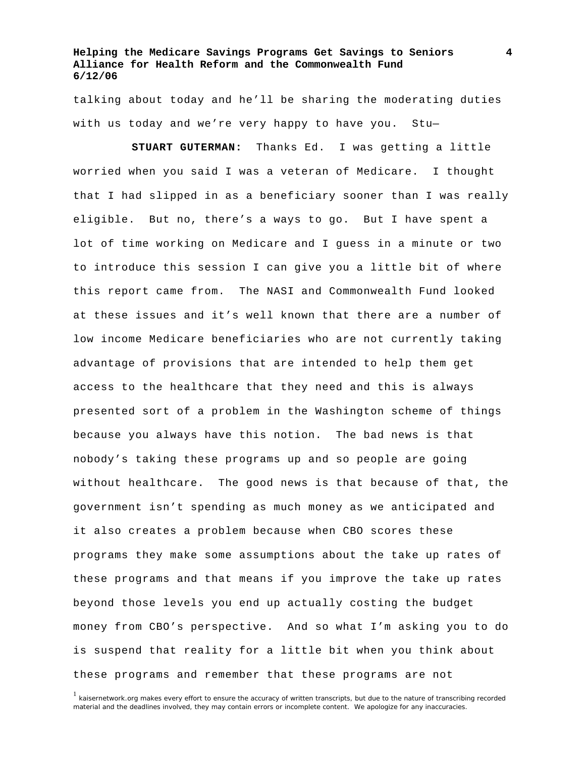talking about today and he'll be sharing the moderating duties with us today and we're very happy to have you. Stu—

**STUART GUTERMAN:** Thanks Ed. I was getting a little worried when you said I was a veteran of Medicare. I thought that I had slipped in as a beneficiary sooner than I was really eligible. But no, there's a ways to go. But I have spent a lot of time working on Medicare and I guess in a minute or two to introduce this session I can give you a little bit of where this report came from. The NASI and Commonwealth Fund looked at these issues and it's well known that there are a number of low income Medicare beneficiaries who are not currently taking advantage of provisions that are intended to help them get access to the healthcare that they need and this is always presented sort of a problem in the Washington scheme of things because you always have this notion. The bad news is that nobody's taking these programs up and so people are going without healthcare. The good news is that because of that, the government isn't spending as much money as we anticipated and it also creates a problem because when CBO scores these programs they make some assumptions about the take up rates of these programs and that means if you improve the take up rates beyond those levels you end up actually costing the budget money from CBO's perspective. And so what I'm asking you to do is suspend that reality for a little bit when you think about these programs and remember that these programs are not

[1] kaisernetwork.org makes every effort to ensure the accuracy of written transcripts, but due to the nature of transcribing recorded material and the deadlines involved, they may contain errors or incomplete content. We apologize for any inaccuracies.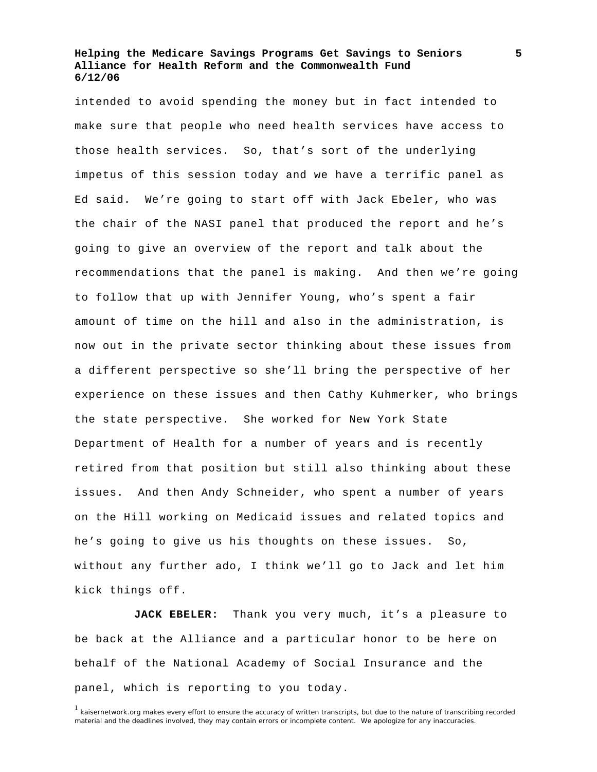intended to avoid spending the money but in fact intended to make sure that people who need health services have access to those health services. So, that's sort of the underlying impetus of this session today and we have a terrific panel as Ed said. We're going to start off with Jack Ebeler, who was the chair of the NASI panel that produced the report and he's going to give an overview of the report and talk about the recommendations that the panel is making. And then we're going to follow that up with Jennifer Young, who's spent a fair amount of time on the hill and also in the administration, is now out in the private sector thinking about these issues from a different perspective so she'll bring the perspective of her experience on these issues and then Cathy Kuhmerker, who brings the state perspective. She worked for New York State Department of Health for a number of years and is recently retired from that position but still also thinking about these issues. And then Andy Schneider, who spent a number of years on the Hill working on Medicaid issues and related topics and he's going to give us his thoughts on these issues. So, without any further ado, I think we'll go to Jack and let him kick things off.

**JACK EBELER:** Thank you very much, it's a pleasure to be back at the Alliance and a particular honor to be here on behalf of the National Academy of Social Insurance and the panel, which is reporting to you today.

[1] kaisernetwork.org makes every effort to ensure the accuracy of written transcripts, but due to the nature of transcribing recorded material and the deadlines involved, they may contain errors or incomplete content. We apologize for any inaccuracies.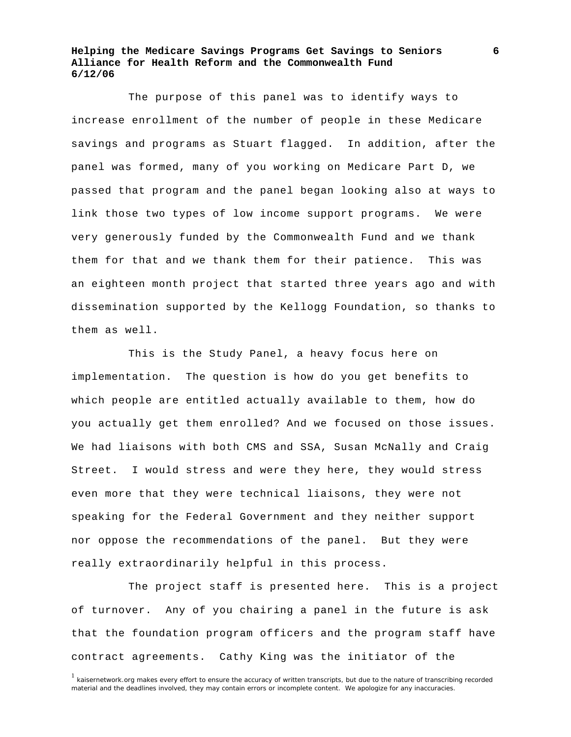The purpose of this panel was to identify ways to increase enrollment of the number of people in these Medicare savings and programs as Stuart flagged. In addition, after the panel was formed, many of you working on Medicare Part D, we passed that program and the panel began looking also at ways to link those two types of low income support programs. We were very generously funded by the Commonwealth Fund and we thank them for that and we thank them for their patience. This was an eighteen month project that started three years ago and with dissemination supported by the Kellogg Foundation, so thanks to them as well.

This is the Study Panel, a heavy focus here on implementation. The question is how do you get benefits to which people are entitled actually available to them, how do you actually get them enrolled? And we focused on those issues. We had liaisons with both CMS and SSA, Susan McNally and Craig Street. I would stress and were they here, they would stress even more that they were technical liaisons, they were not speaking for the Federal Government and they neither support nor oppose the recommendations of the panel. But they were really extraordinarily helpful in this process.

The project staff is presented here. This is a project of turnover. Any of you chairing a panel in the future is ask that the foundation program officers and the program staff have contract agreements. Cathy King was the initiator of the

[1] kaisernetwork.org makes every effort to ensure the accuracy of written transcripts, but due to the nature of transcribing recorded material and the deadlines involved, they may contain errors or incomplete content. We apologize for any inaccuracies.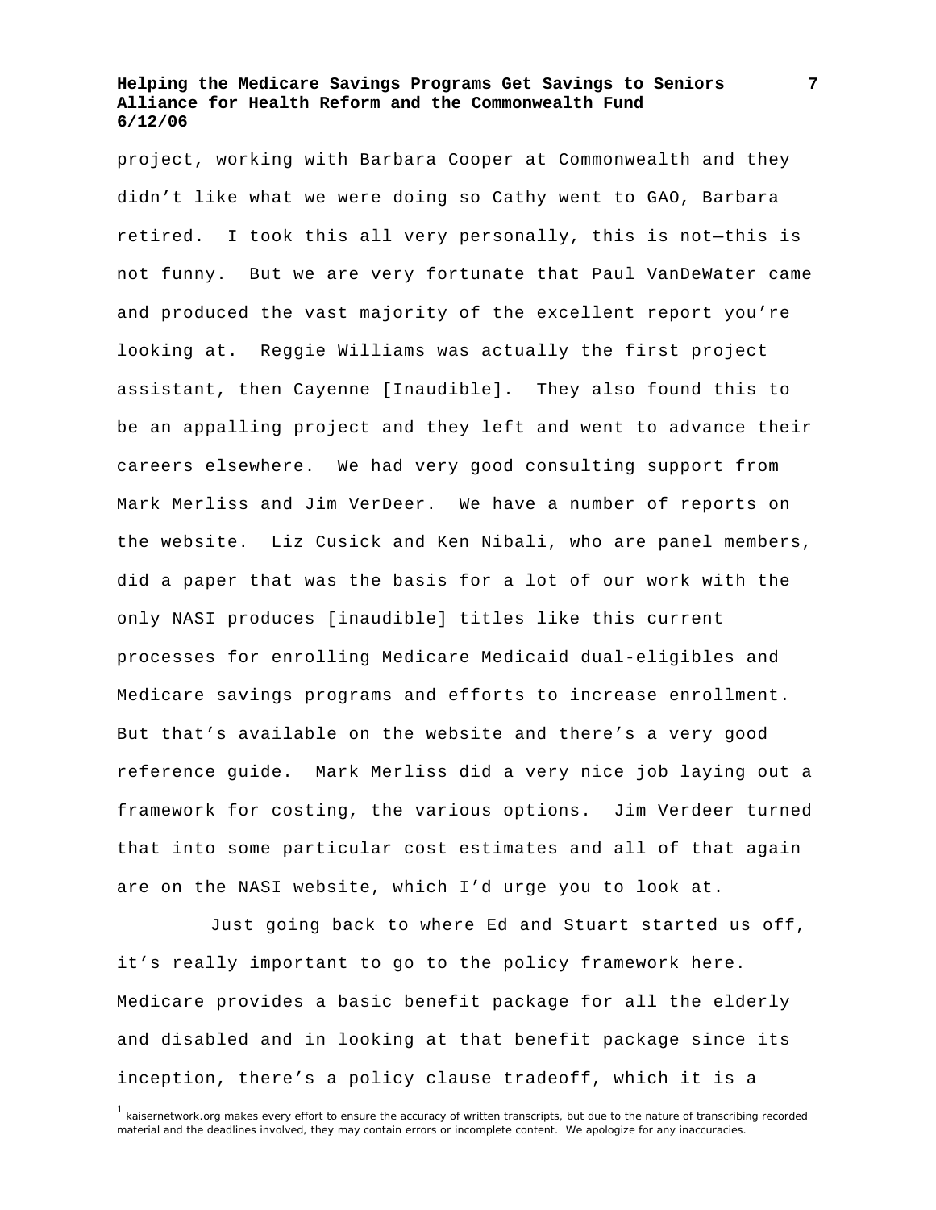project, working with Barbara Cooper at Commonwealth and they didn't like what we were doing so Cathy went to GAO, Barbara retired. I took this all very personally, this is not—this is not funny. But we are very fortunate that Paul VanDeWater came and produced the vast majority of the excellent report you're looking at. Reggie Williams was actually the first project assistant, then Cayenne [Inaudible]. They also found this to be an appalling project and they left and went to advance their careers elsewhere. We had very good consulting support from Mark Merliss and Jim VerDeer. We have a number of reports on the website. Liz Cusick and Ken Nibali, who are panel members, did a paper that was the basis for a lot of our work with the only NASI produces [inaudible] titles like this current processes for enrolling Medicare Medicaid dual-eligibles and Medicare savings programs and efforts to increase enrollment. But that's available on the website and there's a very good reference guide. Mark Merliss did a very nice job laying out a framework for costing, the various options. Jim Verdeer turned that into some particular cost estimates and all of that again are on the NASI website, which I'd urge you to look at.

Just going back to where Ed and Stuart started us off, it's really important to go to the policy framework here. Medicare provides a basic benefit package for all the elderly and disabled and in looking at that benefit package since its inception, there's a policy clause tradeoff, which it is a

[1] kaisernetwork.org makes every effort to ensure the accuracy of written transcripts, but due to the nature of transcribing recorded material and the deadlines involved, they may contain errors or incomplete content. We apologize for any inaccuracies.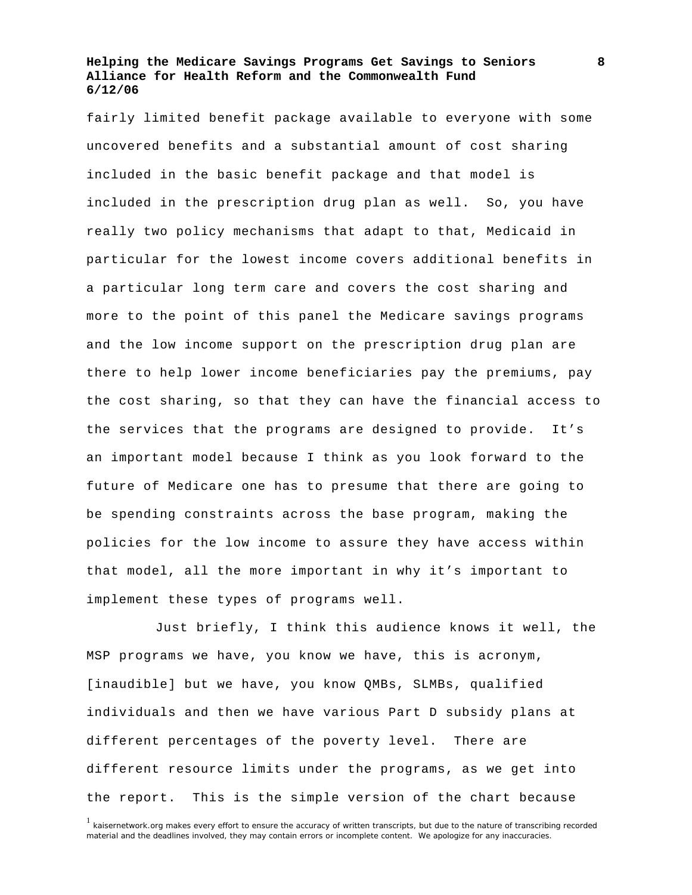fairly limited benefit package available to everyone with some uncovered benefits and a substantial amount of cost sharing included in the basic benefit package and that model is included in the prescription drug plan as well. So, you have really two policy mechanisms that adapt to that, Medicaid in particular for the lowest income covers additional benefits in a particular long term care and covers the cost sharing and more to the point of this panel the Medicare savings programs and the low income support on the prescription drug plan are there to help lower income beneficiaries pay the premiums, pay the cost sharing, so that they can have the financial access to the services that the programs are designed to provide. It's an important model because I think as you look forward to the future of Medicare one has to presume that there are going to be spending constraints across the base program, making the policies for the low income to assure they have access within that model, all the more important in why it's important to implement these types of programs well.

Just briefly, I think this audience knows it well, the MSP programs we have, you know we have, this is acronym, [inaudible] but we have, you know QMBs, SLMBs, qualified individuals and then we have various Part D subsidy plans at different percentages of the poverty level. There are different resource limits under the programs, as we get into the report. This is the simple version of the chart because

[1] kaisernetwork.org makes every effort to ensure the accuracy of written transcripts, but due to the nature of transcribing recorded material and the deadlines involved, they may contain errors or incomplete content. We apologize for any inaccuracies.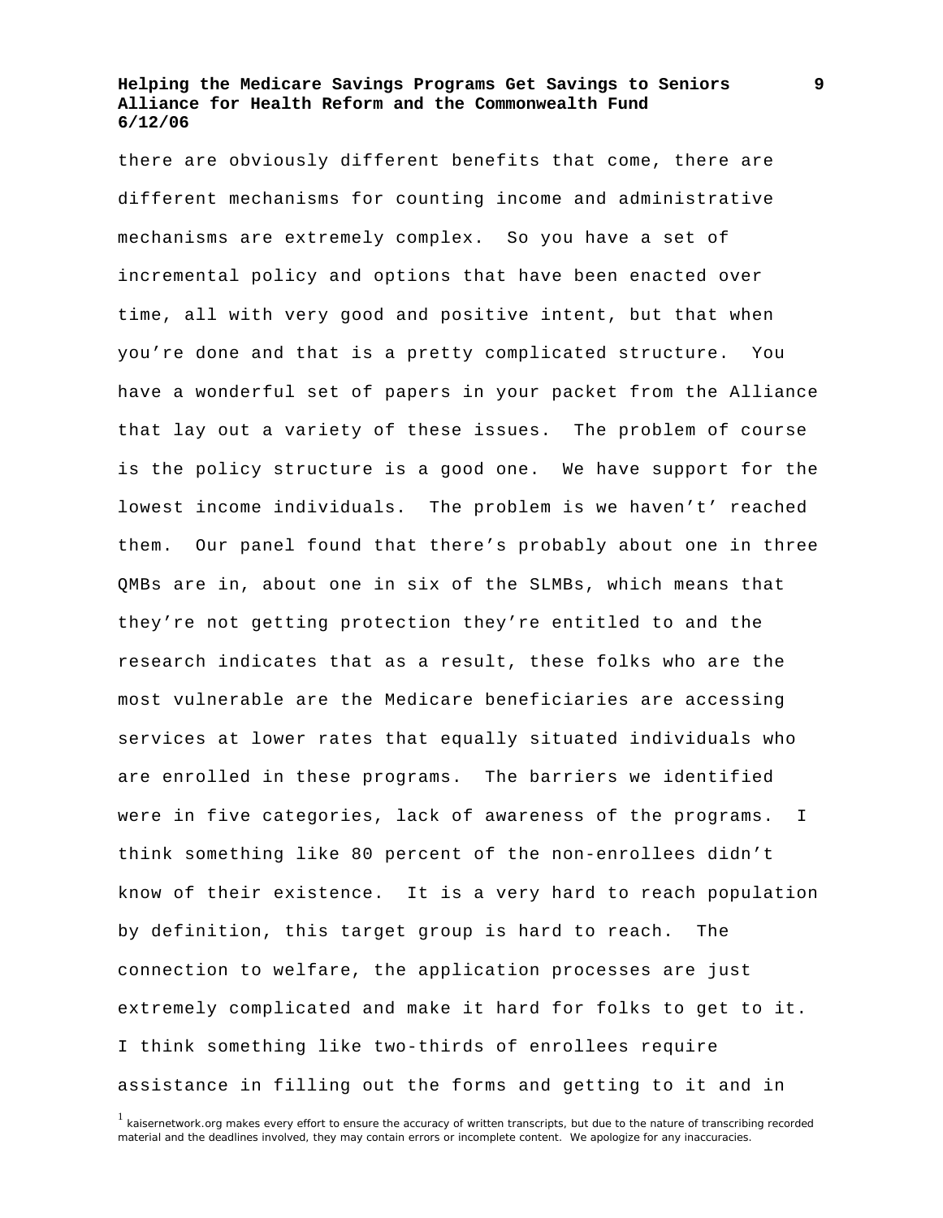there are obviously different benefits that come, there are different mechanisms for counting income and administrative mechanisms are extremely complex. So you have a set of incremental policy and options that have been enacted over time, all with very good and positive intent, but that when you're done and that is a pretty complicated structure. You have a wonderful set of papers in your packet from the Alliance that lay out a variety of these issues. The problem of course is the policy structure is a good one. We have support for the lowest income individuals. The problem is we haven't' reached them. Our panel found that there's probably about one in three QMBs are in, about one in six of the SLMBs, which means that they're not getting protection they're entitled to and the research indicates that as a result, these folks who are the most vulnerable are the Medicare beneficiaries are accessing services at lower rates that equally situated individuals who are enrolled in these programs. The barriers we identified were in five categories, lack of awareness of the programs. I think something like 80 percent of the non-enrollees didn't know of their existence. It is a very hard to reach population by definition, this target group is hard to reach. The connection to welfare, the application processes are just extremely complicated and make it hard for folks to get to it. I think something like two-thirds of enrollees require assistance in filling out the forms and getting to it and in

[1] kaisernetwork.org makes every effort to ensure the accuracy of written transcripts, but due to the nature of transcribing recorded material and the deadlines involved, they may contain errors or incomplete content. We apologize for any inaccuracies.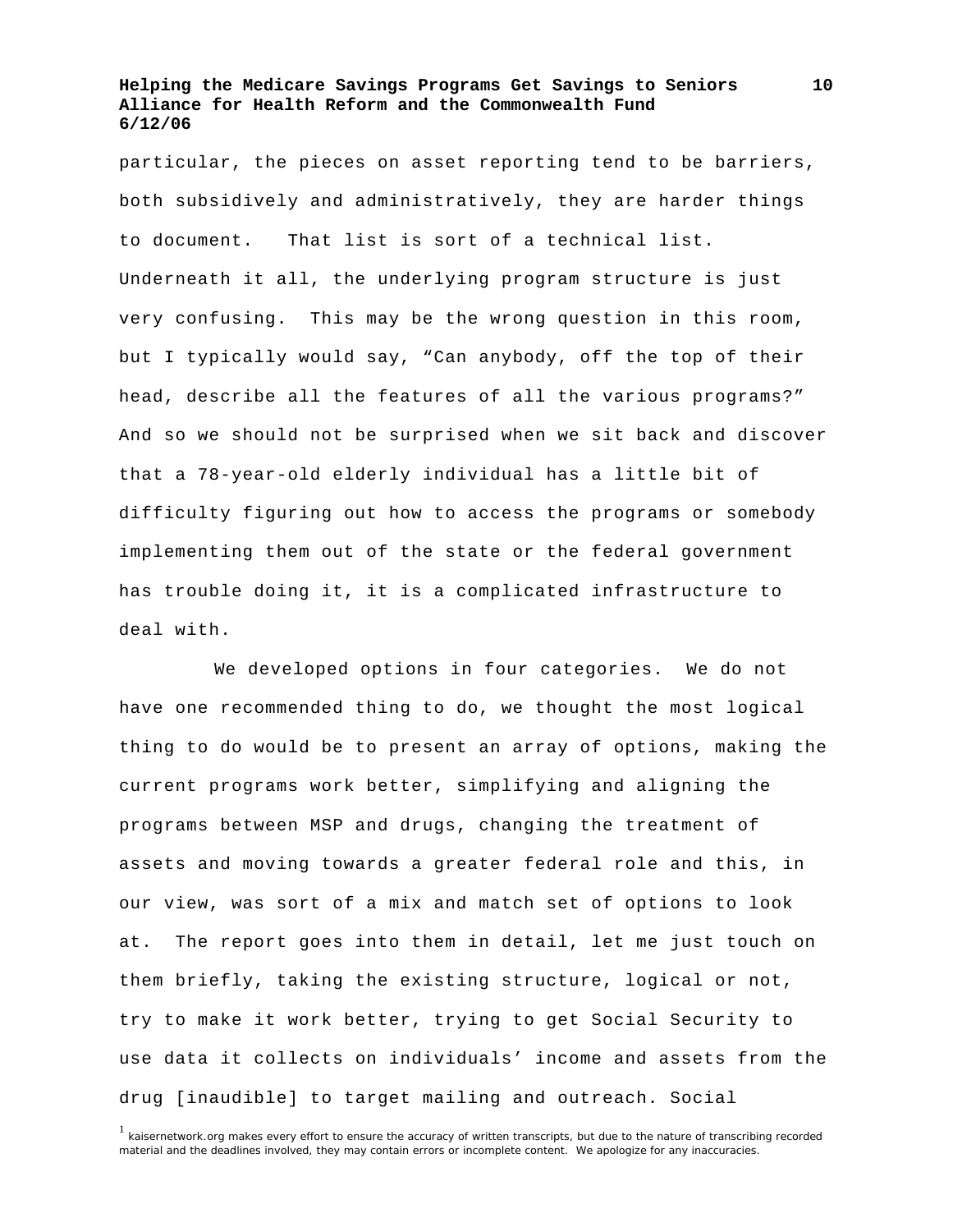particular, the pieces on asset reporting tend to be barriers, both subsidively and administratively, they are harder things to document. That list is sort of a technical list. Underneath it all, the underlying program structure is just very confusing. This may be the wrong question in this room, but I typically would say, "Can anybody, off the top of their head, describe all the features of all the various programs?" And so we should not be surprised when we sit back and discover that a 78-year-old elderly individual has a little bit of difficulty figuring out how to access the programs or somebody implementing them out of the state or the federal government has trouble doing it, it is a complicated infrastructure to deal with.

We developed options in four categories. We do not have one recommended thing to do, we thought the most logical thing to do would be to present an array of options, making the current programs work better, simplifying and aligning the programs between MSP and drugs, changing the treatment of assets and moving towards a greater federal role and this, in our view, was sort of a mix and match set of options to look at. The report goes into them in detail, let me just touch on them briefly, taking the existing structure, logical or not, try to make it work better, trying to get Social Security to use data it collects on individuals' income and assets from the drug [inaudible] to target mailing and outreach. Social

[1] kaisernetwork.org makes every effort to ensure the accuracy of written transcripts, but due to the nature of transcribing recorded material and the deadlines involved, they may contain errors or incomplete content. We apologize for any inaccuracies.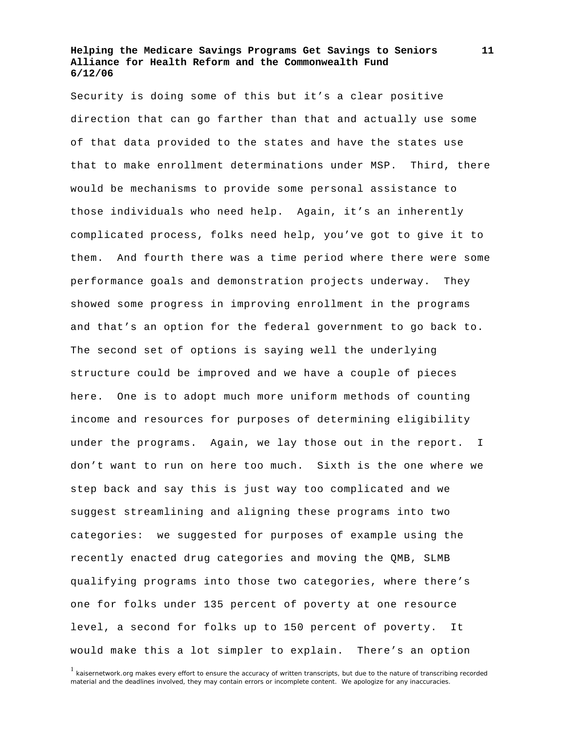Security is doing some of this but it's a clear positive direction that can go farther than that and actually use some of that data provided to the states and have the states use that to make enrollment determinations under MSP. Third, there would be mechanisms to provide some personal assistance to those individuals who need help. Again, it's an inherently complicated process, folks need help, you've got to give it to them. And fourth there was a time period where there were some performance goals and demonstration projects underway. They showed some progress in improving enrollment in the programs and that's an option for the federal government to go back to. The second set of options is saying well the underlying structure could be improved and we have a couple of pieces here. One is to adopt much more uniform methods of counting income and resources for purposes of determining eligibility under the programs. Again, we lay those out in the report. I don't want to run on here too much. Sixth is the one where we step back and say this is just way too complicated and we suggest streamlining and aligning these programs into two categories: we suggested for purposes of example using the recently enacted drug categories and moving the QMB, SLMB qualifying programs into those two categories, where there's one for folks under 135 percent of poverty at one resource level, a second for folks up to 150 percent of poverty. It would make this a lot simpler to explain. There's an option

[1] kaisernetwork.org makes every effort to ensure the accuracy of written transcripts, but due to the nature of transcribing recorded material and the deadlines involved, they may contain errors or incomplete content. We apologize for any inaccuracies.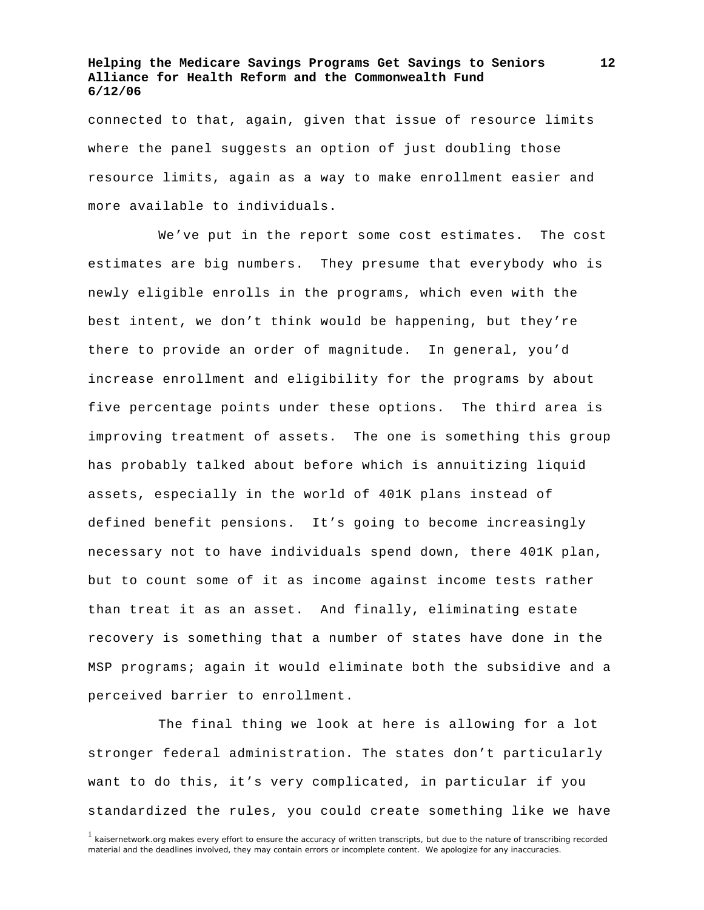connected to that, again, given that issue of resource limits where the panel suggests an option of just doubling those resource limits, again as a way to make enrollment easier and more available to individuals.

We've put in the report some cost estimates. The cost estimates are big numbers. They presume that everybody who is newly eligible enrolls in the programs, which even with the best intent, we don't think would be happening, but they're there to provide an order of magnitude. In general, you'd increase enrollment and eligibility for the programs by about five percentage points under these options. The third area is improving treatment of assets. The one is something this group has probably talked about before which is annuitizing liquid assets, especially in the world of 401K plans instead of defined benefit pensions. It's going to become increasingly necessary not to have individuals spend down, there 401K plan, but to count some of it as income against income tests rather than treat it as an asset. And finally, eliminating estate recovery is something that a number of states have done in the MSP programs; again it would eliminate both the subsidive and a perceived barrier to enrollment.

The final thing we look at here is allowing for a lot stronger federal administration. The states don't particularly want to do this, it's very complicated, in particular if you standardized the rules, you could create something like we have

[1] kaisernetwork.org makes every effort to ensure the accuracy of written transcripts, but due to the nature of transcribing recorded material and the deadlines involved, they may contain errors or incomplete content. We apologize for any inaccuracies.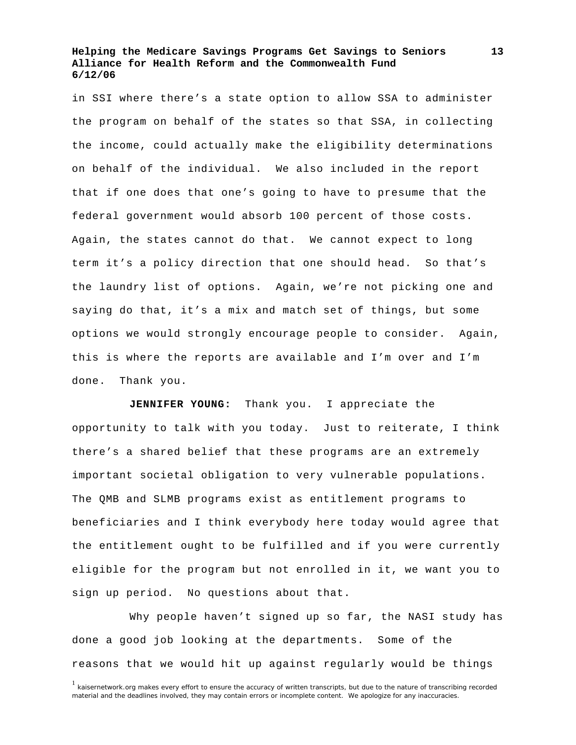in SSI where there's a state option to allow SSA to administer the program on behalf of the states so that SSA, in collecting the income, could actually make the eligibility determinations on behalf of the individual. We also included in the report that if one does that one's going to have to presume that the federal government would absorb 100 percent of those costs. Again, the states cannot do that. We cannot expect to long term it's a policy direction that one should head. So that's the laundry list of options. Again, we're not picking one and saying do that, it's a mix and match set of things, but some options we would strongly encourage people to consider. Again, this is where the reports are available and I'm over and I'm done. Thank you.

**JENNIFER YOUNG:** Thank you. I appreciate the opportunity to talk with you today. Just to reiterate, I think there's a shared belief that these programs are an extremely important societal obligation to very vulnerable populations. The QMB and SLMB programs exist as entitlement programs to beneficiaries and I think everybody here today would agree that the entitlement ought to be fulfilled and if you were currently eligible for the program but not enrolled in it, we want you to sign up period. No questions about that.

Why people haven't signed up so far, the NASI study has done a good job looking at the departments. Some of the reasons that we would hit up against regularly would be things

[1] kaisernetwork.org makes every effort to ensure the accuracy of written transcripts, but due to the nature of transcribing recorded material and the deadlines involved, they may contain errors or incomplete content. We apologize for any inaccuracies.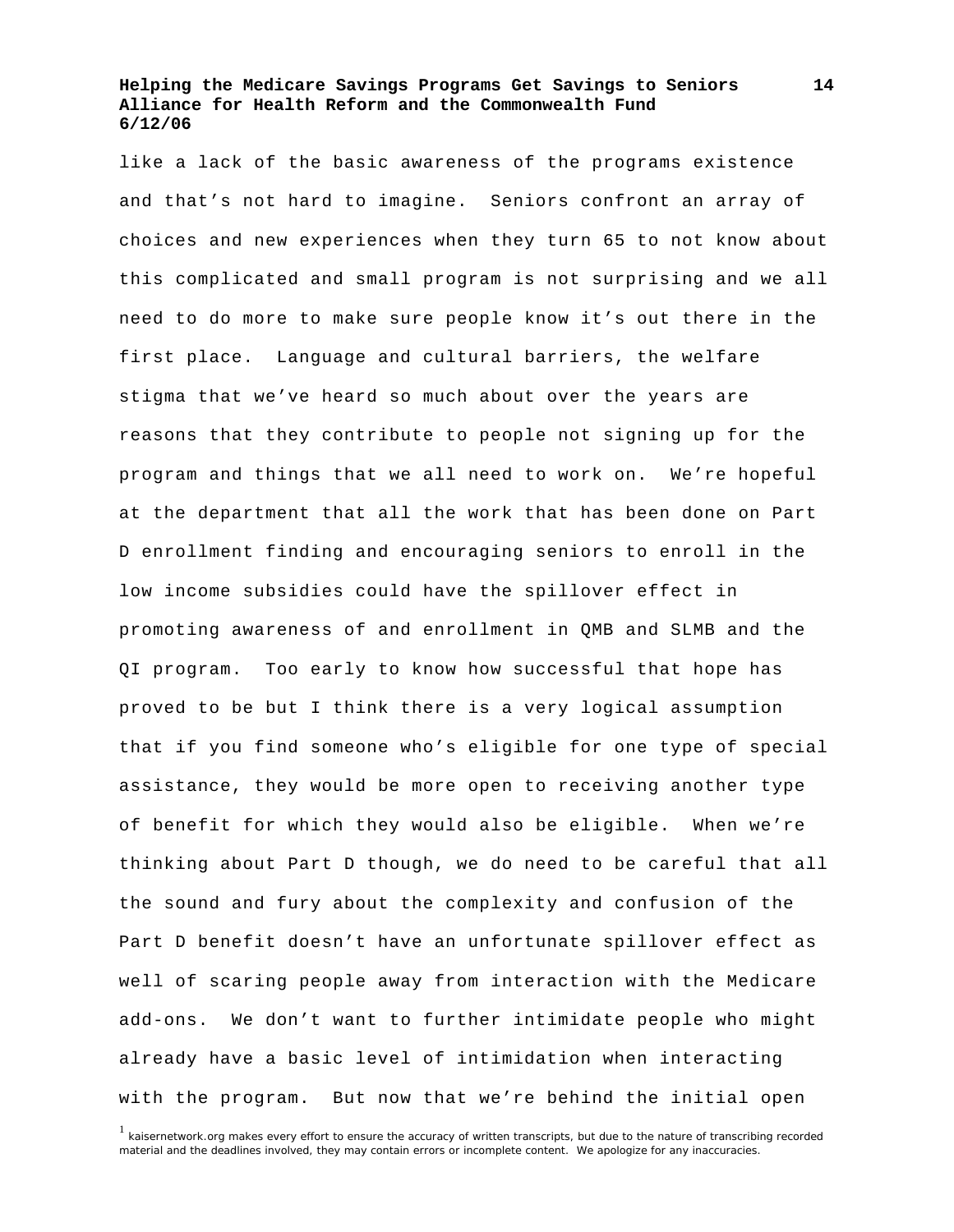like a lack of the basic awareness of the programs existence and that's not hard to imagine. Seniors confront an array of choices and new experiences when they turn 65 to not know about this complicated and small program is not surprising and we all need to do more to make sure people know it's out there in the first place. Language and cultural barriers, the welfare stigma that we've heard so much about over the years are reasons that they contribute to people not signing up for the program and things that we all need to work on. We're hopeful at the department that all the work that has been done on Part D enrollment finding and encouraging seniors to enroll in the low income subsidies could have the spillover effect in promoting awareness of and enrollment in QMB and SLMB and the QI program. Too early to know how successful that hope has proved to be but I think there is a very logical assumption that if you find someone who's eligible for one type of special assistance, they would be more open to receiving another type of benefit for which they would also be eligible. When we're thinking about Part D though, we do need to be careful that all the sound and fury about the complexity and confusion of the Part D benefit doesn't have an unfortunate spillover effect as well of scaring people away from interaction with the Medicare add-ons. We don't want to further intimidate people who might already have a basic level of intimidation when interacting with the program. But now that we're behind the initial open

[1] kaisernetwork.org makes every effort to ensure the accuracy of written transcripts, but due to the nature of transcribing recorded material and the deadlines involved, they may contain errors or incomplete content. We apologize for any inaccuracies.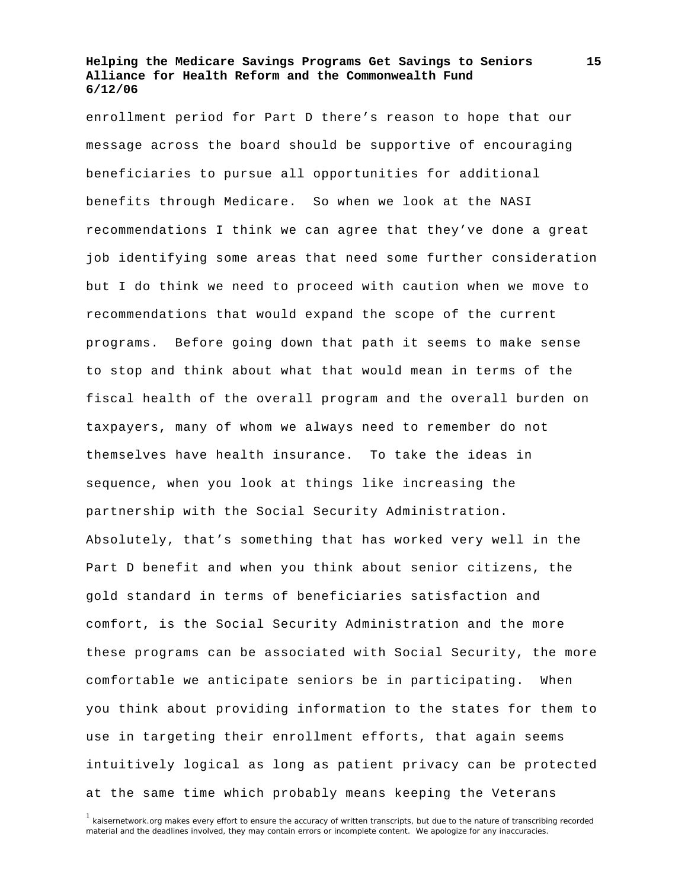enrollment period for Part D there's reason to hope that our message across the board should be supportive of encouraging beneficiaries to pursue all opportunities for additional benefits through Medicare. So when we look at the NASI recommendations I think we can agree that they've done a great job identifying some areas that need some further consideration but I do think we need to proceed with caution when we move to recommendations that would expand the scope of the current programs. Before going down that path it seems to make sense to stop and think about what that would mean in terms of the fiscal health of the overall program and the overall burden on taxpayers, many of whom we always need to remember do not themselves have health insurance. To take the ideas in sequence, when you look at things like increasing the partnership with the Social Security Administration. Absolutely, that's something that has worked very well in the Part D benefit and when you think about senior citizens, the gold standard in terms of beneficiaries satisfaction and comfort, is the Social Security Administration and the more these programs can be associated with Social Security, the more comfortable we anticipate seniors be in participating. When you think about providing information to the states for them to use in targeting their enrollment efforts, that again seems intuitively logical as long as patient privacy can be protected at the same time which probably means keeping the Veterans

[1] kaisernetwork.org makes every effort to ensure the accuracy of written transcripts, but due to the nature of transcribing recorded material and the deadlines involved, they may contain errors or incomplete content. We apologize for any inaccuracies.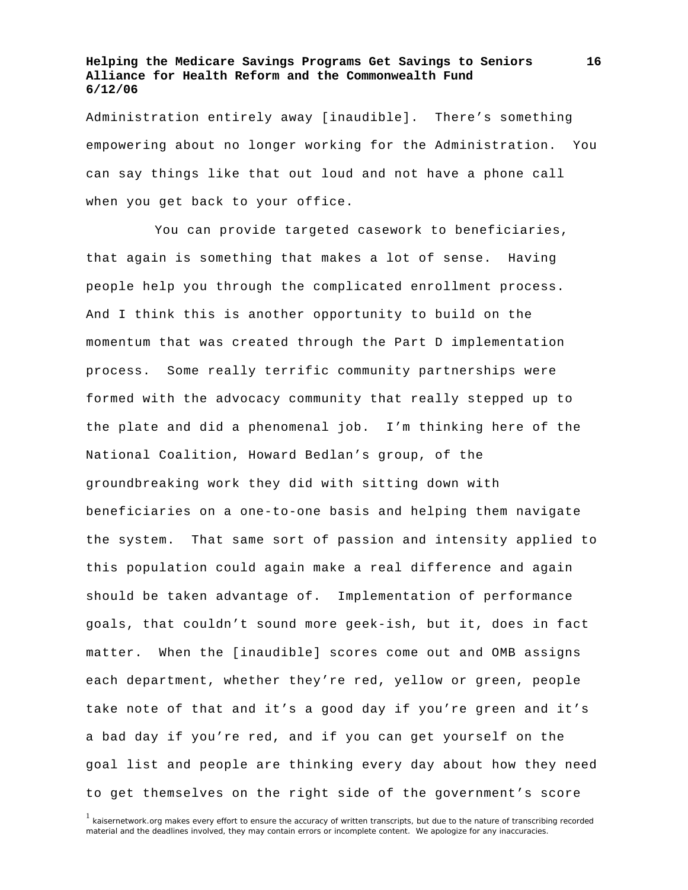Administration entirely away [inaudible]. There's something empowering about no longer working for the Administration. You can say things like that out loud and not have a phone call when you get back to your office.

You can provide targeted casework to beneficiaries, that again is something that makes a lot of sense. Having people help you through the complicated enrollment process. And I think this is another opportunity to build on the momentum that was created through the Part D implementation process. Some really terrific community partnerships were formed with the advocacy community that really stepped up to the plate and did a phenomenal job. I'm thinking here of the National Coalition, Howard Bedlan's group, of the groundbreaking work they did with sitting down with beneficiaries on a one-to-one basis and helping them navigate the system. That same sort of passion and intensity applied to this population could again make a real difference and again should be taken advantage of. Implementation of performance goals, that couldn't sound more geek-ish, but it, does in fact matter. When the [inaudible] scores come out and OMB assigns each department, whether they're red, yellow or green, people take note of that and it's a good day if you're green and it's a bad day if you're red, and if you can get yourself on the goal list and people are thinking every day about how they need to get themselves on the right side of the government's score

[1] kaisernetwork.org makes every effort to ensure the accuracy of written transcripts, but due to the nature of transcribing recorded material and the deadlines involved, they may contain errors or incomplete content. We apologize for any inaccuracies.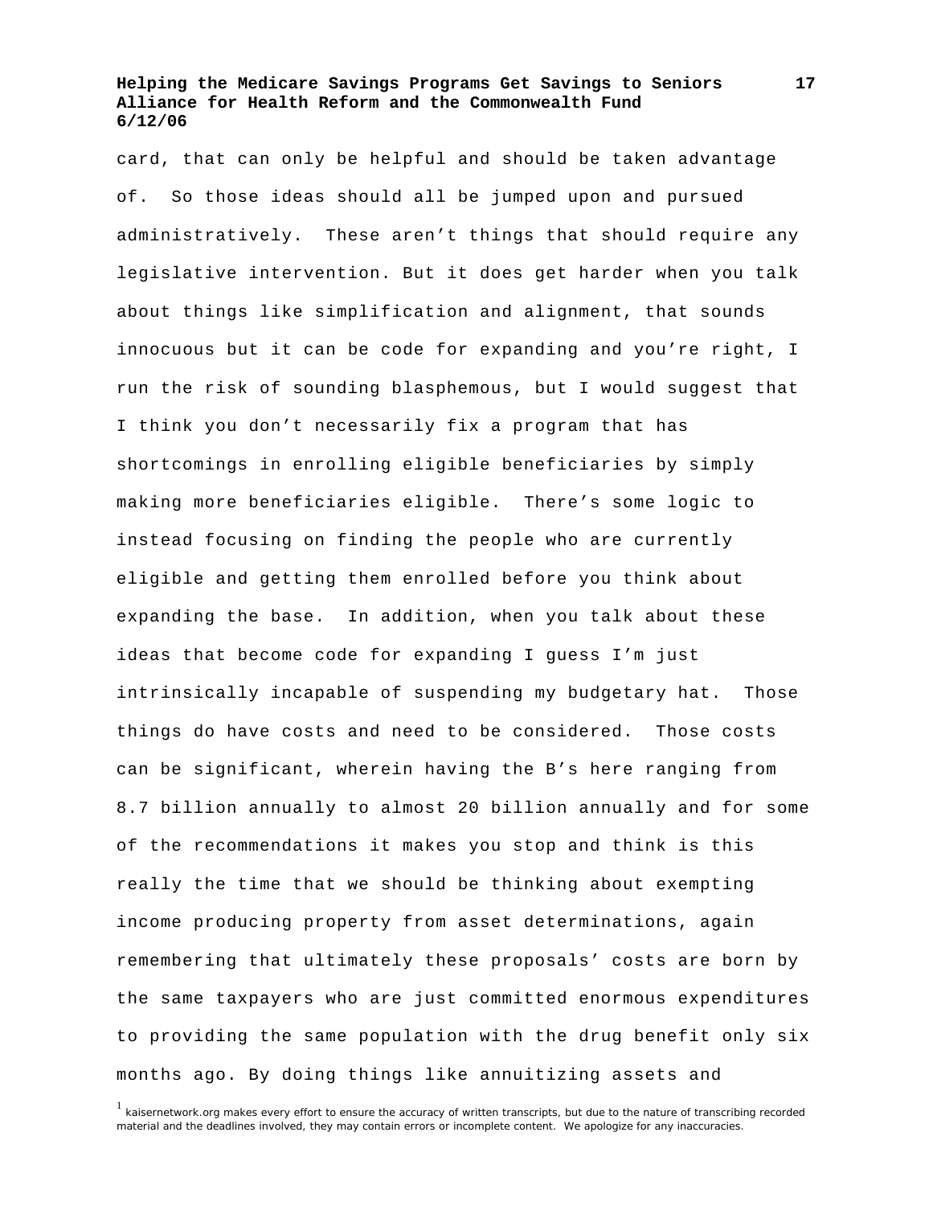card, that can only be helpful and should be taken advantage of. So those ideas should all be jumped upon and pursued administratively. These aren't things that should require any legislative intervention. But it does get harder when you talk about things like simplification and alignment, that sounds innocuous but it can be code for expanding and you're right, I run the risk of sounding blasphemous, but I would suggest that I think you don't necessarily fix a program that has shortcomings in enrolling eligible beneficiaries by simply making more beneficiaries eligible. There's some logic to instead focusing on finding the people who are currently eligible and getting them enrolled before you think about expanding the base. In addition, when you talk about these ideas that become code for expanding I guess I'm just intrinsically incapable of suspending my budgetary hat. Those things do have costs and need to be considered. Those costs can be significant, wherein having the B's here ranging from 8.7 billion annually to almost 20 billion annually and for some of the recommendations it makes you stop and think is this really the time that we should be thinking about exempting income producing property from asset determinations, again remembering that ultimately these proposals' costs are born by the same taxpayers who are just committed enormous expenditures to providing the same population with the drug benefit only six months ago. By doing things like annuitizing assets and

[1] kaisernetwork.org makes every effort to ensure the accuracy of written transcripts, but due to the nature of transcribing recorded material and the deadlines involved, they may contain errors or incomplete content. We apologize for any inaccuracies.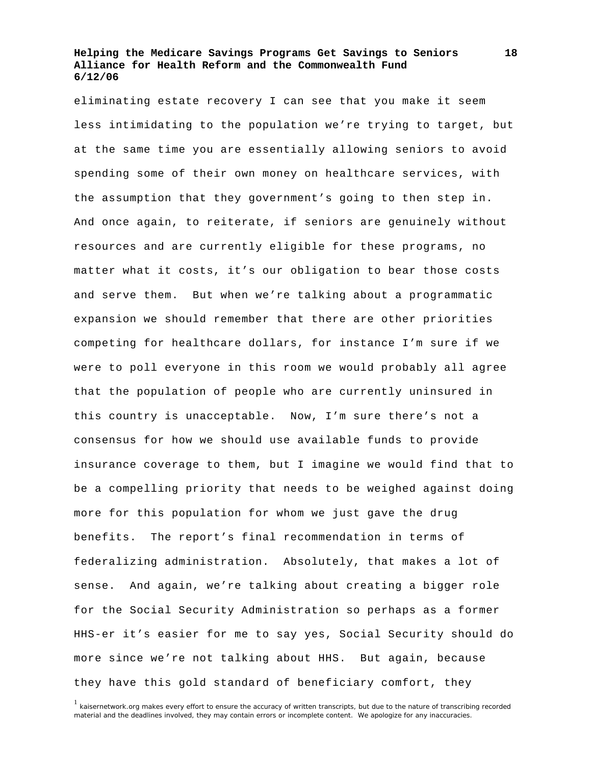eliminating estate recovery I can see that you make it seem less intimidating to the population we're trying to target, but at the same time you are essentially allowing seniors to avoid spending some of their own money on healthcare services, with the assumption that they government's going to then step in. And once again, to reiterate, if seniors are genuinely without resources and are currently eligible for these programs, no matter what it costs, it's our obligation to bear those costs and serve them. But when we're talking about a programmatic expansion we should remember that there are other priorities competing for healthcare dollars, for instance I'm sure if we were to poll everyone in this room we would probably all agree that the population of people who are currently uninsured in this country is unacceptable. Now, I'm sure there's not a consensus for how we should use available funds to provide insurance coverage to them, but I imagine we would find that to be a compelling priority that needs to be weighed against doing more for this population for whom we just gave the drug benefits. The report's final recommendation in terms of federalizing administration. Absolutely, that makes a lot of sense. And again, we're talking about creating a bigger role for the Social Security Administration so perhaps as a former HHS-er it's easier for me to say yes, Social Security should do more since we're not talking about HHS. But again, because they have this gold standard of beneficiary comfort, they

[1] kaisernetwork.org makes every effort to ensure the accuracy of written transcripts, but due to the nature of transcribing recorded material and the deadlines involved, they may contain errors or incomplete content. We apologize for any inaccuracies.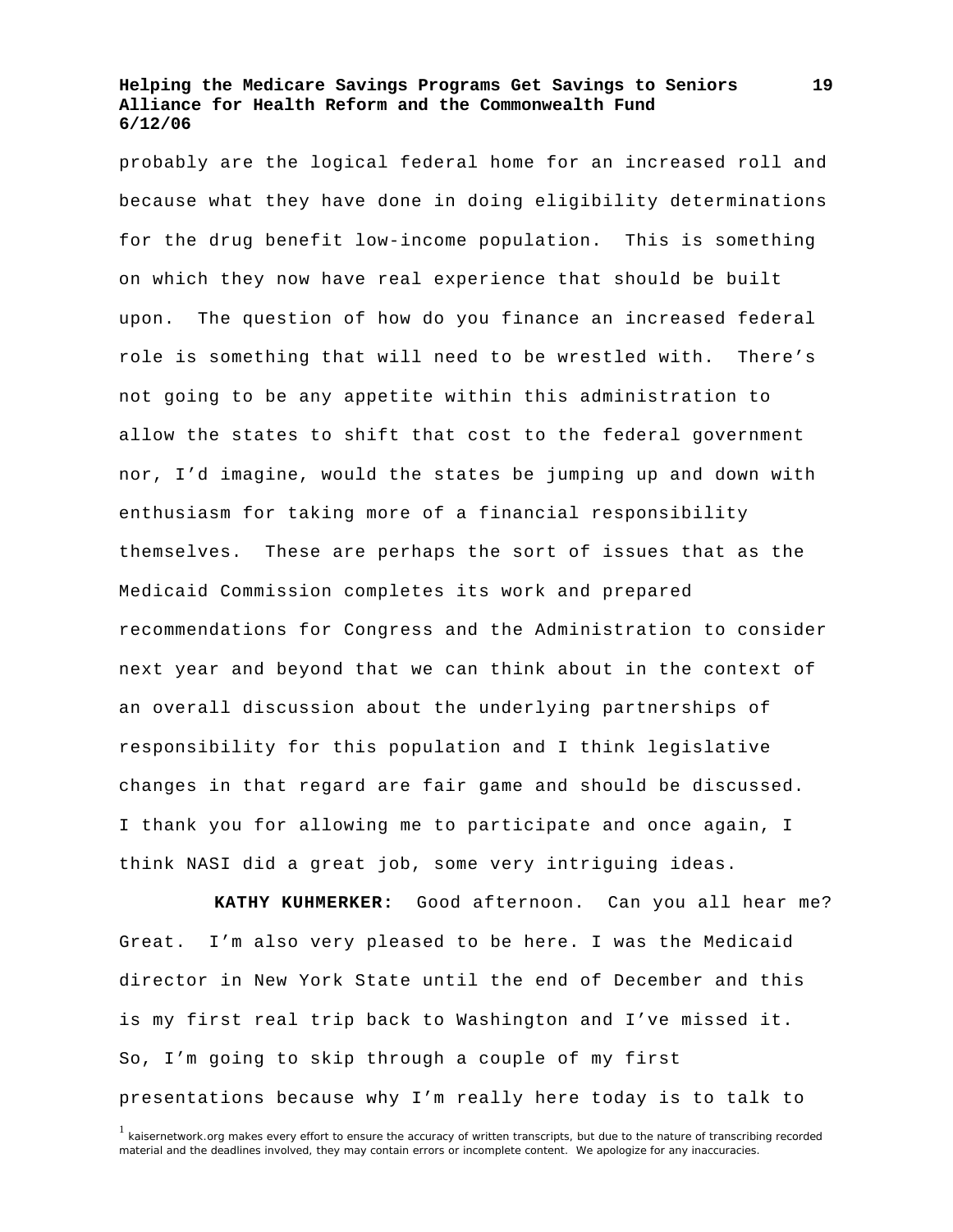probably are the logical federal home for an increased roll and because what they have done in doing eligibility determinations for the drug benefit low-income population. This is something on which they now have real experience that should be built upon. The question of how do you finance an increased federal role is something that will need to be wrestled with. There's not going to be any appetite within this administration to allow the states to shift that cost to the federal government nor, I'd imagine, would the states be jumping up and down with enthusiasm for taking more of a financial responsibility themselves. These are perhaps the sort of issues that as the Medicaid Commission completes its work and prepared recommendations for Congress and the Administration to consider next year and beyond that we can think about in the context of an overall discussion about the underlying partnerships of responsibility for this population and I think legislative changes in that regard are fair game and should be discussed. I thank you for allowing me to participate and once again, I think NASI did a great job, some very intriguing ideas.

**KATHY KUHMERKER:** Good afternoon. Can you all hear me? Great. I'm also very pleased to be here. I was the Medicaid director in New York State until the end of December and this is my first real trip back to Washington and I've missed it. So, I'm going to skip through a couple of my first presentations because why I'm really here today is to talk to

[1] kaisernetwork.org makes every effort to ensure the accuracy of written transcripts, but due to the nature of transcribing recorded material and the deadlines involved, they may contain errors or incomplete content. We apologize for any inaccuracies.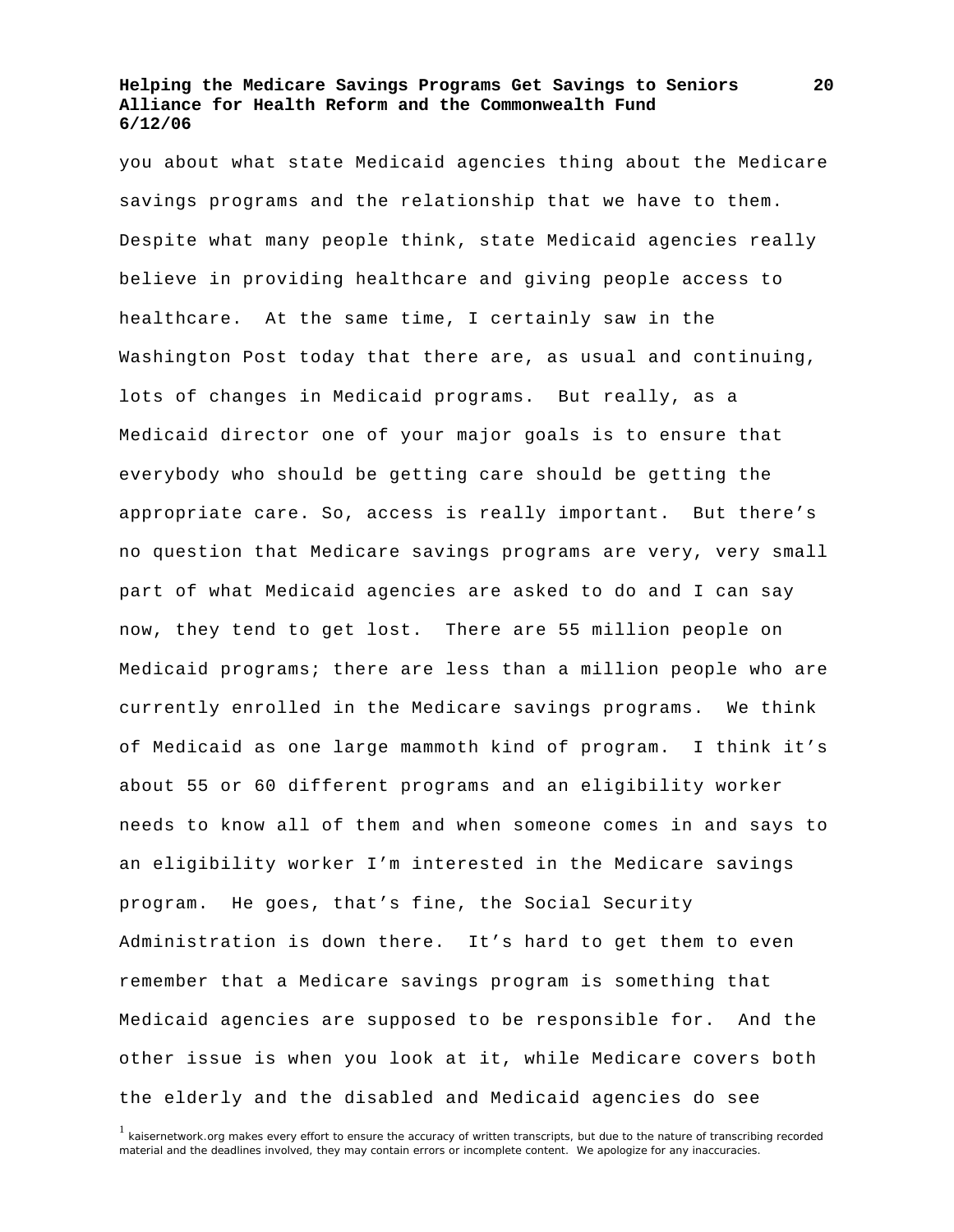you about what state Medicaid agencies thing about the Medicare savings programs and the relationship that we have to them. Despite what many people think, state Medicaid agencies really believe in providing healthcare and giving people access to healthcare. At the same time, I certainly saw in the Washington Post today that there are, as usual and continuing, lots of changes in Medicaid programs. But really, as a Medicaid director one of your major goals is to ensure that everybody who should be getting care should be getting the appropriate care. So, access is really important. But there's no question that Medicare savings programs are very, very small part of what Medicaid agencies are asked to do and I can say now, they tend to get lost. There are 55 million people on Medicaid programs; there are less than a million people who are currently enrolled in the Medicare savings programs. We think of Medicaid as one large mammoth kind of program. I think it's about 55 or 60 different programs and an eligibility worker needs to know all of them and when someone comes in and says to an eligibility worker I'm interested in the Medicare savings program. He goes, that's fine, the Social Security Administration is down there. It's hard to get them to even remember that a Medicare savings program is something that Medicaid agencies are supposed to be responsible for. And the other issue is when you look at it, while Medicare covers both the elderly and the disabled and Medicaid agencies do see

[1] kaisernetwork.org makes every effort to ensure the accuracy of written transcripts, but due to the nature of transcribing recorded material and the deadlines involved, they may contain errors or incomplete content. We apologize for any inaccuracies.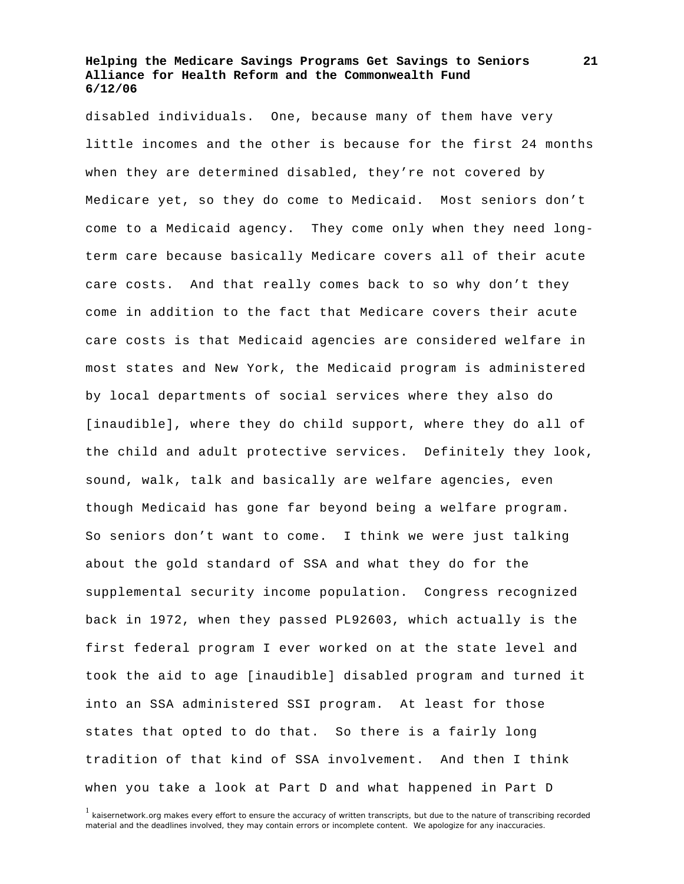disabled individuals. One, because many of them have very little incomes and the other is because for the first 24 months when they are determined disabled, they're not covered by Medicare yet, so they do come to Medicaid. Most seniors don't come to a Medicaid agency. They come only when they need long-term care because basically Medicare covers all of their acute care costs. And that really comes back to so why don't they come in addition to the fact that Medicare covers their acute care costs is that Medicaid agencies are considered welfare in most states and New York, the Medicaid program is administered by local departments of social services where they also do [inaudible], where they do child support, where they do all of the child and adult protective services. Definitely they look, sound, walk, talk and basically are welfare agencies, even though Medicaid has gone far beyond being a welfare program. So seniors don't want to come. I think we were just talking about the gold standard of SSA and what they do for the supplemental security income population. Congress recognized back in 1972, when they passed PL92603, which actually is the first federal program I ever worked on at the state level and took the aid to age [inaudible] disabled program and turned it into an SSA administered SSI program. At least for those states that opted to do that. So there is a fairly long tradition of that kind of SSA involvement. And then I think when you take a look at Part D and what happened in Part D

[1] kaisernetwork.org makes every effort to ensure the accuracy of written transcripts, but due to the nature of transcribing recorded material and the deadlines involved, they may contain errors or incomplete content. We apologize for any inaccuracies.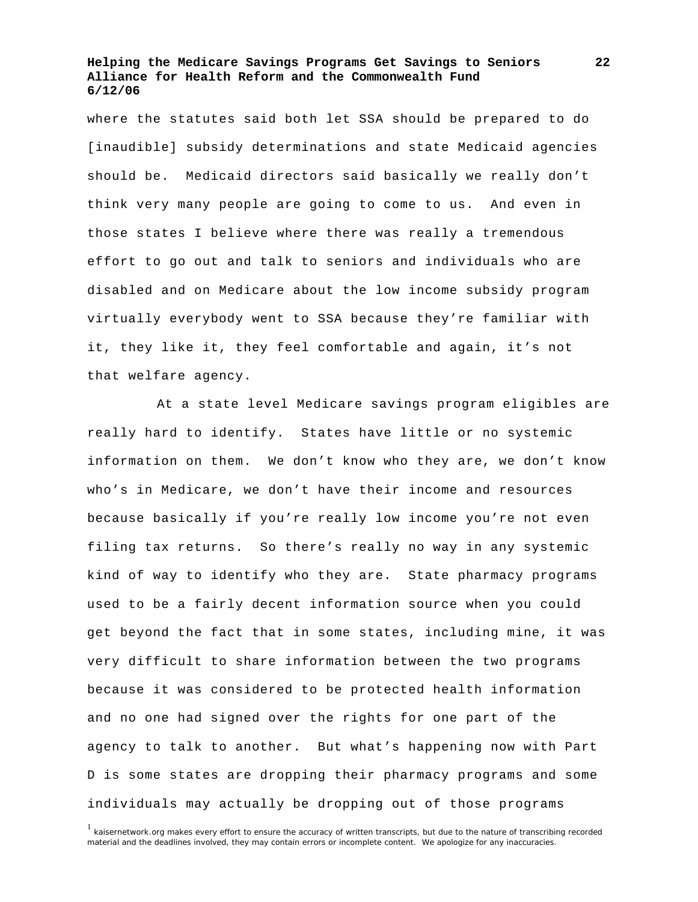where the statutes said both let SSA should be prepared to do [inaudible] subsidy determinations and state Medicaid agencies should be. Medicaid directors said basically we really don't think very many people are going to come to us. And even in those states I believe where there was really a tremendous effort to go out and talk to seniors and individuals who are disabled and on Medicare about the low income subsidy program virtually everybody went to SSA because they're familiar with it, they like it, they feel comfortable and again, it's not that welfare agency.

At a state level Medicare savings program eligibles are really hard to identify. States have little or no systemic information on them. We don't know who they are, we don't know who's in Medicare, we don't have their income and resources because basically if you're really low income you're not even filing tax returns. So there's really no way in any systemic kind of way to identify who they are. State pharmacy programs used to be a fairly decent information source when you could get beyond the fact that in some states, including mine, it was very difficult to share information between the two programs because it was considered to be protected health information and no one had signed over the rights for one part of the agency to talk to another. But what's happening now with Part D is some states are dropping their pharmacy programs and some individuals may actually be dropping out of those programs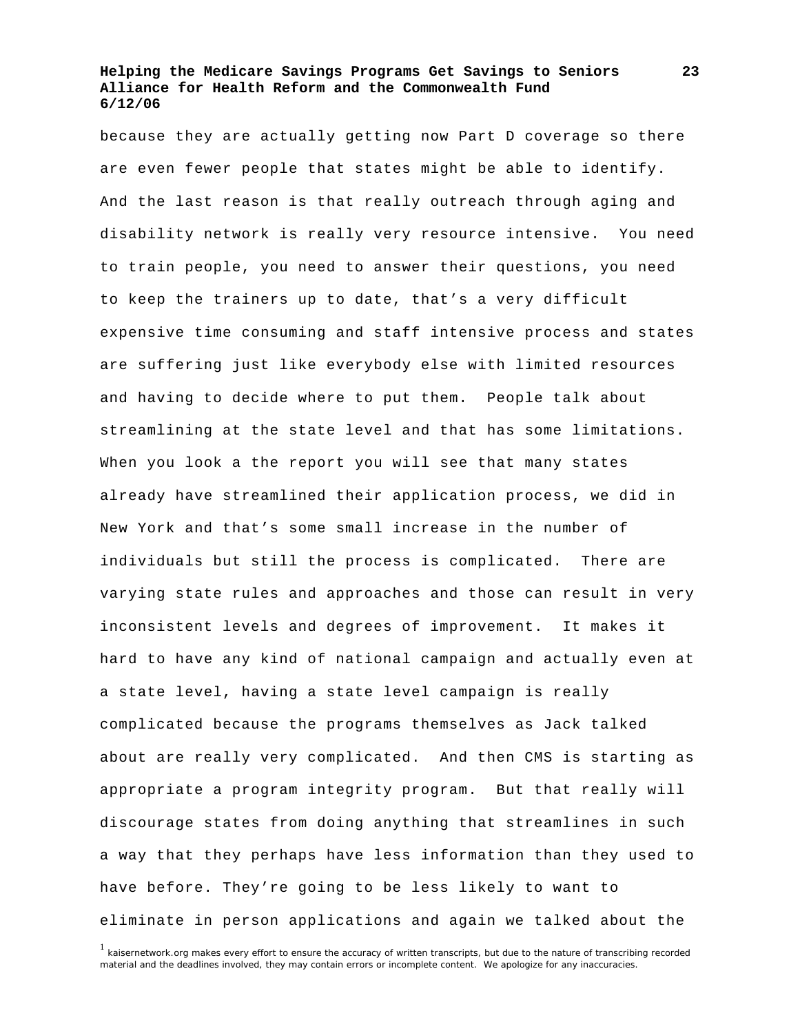because they are actually getting now Part D coverage so there are even fewer people that states might be able to identify. And the last reason is that really outreach through aging and disability network is really very resource intensive. You need to train people, you need to answer their questions, you need to keep the trainers up to date, that's a very difficult expensive time consuming and staff intensive process and states are suffering just like everybody else with limited resources and having to decide where to put them. People talk about streamlining at the state level and that has some limitations. When you look a the report you will see that many states already have streamlined their application process, we did in New York and that's some small increase in the number of individuals but still the process is complicated. There are varying state rules and approaches and those can result in very inconsistent levels and degrees of improvement. It makes it hard to have any kind of national campaign and actually even at a state level, having a state level campaign is really complicated because the programs themselves as Jack talked about are really very complicated. And then CMS is starting as appropriate a program integrity program. But that really will discourage states from doing anything that streamlines in such a way that they perhaps have less information than they used to have before. They're going to be less likely to want to eliminate in person applications and again we talked about the

[1] kaisernetwork.org makes every effort to ensure the accuracy of written transcripts, but due to the nature of transcribing recorded material and the deadlines involved, they may contain errors or incomplete content. We apologize for any inaccuracies.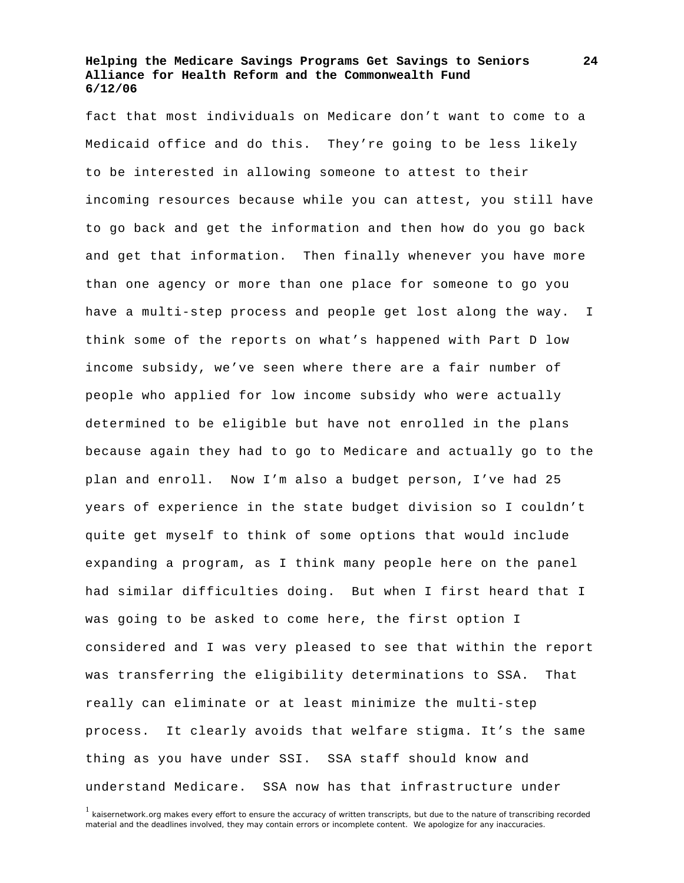fact that most individuals on Medicare don't want to come to a Medicaid office and do this. They're going to be less likely to be interested in allowing someone to attest to their incoming resources because while you can attest, you still have to go back and get the information and then how do you go back and get that information. Then finally whenever you have more than one agency or more than one place for someone to go you have a multi-step process and people get lost along the way. I think some of the reports on what's happened with Part D low income subsidy, we've seen where there are a fair number of people who applied for low income subsidy who were actually determined to be eligible but have not enrolled in the plans because again they had to go to Medicare and actually go to the plan and enroll. Now I'm also a budget person, I've had 25 years of experience in the state budget division so I couldn't quite get myself to think of some options that would include expanding a program, as I think many people here on the panel had similar difficulties doing. But when I first heard that I was going to be asked to come here, the first option I considered and I was very pleased to see that within the report was transferring the eligibility determinations to SSA. That really can eliminate or at least minimize the multi-step process. It clearly avoids that welfare stigma. It's the same thing as you have under SSI. SSA staff should know and understand Medicare. SSA now has that infrastructure under

[1] kaisernetwork.org makes every effort to ensure the accuracy of written transcripts, but due to the nature of transcribing recorded material and the deadlines involved, they may contain errors or incomplete content. We apologize for any inaccuracies.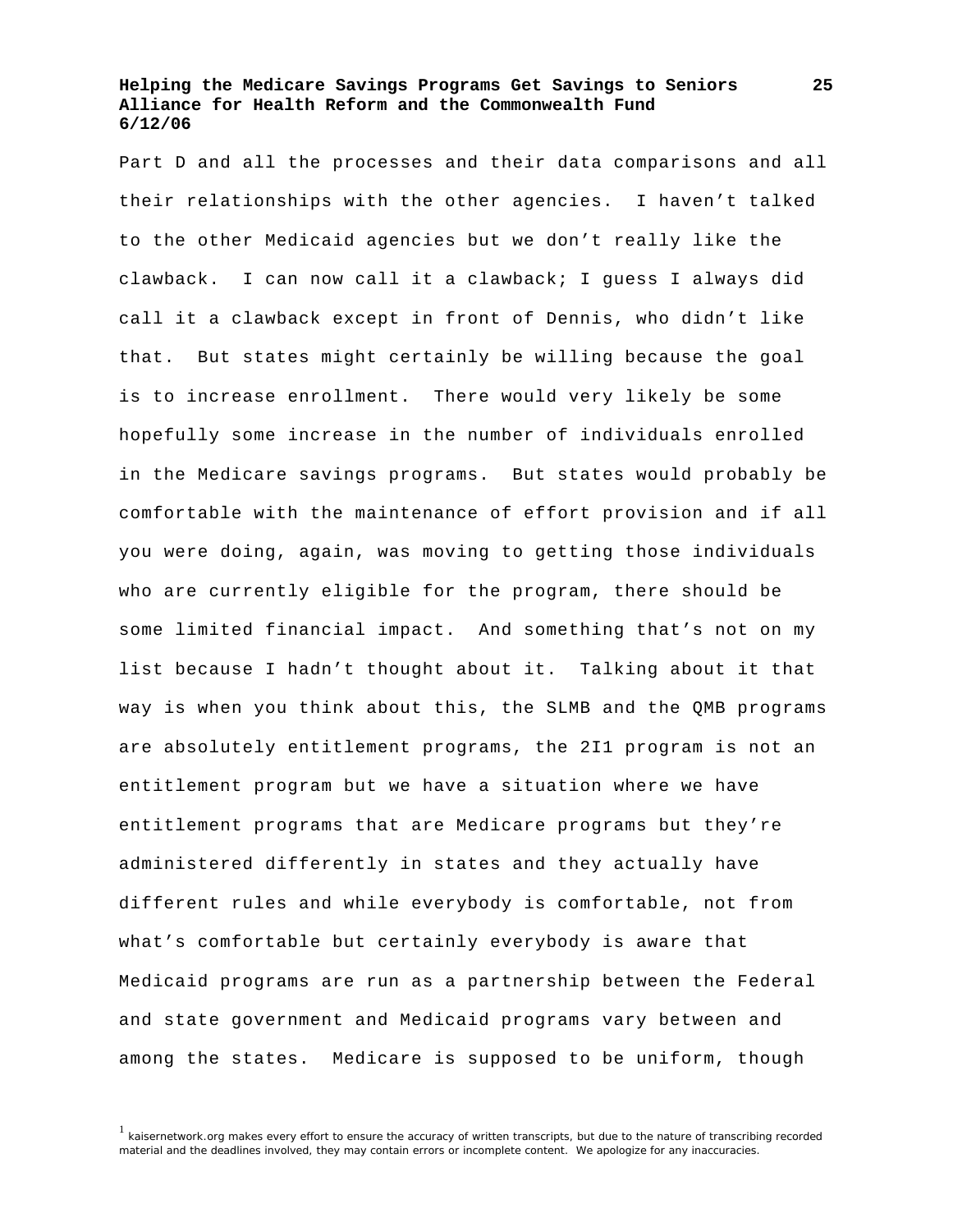Part D and all the processes and their data comparisons and all their relationships with the other agencies. I haven't talked to the other Medicaid agencies but we don't really like the clawback. I can now call it a clawback; I guess I always did call it a clawback except in front of Dennis, who didn't like that. But states might certainly be willing because the goal is to increase enrollment. There would very likely be some hopefully some increase in the number of individuals enrolled in the Medicare savings programs. But states would probably be comfortable with the maintenance of effort provision and if all you were doing, again, was moving to getting those individuals who are currently eligible for the program, there should be some limited financial impact. And something that's not on my list because I hadn't thought about it. Talking about it that way is when you think about this, the SLMB and the QMB programs are absolutely entitlement programs, the 2I1 program is not an entitlement program but we have a situation where we have entitlement programs that are Medicare programs but they're administered differently in states and they actually have different rules and while everybody is comfortable, not from what's comfortable but certainly everybody is aware that Medicaid programs are run as a partnership between the Federal and state government and Medicaid programs vary between and among the states. Medicare is supposed to be uniform, though

[1] kaisernetwork.org makes every effort to ensure the accuracy of written transcripts, but due to the nature of transcribing recorded material and the deadlines involved, they may contain errors or incomplete content. We apologize for any inaccuracies.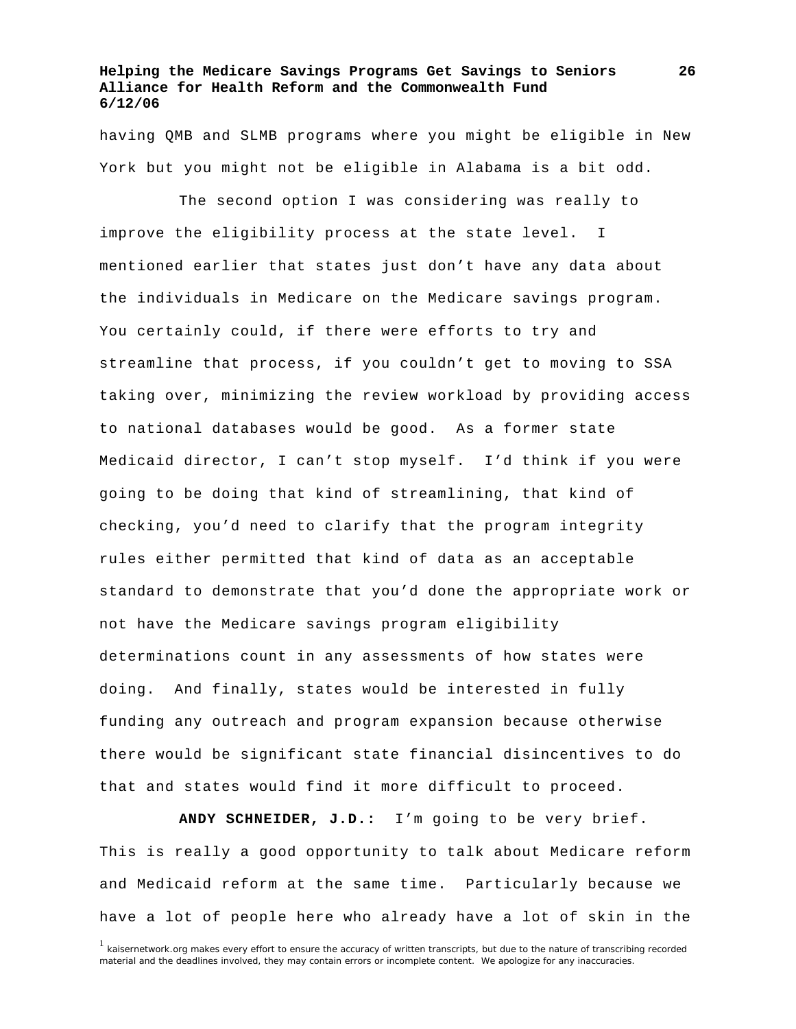having QMB and SLMB programs where you might be eligible in New York but you might not be eligible in Alabama is a bit odd.

The second option I was considering was really to improve the eligibility process at the state level. I mentioned earlier that states just don't have any data about the individuals in Medicare on the Medicare savings program. You certainly could, if there were efforts to try and streamline that process, if you couldn't get to moving to SSA taking over, minimizing the review workload by providing access to national databases would be good. As a former state Medicaid director, I can't stop myself. I'd think if you were going to be doing that kind of streamlining, that kind of checking, you'd need to clarify that the program integrity rules either permitted that kind of data as an acceptable standard to demonstrate that you'd done the appropriate work or not have the Medicare savings program eligibility determinations count in any assessments of how states were doing. And finally, states would be interested in fully funding any outreach and program expansion because otherwise there would be significant state financial disincentives to do that and states would find it more difficult to proceed.

**ANDY SCHNEIDER, J.D.:** I'm going to be very brief. This is really a good opportunity to talk about Medicare reform and Medicaid reform at the same time. Particularly because we have a lot of people here who already have a lot of skin in the

[1] kaisernetwork.org makes every effort to ensure the accuracy of written transcripts, but due to the nature of transcribing recorded material and the deadlines involved, they may contain errors or incomplete content. We apologize for any inaccuracies.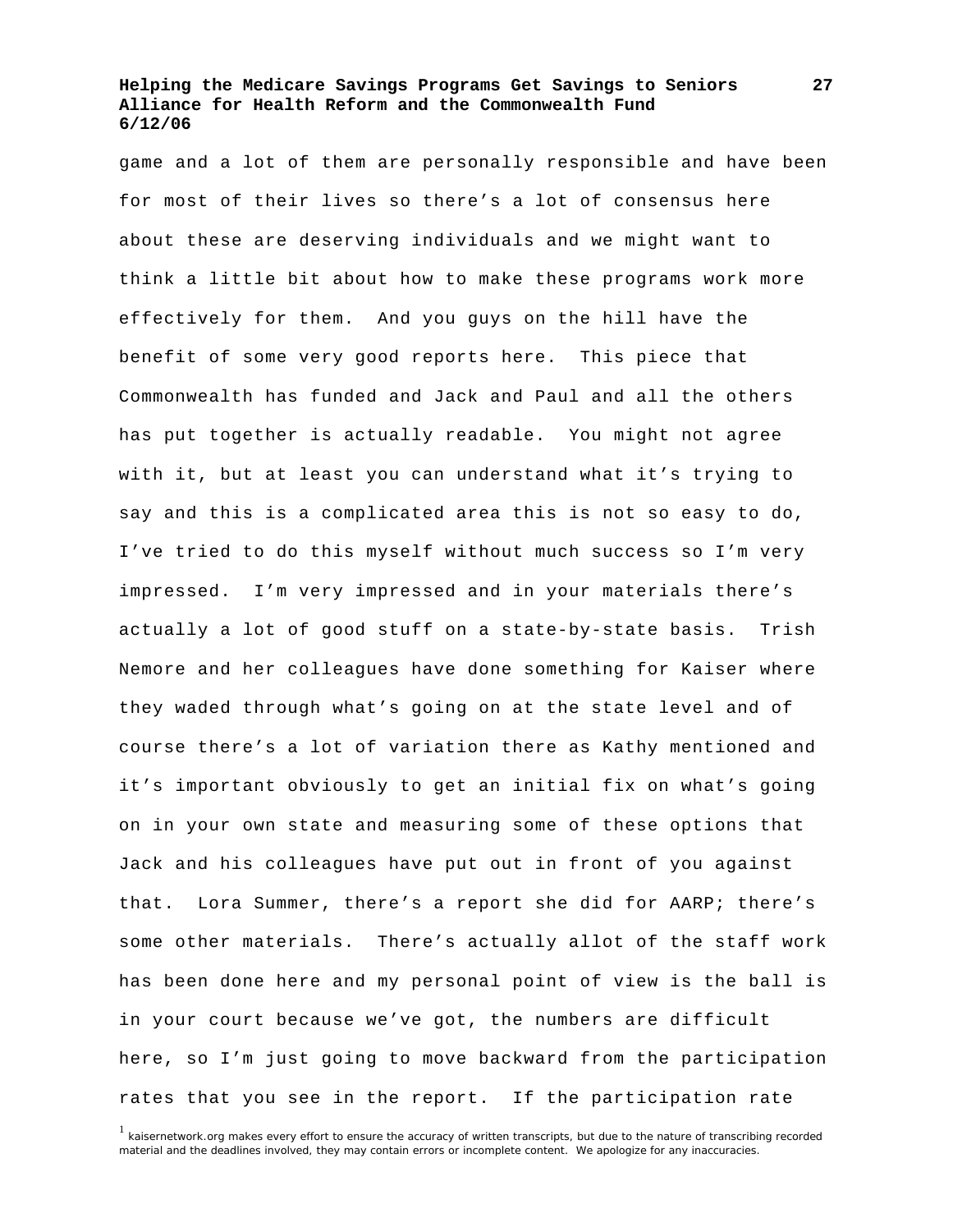game and a lot of them are personally responsible and have been for most of their lives so there's a lot of consensus here about these are deserving individuals and we might want to think a little bit about how to make these programs work more effectively for them. And you guys on the hill have the benefit of some very good reports here. This piece that Commonwealth has funded and Jack and Paul and all the others has put together is actually readable. You might not agree with it, but at least you can understand what it's trying to say and this is a complicated area this is not so easy to do, I've tried to do this myself without much success so I'm very impressed. I'm very impressed and in your materials there's actually a lot of good stuff on a state-by-state basis. Trish Nemore and her colleagues have done something for Kaiser where they waded through what's going on at the state level and of course there's a lot of variation there as Kathy mentioned and it's important obviously to get an initial fix on what's going on in your own state and measuring some of these options that Jack and his colleagues have put out in front of you against that. Lora Summer, there's a report she did for AARP; there's some other materials. There's actually allot of the staff work has been done here and my personal point of view is the ball is in your court because we've got, the numbers are difficult here, so I'm just going to move backward from the participation rates that you see in the report. If the participation rate

[1] kaisernetwork.org makes every effort to ensure the accuracy of written transcripts, but due to the nature of transcribing recorded material and the deadlines involved, they may contain errors or incomplete content. We apologize for any inaccuracies.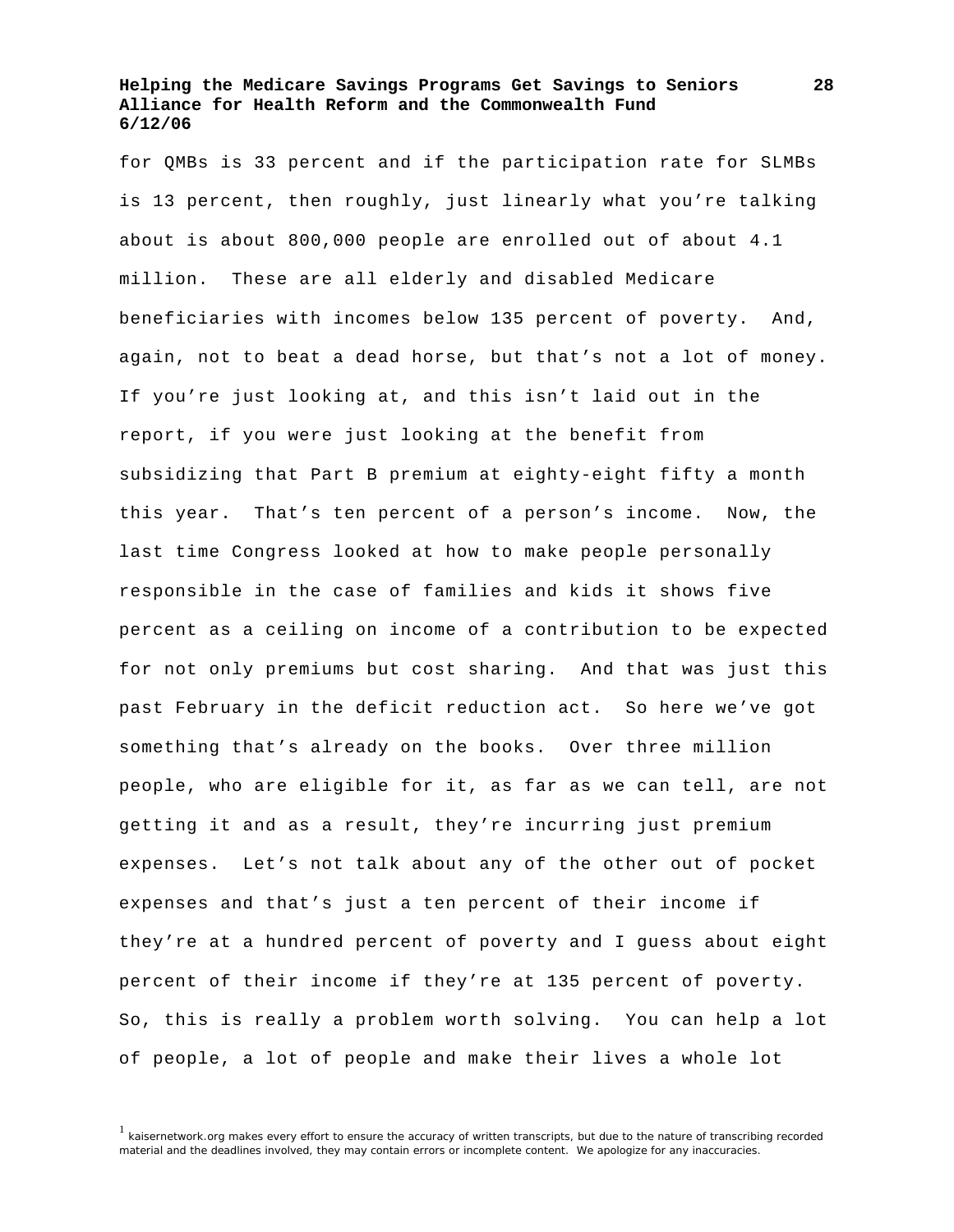for QMBs is 33 percent and if the participation rate for SLMBs is 13 percent, then roughly, just linearly what you're talking about is about 800,000 people are enrolled out of about 4.1 million. These are all elderly and disabled Medicare beneficiaries with incomes below 135 percent of poverty. And, again, not to beat a dead horse, but that's not a lot of money. If you're just looking at, and this isn't laid out in the report, if you were just looking at the benefit from subsidizing that Part B premium at eighty-eight fifty a month this year. That's ten percent of a person's income. Now, the last time Congress looked at how to make people personally responsible in the case of families and kids it shows five percent as a ceiling on income of a contribution to be expected for not only premiums but cost sharing. And that was just this past February in the deficit reduction act. So here we've got something that's already on the books. Over three million people, who are eligible for it, as far as we can tell, are not getting it and as a result, they're incurring just premium expenses. Let's not talk about any of the other out of pocket expenses and that's just a ten percent of their income if they're at a hundred percent of poverty and I guess about eight percent of their income if they're at 135 percent of poverty. So, this is really a problem worth solving. You can help a lot of people, a lot of people and make their lives a whole lot

[1] kaisernetwork.org makes every effort to ensure the accuracy of written transcripts, but due to the nature of transcribing recorded material and the deadlines involved, they may contain errors or incomplete content. We apologize for any inaccuracies.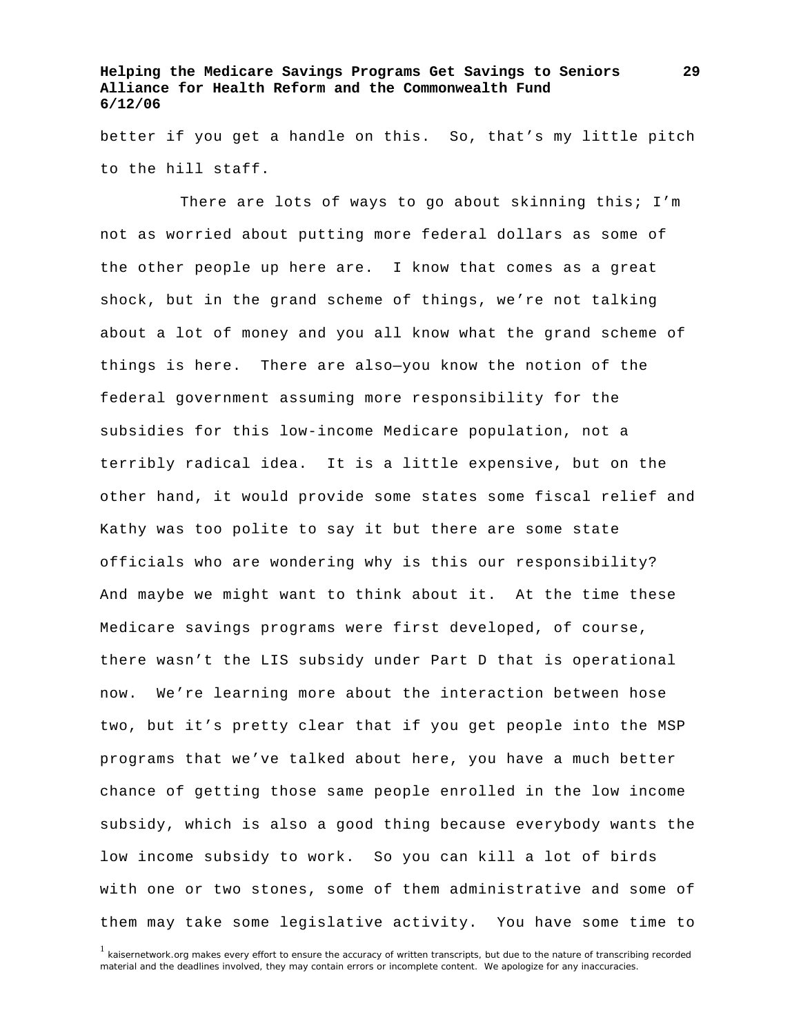better if you get a handle on this. So, that's my little pitch to the hill staff.

There are lots of ways to go about skinning this; I'm not as worried about putting more federal dollars as some of the other people up here are. I know that comes as a great shock, but in the grand scheme of things, we're not talking about a lot of money and you all know what the grand scheme of things is here. There are also—you know the notion of the federal government assuming more responsibility for the subsidies for this low-income Medicare population, not a terribly radical idea. It is a little expensive, but on the other hand, it would provide some states some fiscal relief and Kathy was too polite to say it but there are some state officials who are wondering why is this our responsibility? And maybe we might want to think about it. At the time these Medicare savings programs were first developed, of course, there wasn't the LIS subsidy under Part D that is operational now. We're learning more about the interaction between hose two, but it's pretty clear that if you get people into the MSP programs that we've talked about here, you have a much better chance of getting those same people enrolled in the low income subsidy, which is also a good thing because everybody wants the low income subsidy to work. So you can kill a lot of birds with one or two stones, some of them administrative and some of them may take some legislative activity. You have some time to

[1] kaisernetwork.org makes every effort to ensure the accuracy of written transcripts, but due to the nature of transcribing recorded material and the deadlines involved, they may contain errors or incomplete content. We apologize for any inaccuracies.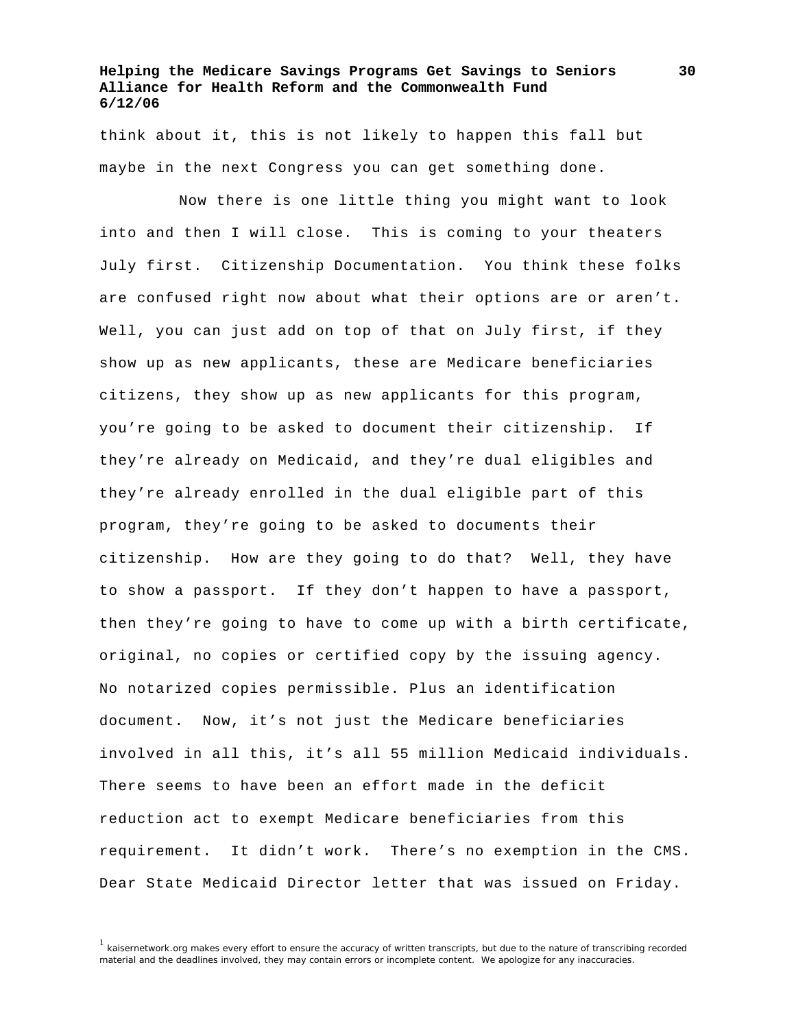think about it, this is not likely to happen this fall but maybe in the next Congress you can get something done.

Now there is one little thing you might want to look into and then I will close. This is coming to your theaters July first. Citizenship Documentation. You think these folks are confused right now about what their options are or aren't. Well, you can just add on top of that on July first, if they show up as new applicants, these are Medicare beneficiaries citizens, they show up as new applicants for this program, you're going to be asked to document their citizenship. If they're already on Medicaid, and they're dual eligibles and they're already enrolled in the dual eligible part of this program, they're going to be asked to documents their citizenship. How are they going to do that? Well, they have to show a passport. If they don't happen to have a passport, then they're going to have to come up with a birth certificate, original, no copies or certified copy by the issuing agency. No notarized copies permissible. Plus an identification document. Now, it's not just the Medicare beneficiaries involved in all this, it's all 55 million Medicaid individuals. There seems to have been an effort made in the deficit reduction act to exempt Medicare beneficiaries from this requirement. It didn't work. There's no exemption in the CMS. Dear State Medicaid Director letter that was issued on Friday.

[1] kaisernetwork.org makes every effort to ensure the accuracy of written transcripts, but due to the nature of transcribing recorded material and the deadlines involved, they may contain errors or incomplete content. We apologize for any inaccuracies.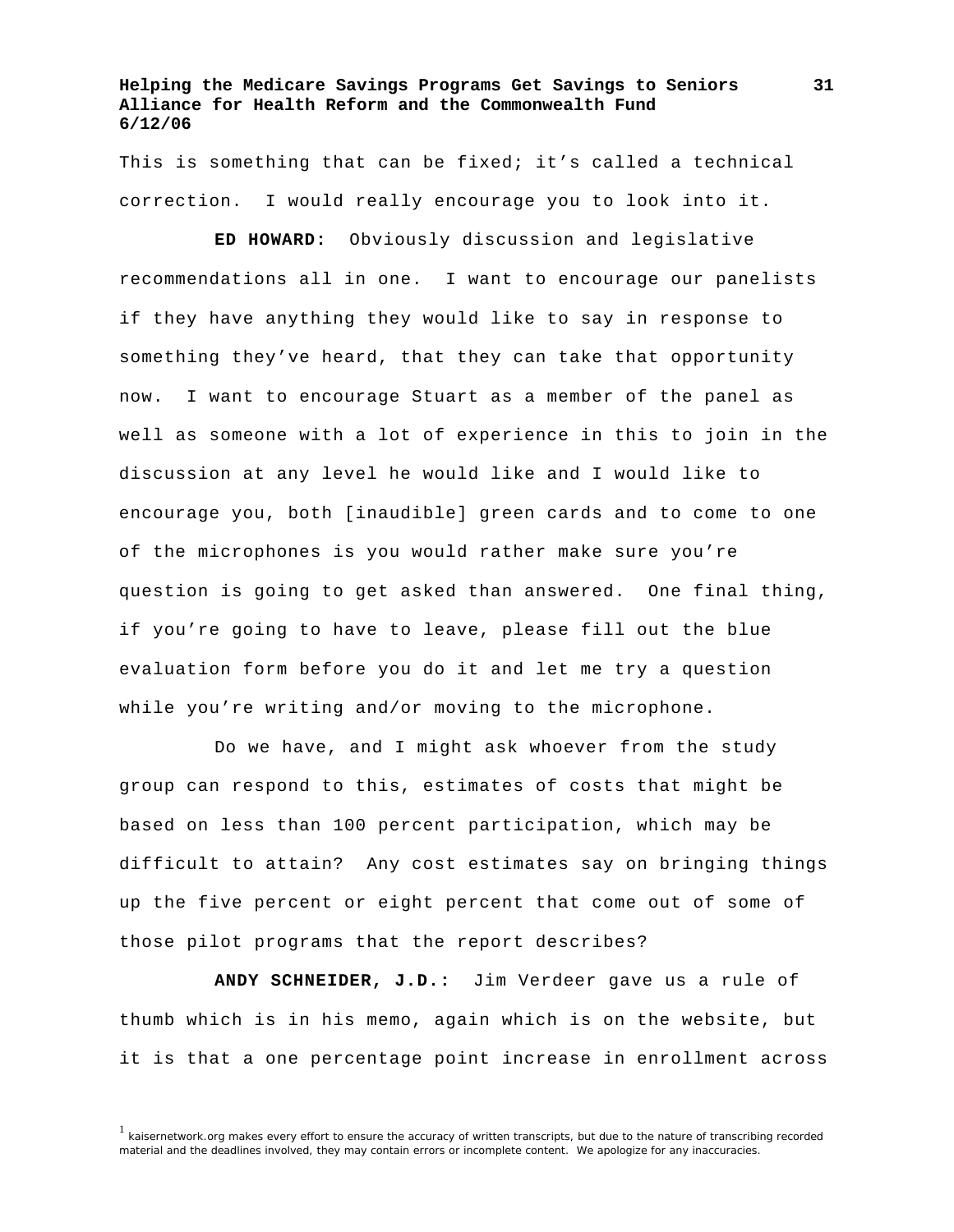This is something that can be fixed; it's called a technical correction. I would really encourage you to look into it.

**ED HOWARD:** Obviously discussion and legislative recommendations all in one. I want to encourage our panelists if they have anything they would like to say in response to something they've heard, that they can take that opportunity now. I want to encourage Stuart as a member of the panel as well as someone with a lot of experience in this to join in the discussion at any level he would like and I would like to encourage you, both [inaudible] green cards and to come to one of the microphones is you would rather make sure you're question is going to get asked than answered. One final thing, if you're going to have to leave, please fill out the blue evaluation form before you do it and let me try a question while you're writing and/or moving to the microphone.

Do we have, and I might ask whoever from the study group can respond to this, estimates of costs that might be based on less than 100 percent participation, which may be difficult to attain? Any cost estimates say on bringing things up the five percent or eight percent that come out of some of those pilot programs that the report describes?

**ANDY SCHNEIDER, J.D.:** Jim Verdeer gave us a rule of thumb which is in his memo, again which is on the website, but it is that a one percentage point increase in enrollment across

[1] kaisernetwork.org makes every effort to ensure the accuracy of written transcripts, but due to the nature of transcribing recorded material and the deadlines involved, they may contain errors or incomplete content. We apologize for any inaccuracies.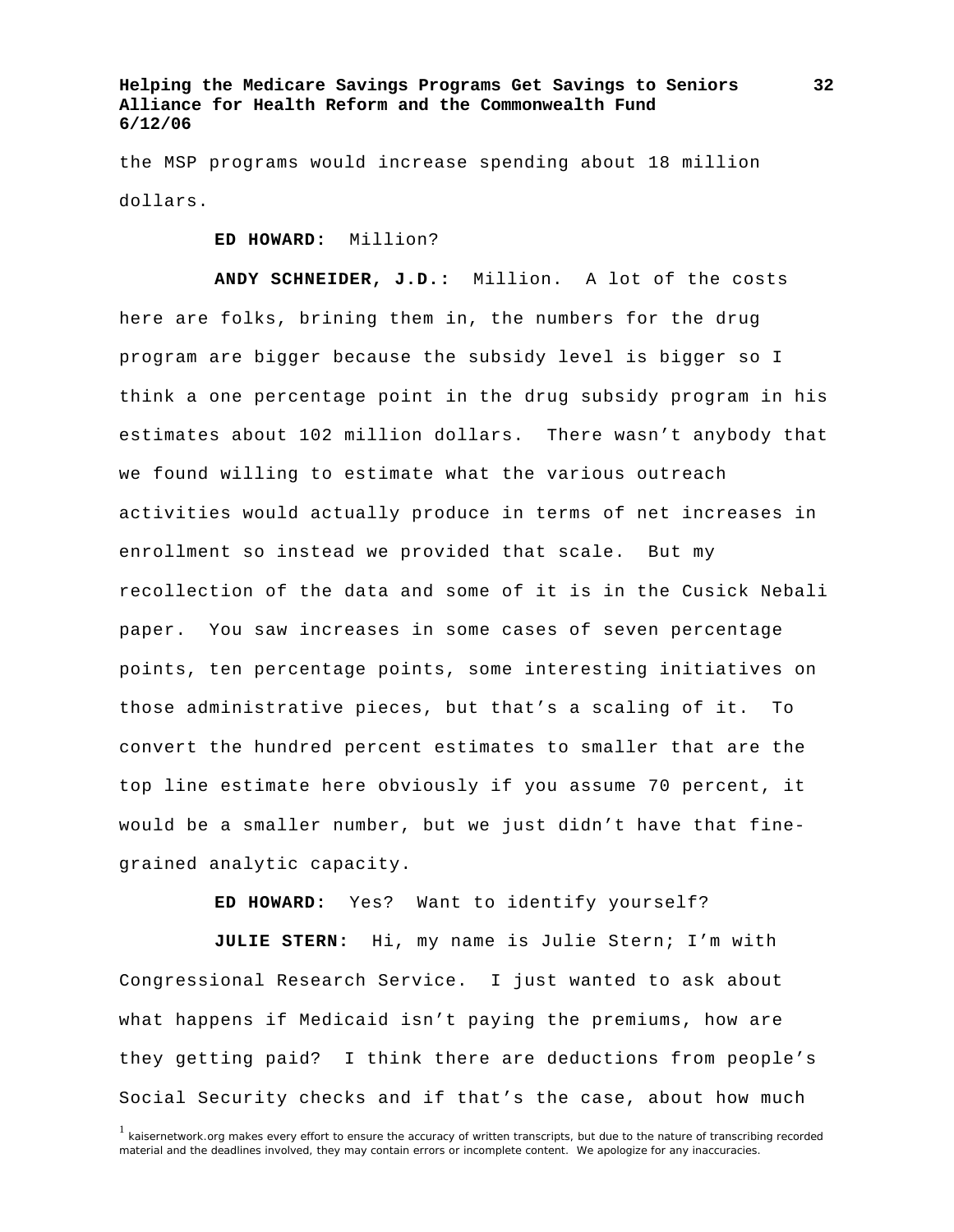the MSP programs would increase spending about 18 million dollars.

**ED HOWARD:** Million?

**ANDY SCHNEIDER, J.D.:** Million. A lot of the costs here are folks, brining them in, the numbers for the drug program are bigger because the subsidy level is bigger so I think a one percentage point in the drug subsidy program in his estimates about 102 million dollars. There wasn't anybody that we found willing to estimate what the various outreach activities would actually produce in terms of net increases in enrollment so instead we provided that scale. But my recollection of the data and some of it is in the Cusick Nebali paper. You saw increases in some cases of seven percentage points, ten percentage points, some interesting initiatives on those administrative pieces, but that's a scaling of it. To convert the hundred percent estimates to smaller that are the top line estimate here obviously if you assume 70 percent, it would be a smaller number, but we just didn't have that fine-grained analytic capacity.

**ED HOWARD:** Yes? Want to identify yourself?

**JULIE STERN:** Hi, my name is Julie Stern; I'm with Congressional Research Service. I just wanted to ask about what happens if Medicaid isn't paying the premiums, how are they getting paid? I think there are deductions from people's Social Security checks and if that's the case, about how much

[1] kaisernetwork.org makes every effort to ensure the accuracy of written transcripts, but due to the nature of transcribing recorded material and the deadlines involved, they may contain errors or incomplete content. We apologize for any inaccuracies.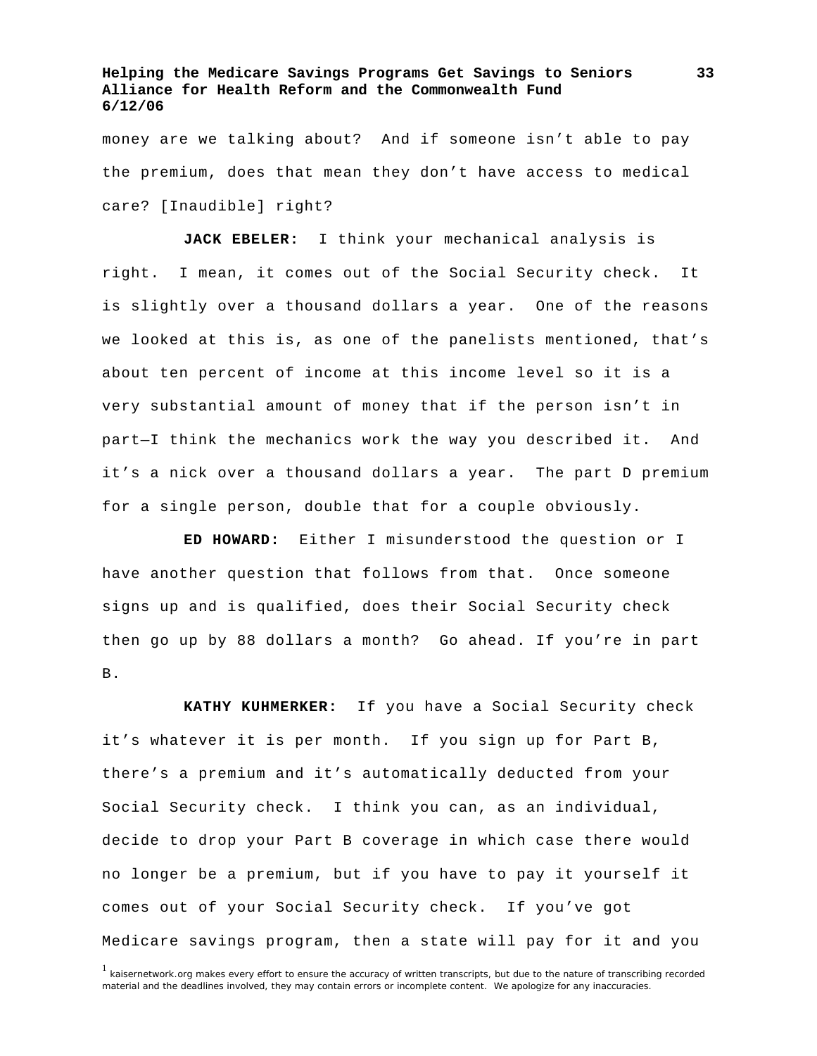money are we talking about? And if someone isn't able to pay the premium, does that mean they don't have access to medical care? [Inaudible] right?

**JACK EBELER:** I think your mechanical analysis is right. I mean, it comes out of the Social Security check. It is slightly over a thousand dollars a year. One of the reasons we looked at this is, as one of the panelists mentioned, that's about ten percent of income at this income level so it is a very substantial amount of money that if the person isn't in part—I think the mechanics work the way you described it. And it's a nick over a thousand dollars a year. The part D premium for a single person, double that for a couple obviously.

**ED HOWARD:** Either I misunderstood the question or I have another question that follows from that. Once someone signs up and is qualified, does their Social Security check then go up by 88 dollars a month? Go ahead. If you're in part B.

**KATHY KUHMERKER:** If you have a Social Security check it's whatever it is per month. If you sign up for Part B, there's a premium and it's automatically deducted from your Social Security check. I think you can, as an individual, decide to drop your Part B coverage in which case there would no longer be a premium, but if you have to pay it yourself it comes out of your Social Security check. If you've got Medicare savings program, then a state will pay for it and you

[1] kaisernetwork.org makes every effort to ensure the accuracy of written transcripts, but due to the nature of transcribing recorded material and the deadlines involved, they may contain errors or incomplete content. We apologize for any inaccuracies.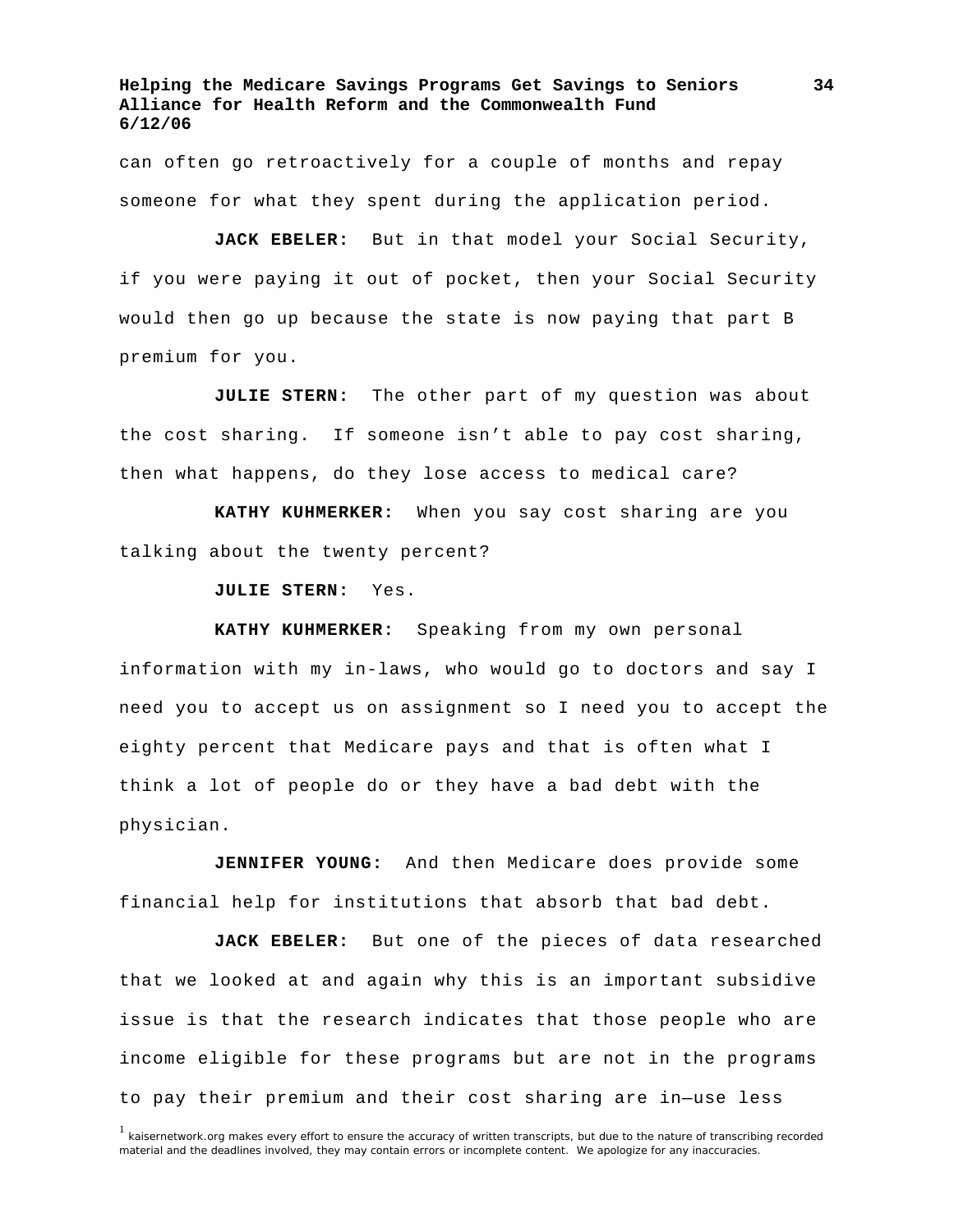can often go retroactively for a couple of months and repay someone for what they spent during the application period.

**JACK EBELER:** But in that model your Social Security, if you were paying it out of pocket, then your Social Security would then go up because the state is now paying that part B premium for you.

**JULIE STERN:** The other part of my question was about the cost sharing. If someone isn't able to pay cost sharing, then what happens, do they lose access to medical care?

**KATHY KUHMERKER:** When you say cost sharing are you talking about the twenty percent?

**JULIE STERN:** Yes.

**KATHY KUHMERKER:** Speaking from my own personal information with my in-laws, who would go to doctors and say I need you to accept us on assignment so I need you to accept the eighty percent that Medicare pays and that is often what I think a lot of people do or they have a bad debt with the physician.

**JENNIFER YOUNG:** And then Medicare does provide some financial help for institutions that absorb that bad debt.

**JACK EBELER:** But one of the pieces of data researched that we looked at and again why this is an important subsidive issue is that the research indicates that those people who are income eligible for these programs but are not in the programs to pay their premium and their cost sharing are in—use less

[1] kaisernetwork.org makes every effort to ensure the accuracy of written transcripts, but due to the nature of transcribing recorded material and the deadlines involved, they may contain errors or incomplete content. We apologize for any inaccuracies.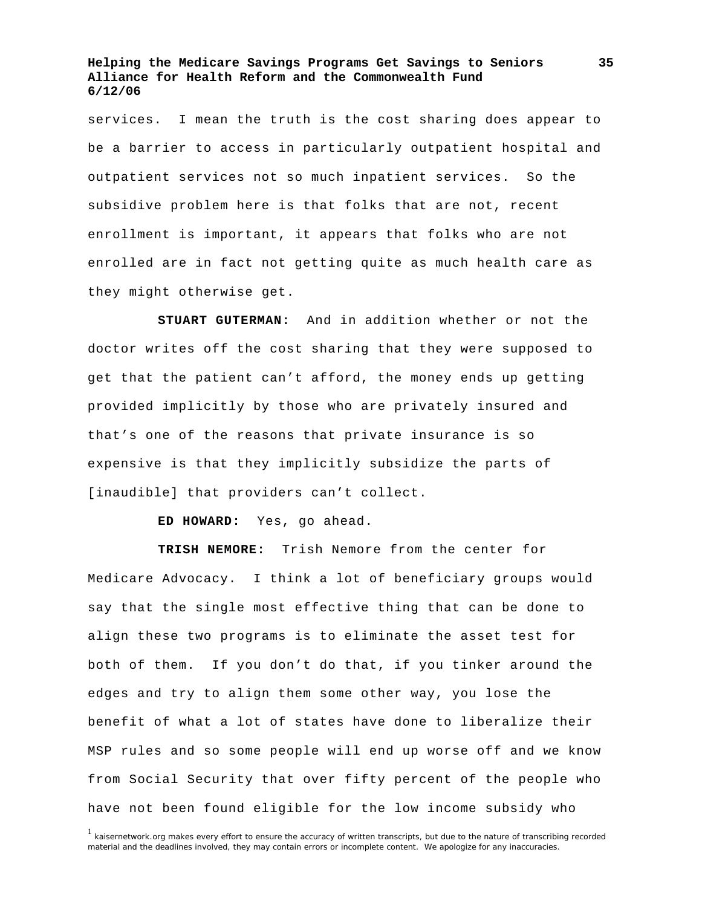services. I mean the truth is the cost sharing does appear to be a barrier to access in particularly outpatient hospital and outpatient services not so much inpatient services. So the subsidive problem here is that folks that are not, recent enrollment is important, it appears that folks who are not enrolled are in fact not getting quite as much health care as they might otherwise get.

**STUART GUTERMAN:** And in addition whether or not the doctor writes off the cost sharing that they were supposed to get that the patient can't afford, the money ends up getting provided implicitly by those who are privately insured and that's one of the reasons that private insurance is so expensive is that they implicitly subsidize the parts of [inaudible] that providers can't collect.

**ED HOWARD:** Yes, go ahead.

**TRISH NEMORE:** Trish Nemore from the center for Medicare Advocacy. I think a lot of beneficiary groups would say that the single most effective thing that can be done to align these two programs is to eliminate the asset test for both of them. If you don't do that, if you tinker around the edges and try to align them some other way, you lose the benefit of what a lot of states have done to liberalize their MSP rules and so some people will end up worse off and we know from Social Security that over fifty percent of the people who have not been found eligible for the low income subsidy who

[1] kaisernetwork.org makes every effort to ensure the accuracy of written transcripts, but due to the nature of transcribing recorded material and the deadlines involved, they may contain errors or incomplete content. We apologize for any inaccuracies.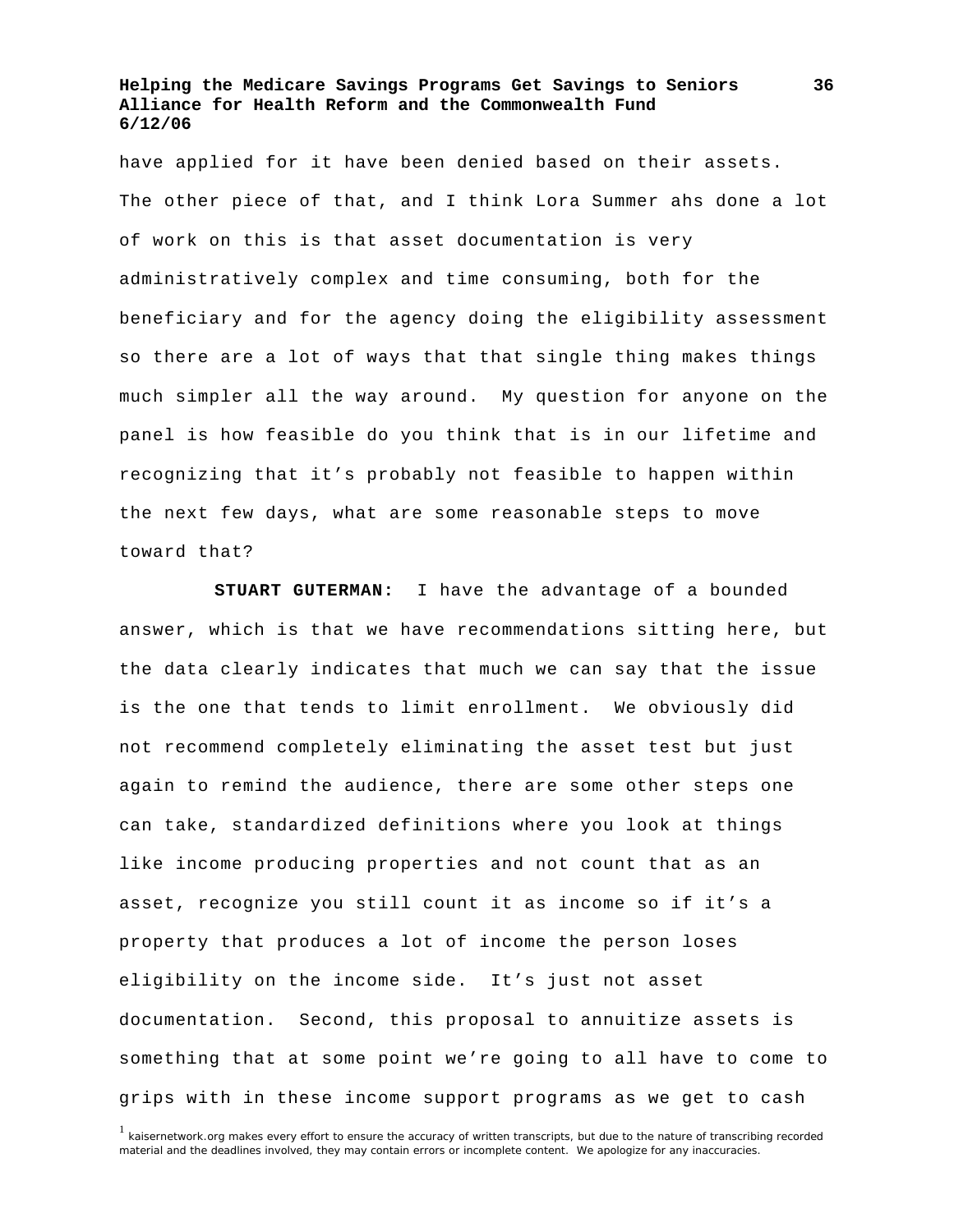have applied for it have been denied based on their assets. The other piece of that, and I think Lora Summer ahs done a lot of work on this is that asset documentation is very administratively complex and time consuming, both for the beneficiary and for the agency doing the eligibility assessment so there are a lot of ways that that single thing makes things much simpler all the way around. My question for anyone on the panel is how feasible do you think that is in our lifetime and recognizing that it's probably not feasible to happen within the next few days, what are some reasonable steps to move toward that?

**STUART GUTERMAN:** I have the advantage of a bounded answer, which is that we have recommendations sitting here, but the data clearly indicates that much we can say that the issue is the one that tends to limit enrollment. We obviously did not recommend completely eliminating the asset test but just again to remind the audience, there are some other steps one can take, standardized definitions where you look at things like income producing properties and not count that as an asset, recognize you still count it as income so if it's a property that produces a lot of income the person loses eligibility on the income side. It's just not asset documentation. Second, this proposal to annuitize assets is something that at some point we're going to all have to come to grips with in these income support programs as we get to cash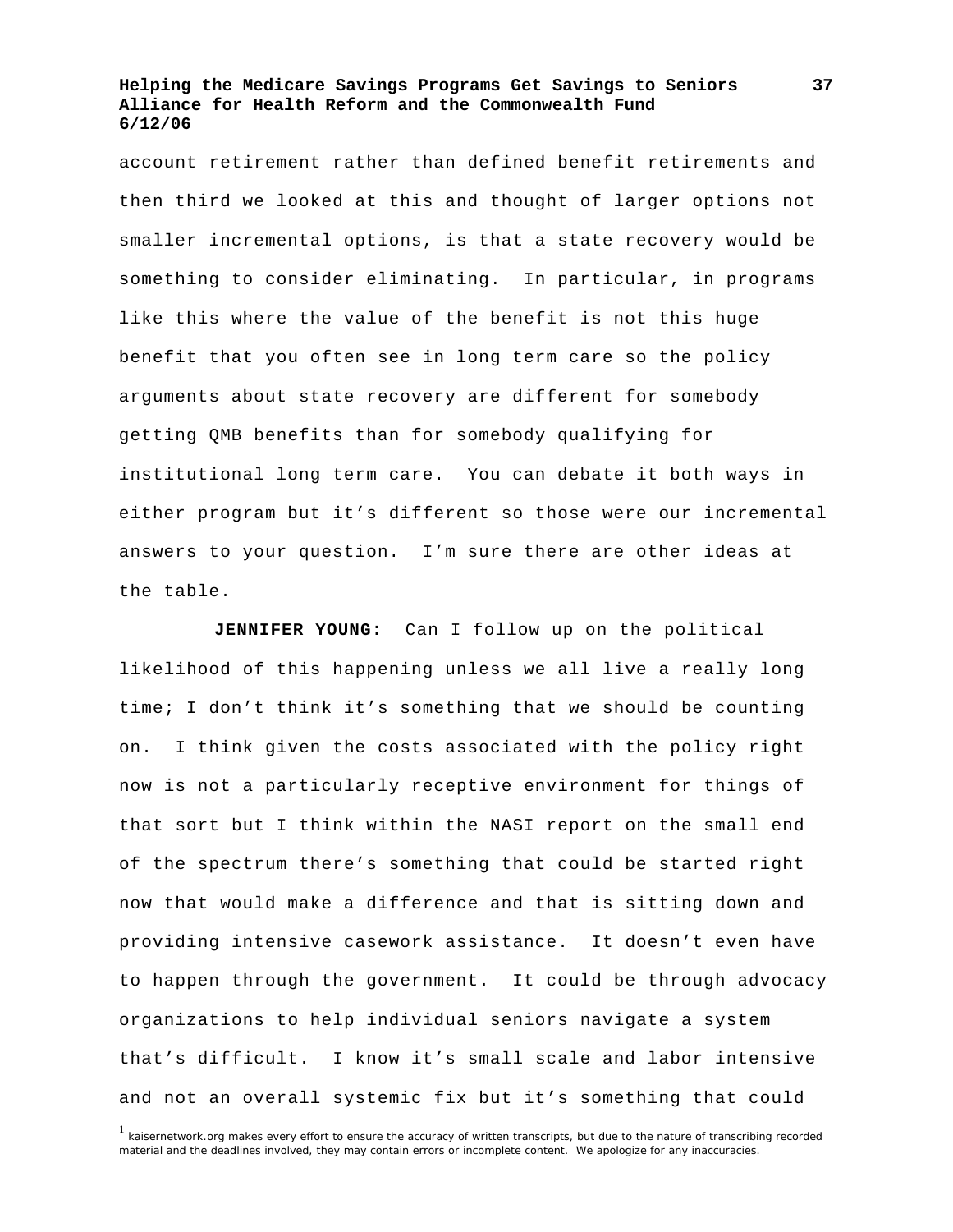account retirement rather than defined benefit retirements and then third we looked at this and thought of larger options not smaller incremental options, is that a state recovery would be something to consider eliminating. In particular, in programs like this where the value of the benefit is not this huge benefit that you often see in long term care so the policy arguments about state recovery are different for somebody getting QMB benefits than for somebody qualifying for institutional long term care. You can debate it both ways in either program but it's different so those were our incremental answers to your question. I'm sure there are other ideas at the table.

**JENNIFER YOUNG:** Can I follow up on the political likelihood of this happening unless we all live a really long time; I don't think it's something that we should be counting on. I think given the costs associated with the policy right now is not a particularly receptive environment for things of that sort but I think within the NASI report on the small end of the spectrum there's something that could be started right now that would make a difference and that is sitting down and providing intensive casework assistance. It doesn't even have to happen through the government. It could be through advocacy organizations to help individual seniors navigate a system that's difficult. I know it's small scale and labor intensive and not an overall systemic fix but it's something that could

[1] kaisernetwork.org makes every effort to ensure the accuracy of written transcripts, but due to the nature of transcribing recorded material and the deadlines involved, they may contain errors or incomplete content. We apologize for any inaccuracies.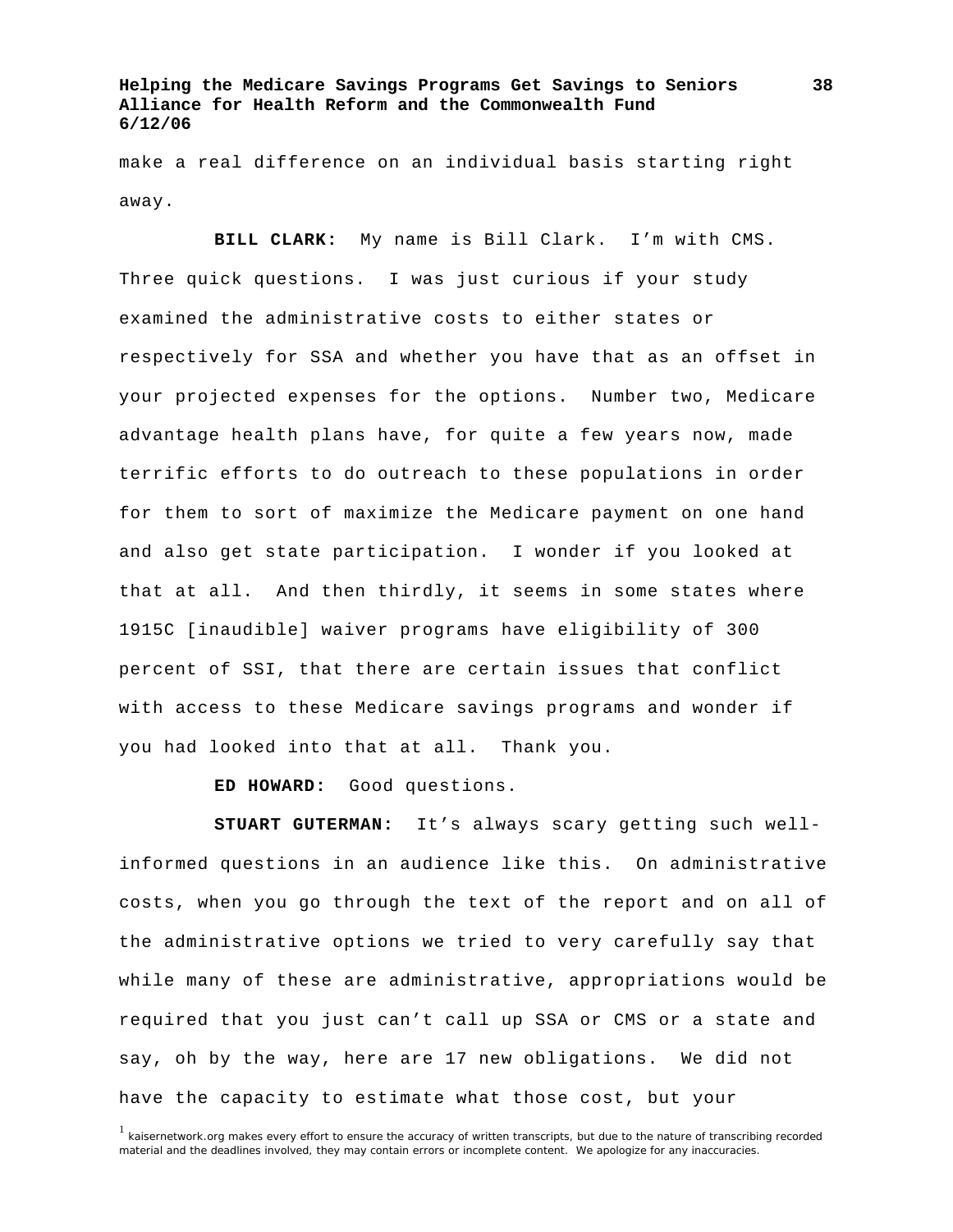make a real difference on an individual basis starting right away.

**BILL CLARK:** My name is Bill Clark. I'm with CMS. Three quick questions. I was just curious if your study examined the administrative costs to either states or respectively for SSA and whether you have that as an offset in your projected expenses for the options. Number two, Medicare advantage health plans have, for quite a few years now, made terrific efforts to do outreach to these populations in order for them to sort of maximize the Medicare payment on one hand and also get state participation. I wonder if you looked at that at all. And then thirdly, it seems in some states where 1915C [inaudible] waiver programs have eligibility of 300 percent of SSI, that there are certain issues that conflict with access to these Medicare savings programs and wonder if you had looked into that at all. Thank you.

**ED HOWARD:** Good questions.

**STUART GUTERMAN:** It's always scary getting such well-informed questions in an audience like this. On administrative costs, when you go through the text of the report and on all of the administrative options we tried to very carefully say that while many of these are administrative, appropriations would be required that you just can't call up SSA or CMS or a state and say, oh by the way, here are 17 new obligations. We did not have the capacity to estimate what those cost, but your

[1] kaisernetwork.org makes every effort to ensure the accuracy of written transcripts, but due to the nature of transcribing recorded material and the deadlines involved, they may contain errors or incomplete content. We apologize for any inaccuracies.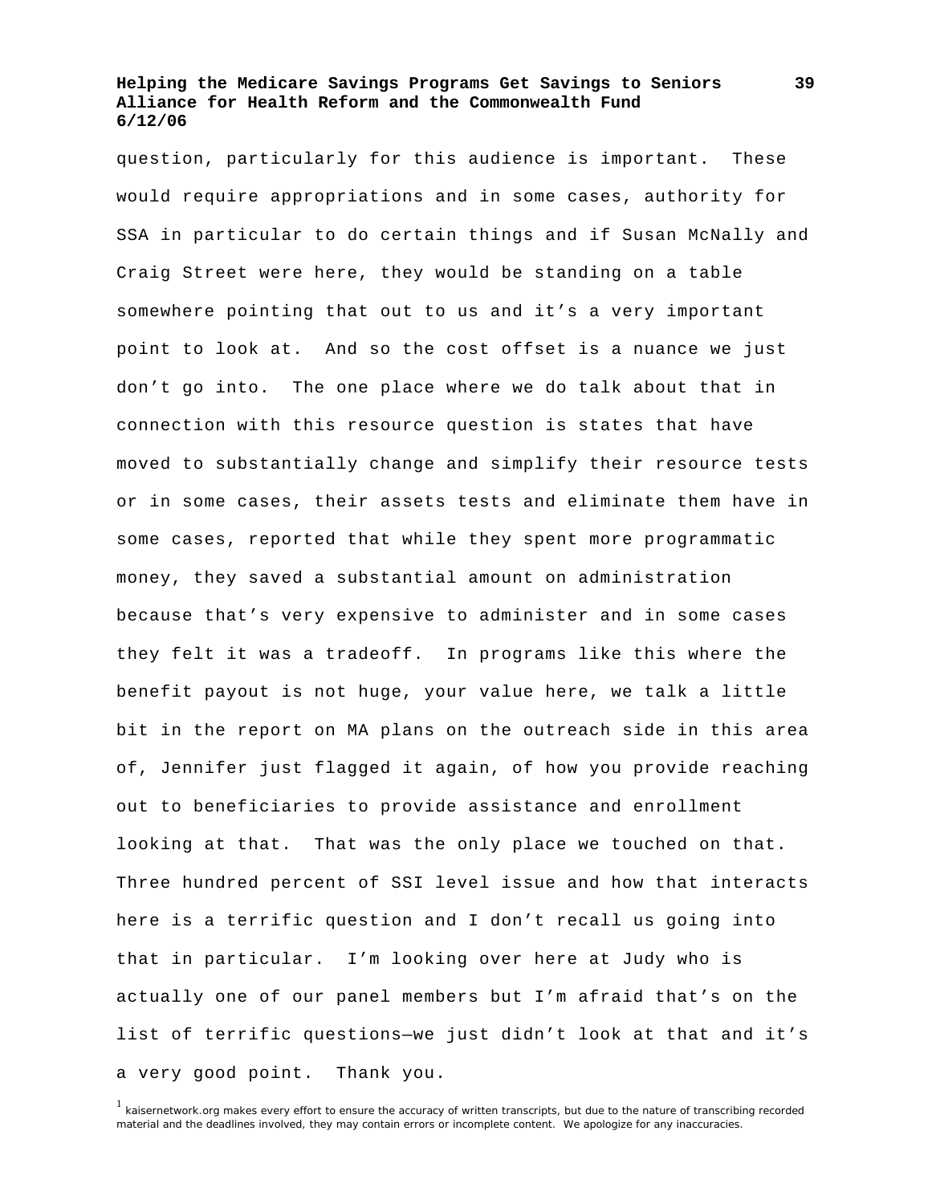question, particularly for this audience is important. These would require appropriations and in some cases, authority for SSA in particular to do certain things and if Susan McNally and Craig Street were here, they would be standing on a table somewhere pointing that out to us and it's a very important point to look at. And so the cost offset is a nuance we just don't go into. The one place where we do talk about that in connection with this resource question is states that have moved to substantially change and simplify their resource tests or in some cases, their assets tests and eliminate them have in some cases, reported that while they spent more programmatic money, they saved a substantial amount on administration because that's very expensive to administer and in some cases they felt it was a tradeoff. In programs like this where the benefit payout is not huge, your value here, we talk a little bit in the report on MA plans on the outreach side in this area of, Jennifer just flagged it again, of how you provide reaching out to beneficiaries to provide assistance and enrollment looking at that. That was the only place we touched on that. Three hundred percent of SSI level issue and how that interacts here is a terrific question and I don't recall us going into that in particular. I'm looking over here at Judy who is actually one of our panel members but I'm afraid that's on the list of terrific questions—we just didn't look at that and it's a very good point. Thank you.

[1] kaisernetwork.org makes every effort to ensure the accuracy of written transcripts, but due to the nature of transcribing recorded material and the deadlines involved, they may contain errors or incomplete content. We apologize for any inaccuracies.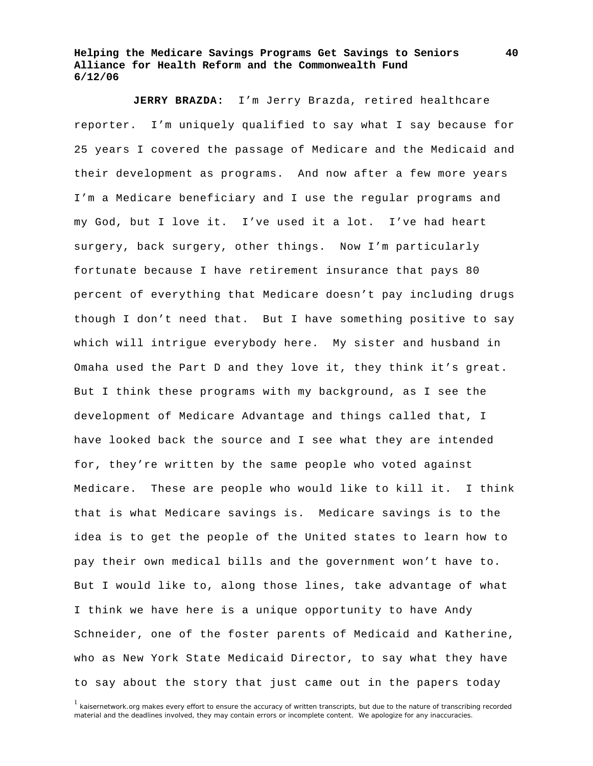**JERRY BRAZDA:** I'm Jerry Brazda, retired healthcare reporter. I'm uniquely qualified to say what I say because for 25 years I covered the passage of Medicare and the Medicaid and their development as programs. And now after a few more years I'm a Medicare beneficiary and I use the regular programs and my God, but I love it. I've used it a lot. I've had heart surgery, back surgery, other things. Now I'm particularly fortunate because I have retirement insurance that pays 80 percent of everything that Medicare doesn't pay including drugs though I don't need that. But I have something positive to say which will intrigue everybody here. My sister and husband in Omaha used the Part D and they love it, they think it's great. But I think these programs with my background, as I see the development of Medicare Advantage and things called that, I have looked back the source and I see what they are intended for, they're written by the same people who voted against Medicare. These are people who would like to kill it. I think that is what Medicare savings is. Medicare savings is to the idea is to get the people of the United states to learn how to pay their own medical bills and the government won't have to. But I would like to, along those lines, take advantage of what I think we have here is a unique opportunity to have Andy Schneider, one of the foster parents of Medicaid and Katherine, who as New York State Medicaid Director, to say what they have to say about the story that just came out in the papers today

[1] kaisernetwork.org makes every effort to ensure the accuracy of written transcripts, but due to the nature of transcribing recorded material and the deadlines involved, they may contain errors or incomplete content. We apologize for any inaccuracies.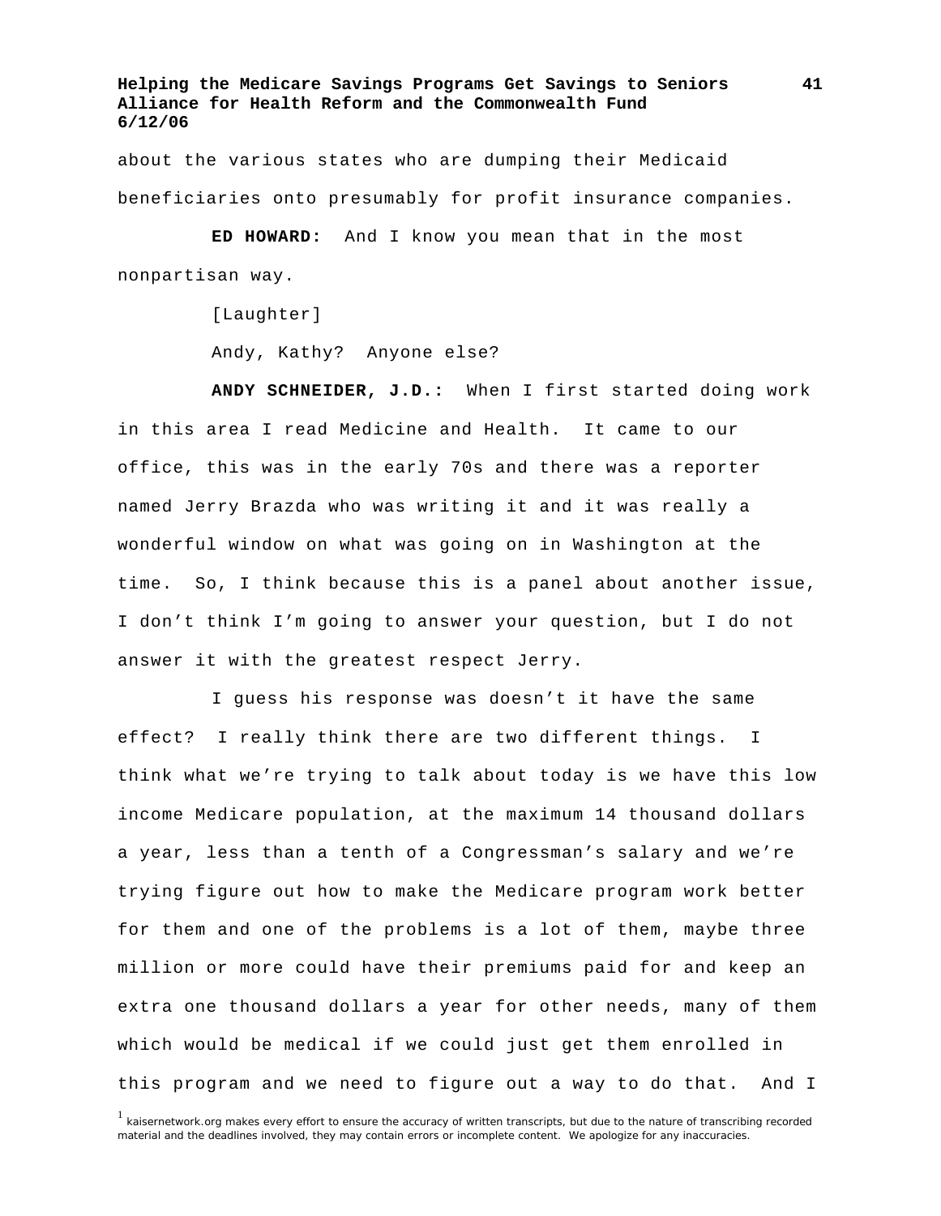about the various states who are dumping their Medicaid beneficiaries onto presumably for profit insurance companies.

**ED HOWARD:** And I know you mean that in the most nonpartisan way.

[Laughter]

Andy, Kathy? Anyone else?

**ANDY SCHNEIDER, J.D.:** When I first started doing work in this area I read Medicine and Health. It came to our office, this was in the early 70s and there was a reporter named Jerry Brazda who was writing it and it was really a wonderful window on what was going on in Washington at the time. So, I think because this is a panel about another issue, I don't think I'm going to answer your question, but I do not answer it with the greatest respect Jerry.

I guess his response was doesn't it have the same effect? I really think there are two different things. I think what we're trying to talk about today is we have this low income Medicare population, at the maximum 14 thousand dollars a year, less than a tenth of a Congressman's salary and we're trying figure out how to make the Medicare program work better for them and one of the problems is a lot of them, maybe three million or more could have their premiums paid for and keep an extra one thousand dollars a year for other needs, many of them which would be medical if we could just get them enrolled in this program and we need to figure out a way to do that. And I

[1] kaisernetwork.org makes every effort to ensure the accuracy of written transcripts, but due to the nature of transcribing recorded material and the deadlines involved, they may contain errors or incomplete content. We apologize for any inaccuracies.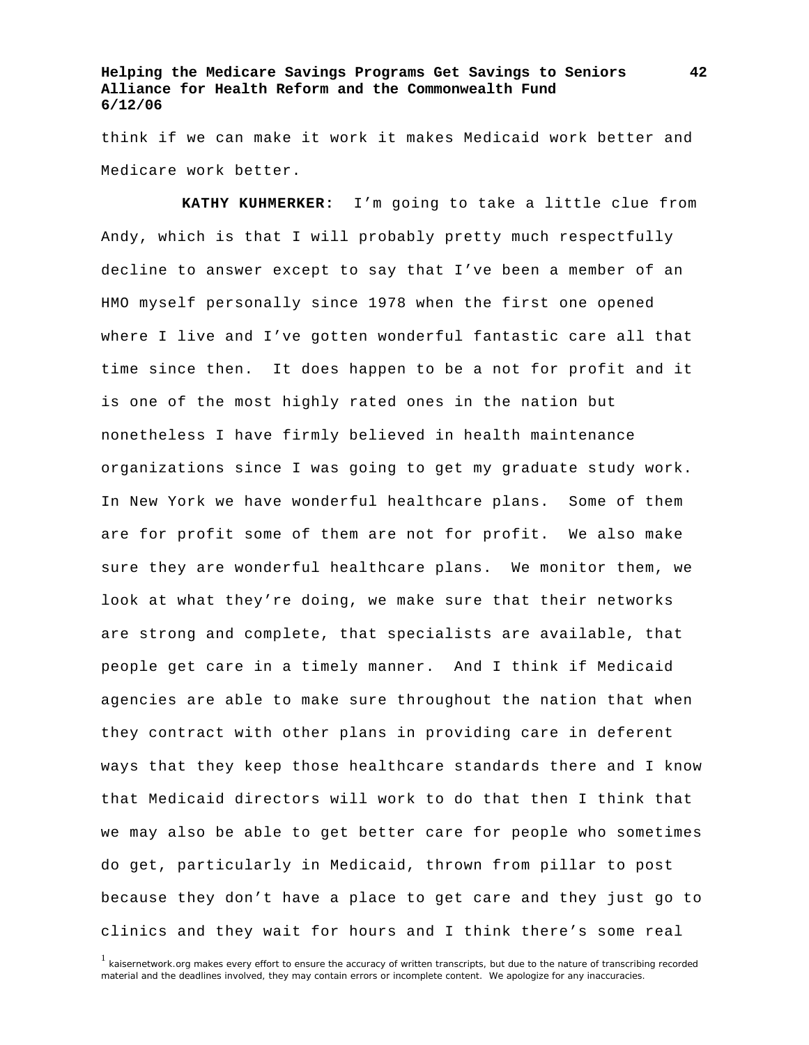think if we can make it work it makes Medicaid work better and Medicare work better.

**KATHY KUHMERKER:** I'm going to take a little clue from Andy, which is that I will probably pretty much respectfully decline to answer except to say that I've been a member of an HMO myself personally since 1978 when the first one opened where I live and I've gotten wonderful fantastic care all that time since then. It does happen to be a not for profit and it is one of the most highly rated ones in the nation but nonetheless I have firmly believed in health maintenance organizations since I was going to get my graduate study work. In New York we have wonderful healthcare plans. Some of them are for profit some of them are not for profit. We also make sure they are wonderful healthcare plans. We monitor them, we look at what they're doing, we make sure that their networks are strong and complete, that specialists are available, that people get care in a timely manner. And I think if Medicaid agencies are able to make sure throughout the nation that when they contract with other plans in providing care in deferent ways that they keep those healthcare standards there and I know that Medicaid directors will work to do that then I think that we may also be able to get better care for people who sometimes do get, particularly in Medicaid, thrown from pillar to post because they don't have a place to get care and they just go to clinics and they wait for hours and I think there's some real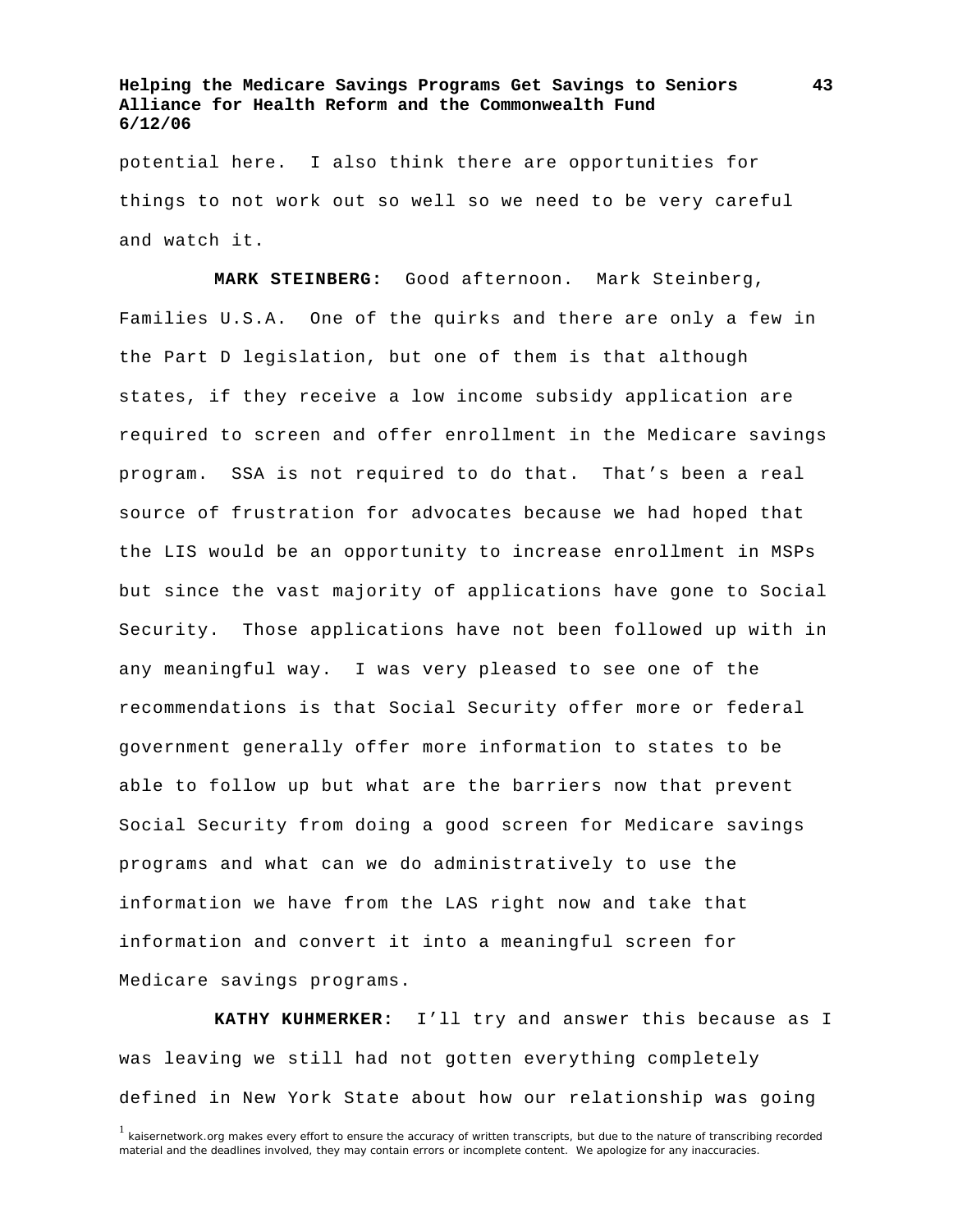potential here. I also think there are opportunities for things to not work out so well so we need to be very careful and watch it.

**MARK STEINBERG:** Good afternoon. Mark Steinberg, Families U.S.A. One of the quirks and there are only a few in the Part D legislation, but one of them is that although states, if they receive a low income subsidy application are required to screen and offer enrollment in the Medicare savings program. SSA is not required to do that. That's been a real source of frustration for advocates because we had hoped that the LIS would be an opportunity to increase enrollment in MSPs but since the vast majority of applications have gone to Social Security. Those applications have not been followed up with in any meaningful way. I was very pleased to see one of the recommendations is that Social Security offer more or federal government generally offer more information to states to be able to follow up but what are the barriers now that prevent Social Security from doing a good screen for Medicare savings programs and what can we do administratively to use the information we have from the LAS right now and take that information and convert it into a meaningful screen for Medicare savings programs.

**KATHY KUHMERKER:** I'll try and answer this because as I was leaving we still had not gotten everything completely defined in New York State about how our relationship was going

[1] kaisernetwork.org makes every effort to ensure the accuracy of written transcripts, but due to the nature of transcribing recorded material and the deadlines involved, they may contain errors or incomplete content. We apologize for any inaccuracies.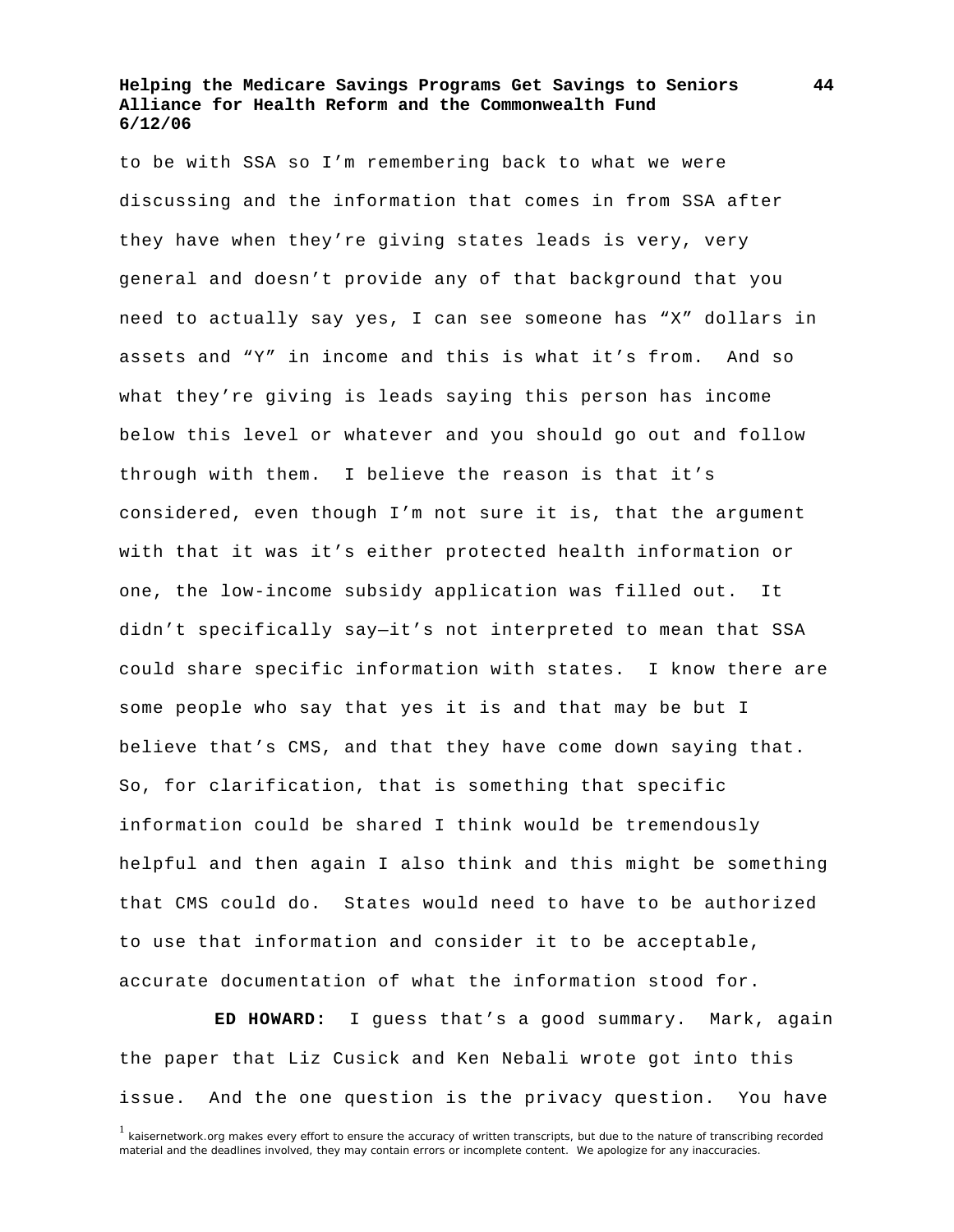to be with SSA so I'm remembering back to what we were discussing and the information that comes in from SSA after they have when they're giving states leads is very, very general and doesn't provide any of that background that you need to actually say yes, I can see someone has "X" dollars in assets and "Y" in income and this is what it's from. And so what they're giving is leads saying this person has income below this level or whatever and you should go out and follow through with them. I believe the reason is that it's considered, even though I'm not sure it is, that the argument with that it was it's either protected health information or one, the low-income subsidy application was filled out. It didn't specifically say—it's not interpreted to mean that SSA could share specific information with states. I know there are some people who say that yes it is and that may be but I believe that's CMS, and that they have come down saying that. So, for clarification, that is something that specific information could be shared I think would be tremendously helpful and then again I also think and this might be something that CMS could do. States would need to have to be authorized to use that information and consider it to be acceptable, accurate documentation of what the information stood for.

**ED HOWARD:** I guess that's a good summary. Mark, again the paper that Liz Cusick and Ken Nebali wrote got into this issue. And the one question is the privacy question. You have

[1] kaisernetwork.org makes every effort to ensure the accuracy of written transcripts, but due to the nature of transcribing recorded material and the deadlines involved, they may contain errors or incomplete content. We apologize for any inaccuracies.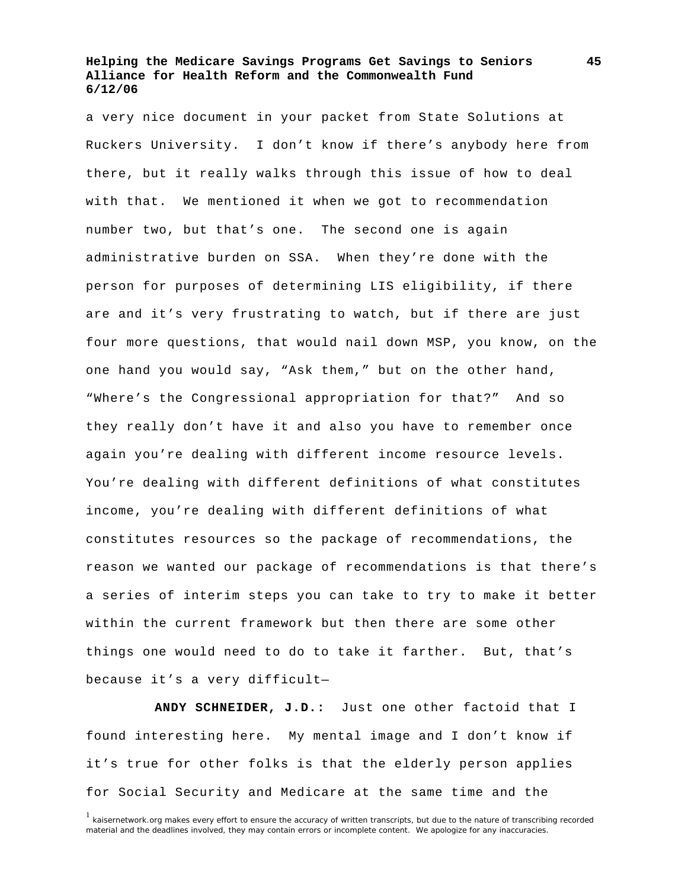a very nice document in your packet from State Solutions at Ruckers University. I don't know if there's anybody here from there, but it really walks through this issue of how to deal with that. We mentioned it when we got to recommendation number two, but that's one. The second one is again administrative burden on SSA. When they're done with the person for purposes of determining LIS eligibility, if there are and it's very frustrating to watch, but if there are just four more questions, that would nail down MSP, you know, on the one hand you would say, "Ask them," but on the other hand, "Where's the Congressional appropriation for that?" And so they really don't have it and also you have to remember once again you're dealing with different income resource levels. You're dealing with different definitions of what constitutes income, you're dealing with different definitions of what constitutes resources so the package of recommendations, the reason we wanted our package of recommendations is that there's a series of interim steps you can take to try to make it better within the current framework but then there are some other things one would need to do to take it farther. But, that's because it's a very difficult—

**ANDY SCHNEIDER, J.D.:** Just one other factoid that I found interesting here. My mental image and I don't know if it's true for other folks is that the elderly person applies for Social Security and Medicare at the same time and the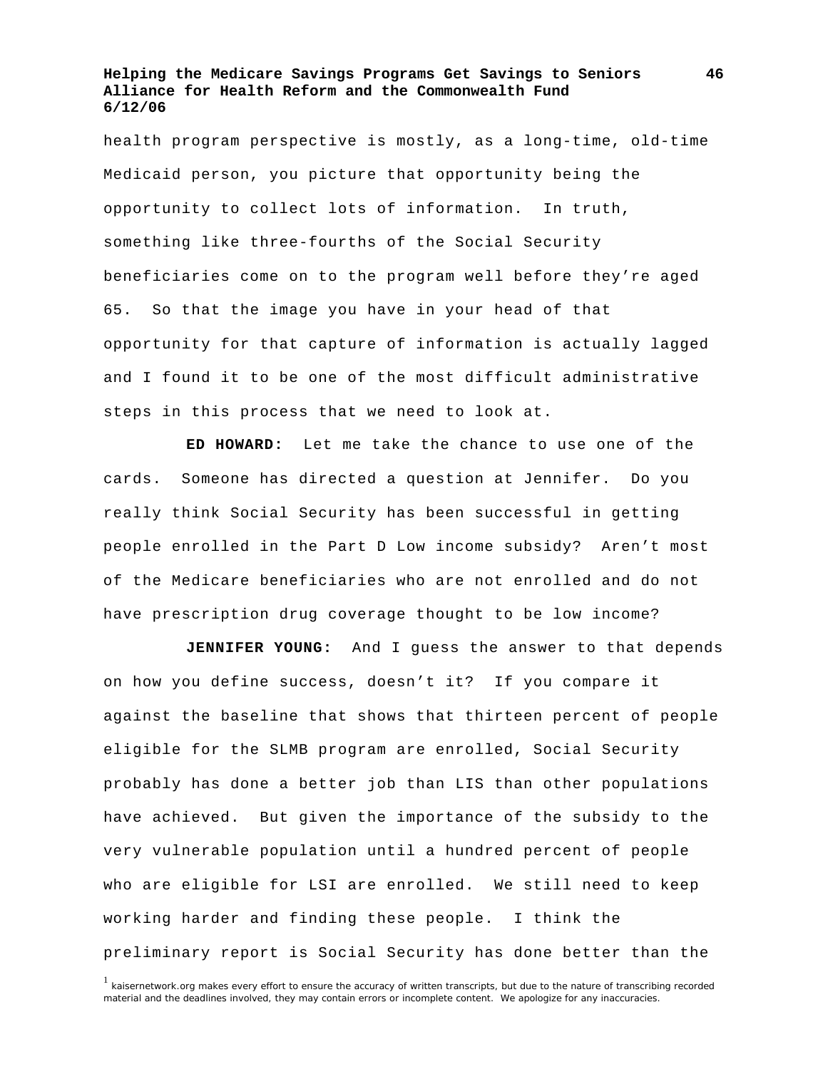health program perspective is mostly, as a long-time, old-time Medicaid person, you picture that opportunity being the opportunity to collect lots of information. In truth, something like three-fourths of the Social Security beneficiaries come on to the program well before they're aged 65. So that the image you have in your head of that opportunity for that capture of information is actually lagged and I found it to be one of the most difficult administrative steps in this process that we need to look at.

**ED HOWARD:** Let me take the chance to use one of the cards. Someone has directed a question at Jennifer. Do you really think Social Security has been successful in getting people enrolled in the Part D Low income subsidy? Aren't most of the Medicare beneficiaries who are not enrolled and do not have prescription drug coverage thought to be low income?

**JENNIFER YOUNG:** And I guess the answer to that depends on how you define success, doesn't it? If you compare it against the baseline that shows that thirteen percent of people eligible for the SLMB program are enrolled, Social Security probably has done a better job than LIS than other populations have achieved. But given the importance of the subsidy to the very vulnerable population until a hundred percent of people who are eligible for LSI are enrolled. We still need to keep working harder and finding these people. I think the preliminary report is Social Security has done better than the

[1] kaisernetwork.org makes every effort to ensure the accuracy of written transcripts, but due to the nature of transcribing recorded material and the deadlines involved, they may contain errors or incomplete content. We apologize for any inaccuracies.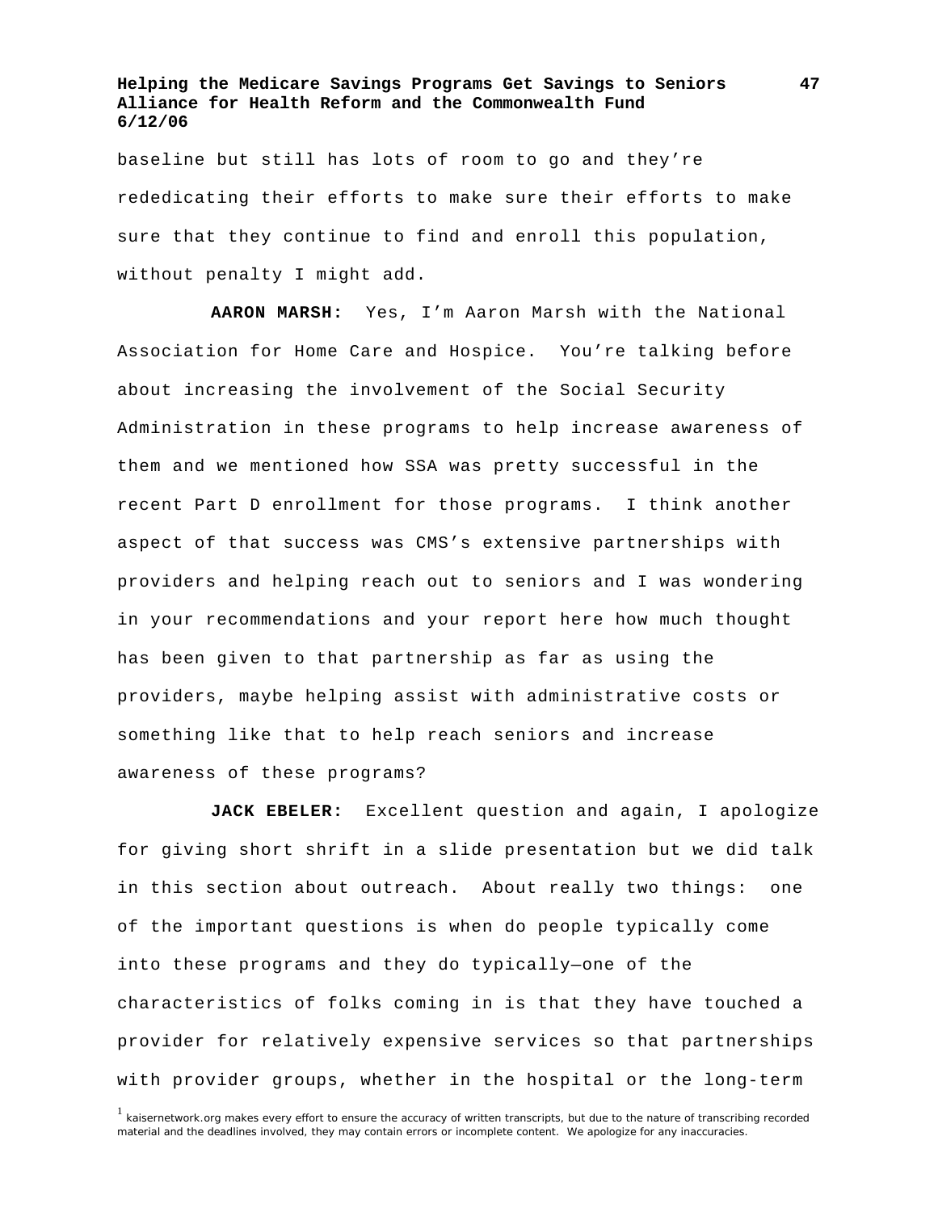baseline but still has lots of room to go and they're rededicating their efforts to make sure their efforts to make sure that they continue to find and enroll this population, without penalty I might add.

**AARON MARSH:** Yes, I'm Aaron Marsh with the National Association for Home Care and Hospice. You're talking before about increasing the involvement of the Social Security Administration in these programs to help increase awareness of them and we mentioned how SSA was pretty successful in the recent Part D enrollment for those programs. I think another aspect of that success was CMS's extensive partnerships with providers and helping reach out to seniors and I was wondering in your recommendations and your report here how much thought has been given to that partnership as far as using the providers, maybe helping assist with administrative costs or something like that to help reach seniors and increase awareness of these programs?

**JACK EBELER:** Excellent question and again, I apologize for giving short shrift in a slide presentation but we did talk in this section about outreach. About really two things: one of the important questions is when do people typically come into these programs and they do typically—one of the characteristics of folks coming in is that they have touched a provider for relatively expensive services so that partnerships with provider groups, whether in the hospital or the long-term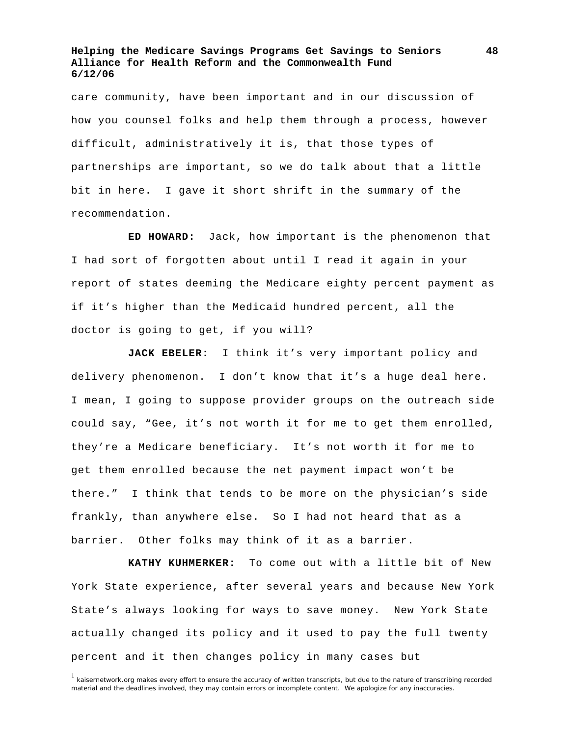care community, have been important and in our discussion of how you counsel folks and help them through a process, however difficult, administratively it is, that those types of partnerships are important, so we do talk about that a little bit in here. I gave it short shrift in the summary of the recommendation.

**ED HOWARD:** Jack, how important is the phenomenon that I had sort of forgotten about until I read it again in your report of states deeming the Medicare eighty percent payment as if it's higher than the Medicaid hundred percent, all the doctor is going to get, if you will?

**JACK EBELER:** I think it's very important policy and delivery phenomenon. I don't know that it's a huge deal here. I mean, I going to suppose provider groups on the outreach side could say, "Gee, it's not worth it for me to get them enrolled, they're a Medicare beneficiary. It's not worth it for me to get them enrolled because the net payment impact won't be there." I think that tends to be more on the physician's side frankly, than anywhere else. So I had not heard that as a barrier. Other folks may think of it as a barrier.

**KATHY KUHMERKER:** To come out with a little bit of New York State experience, after several years and because New York State's always looking for ways to save money. New York State actually changed its policy and it used to pay the full twenty percent and it then changes policy in many cases but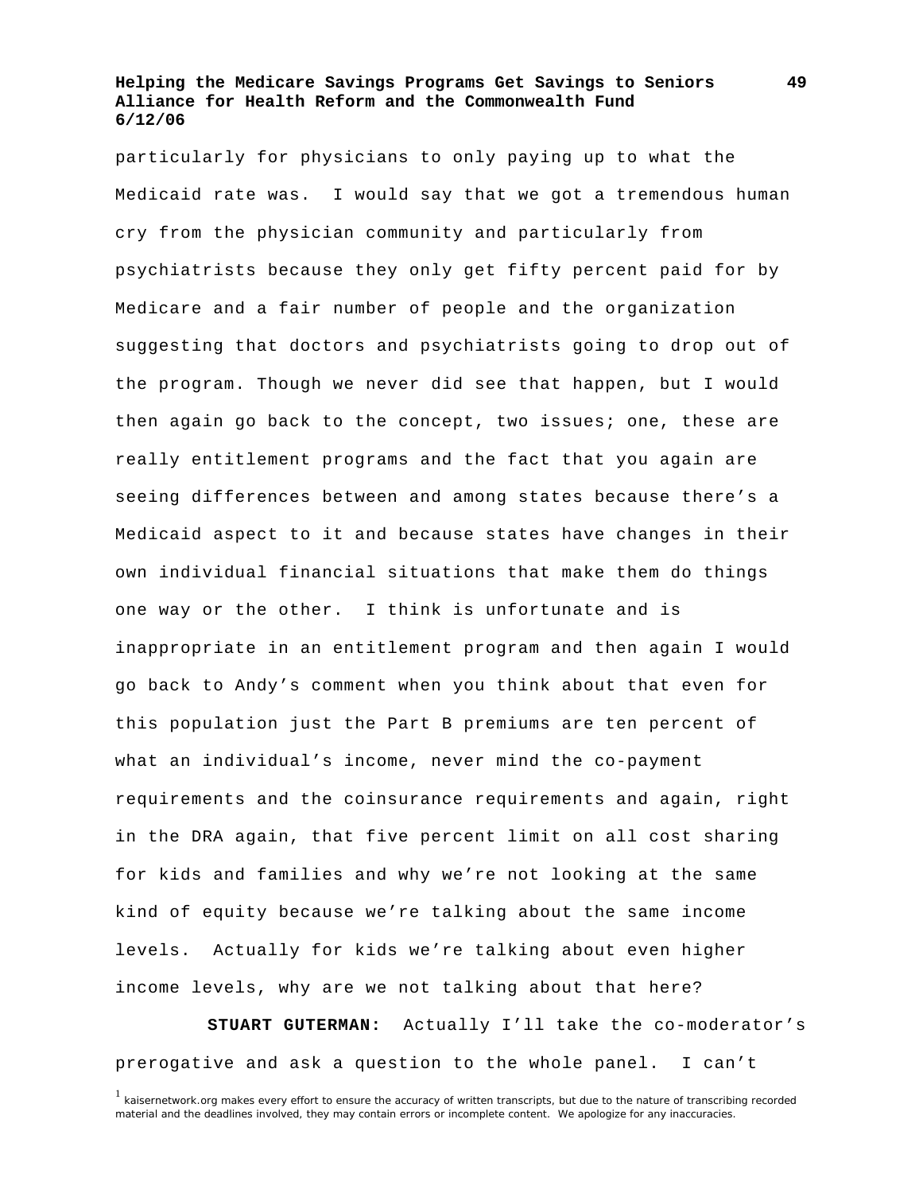particularly for physicians to only paying up to what the Medicaid rate was. I would say that we got a tremendous human cry from the physician community and particularly from psychiatrists because they only get fifty percent paid for by Medicare and a fair number of people and the organization suggesting that doctors and psychiatrists going to drop out of the program. Though we never did see that happen, but I would then again go back to the concept, two issues; one, these are really entitlement programs and the fact that you again are seeing differences between and among states because there's a Medicaid aspect to it and because states have changes in their own individual financial situations that make them do things one way or the other. I think is unfortunate and is inappropriate in an entitlement program and then again I would go back to Andy's comment when you think about that even for this population just the Part B premiums are ten percent of what an individual's income, never mind the co-payment requirements and the coinsurance requirements and again, right in the DRA again, that five percent limit on all cost sharing for kids and families and why we're not looking at the same kind of equity because we're talking about the same income levels. Actually for kids we're talking about even higher income levels, why are we not talking about that here?

**STUART GUTERMAN:** Actually I'll take the co-moderator's prerogative and ask a question to the whole panel. I can't

[1] kaisernetwork.org makes every effort to ensure the accuracy of written transcripts, but due to the nature of transcribing recorded material and the deadlines involved, they may contain errors or incomplete content. We apologize for any inaccuracies.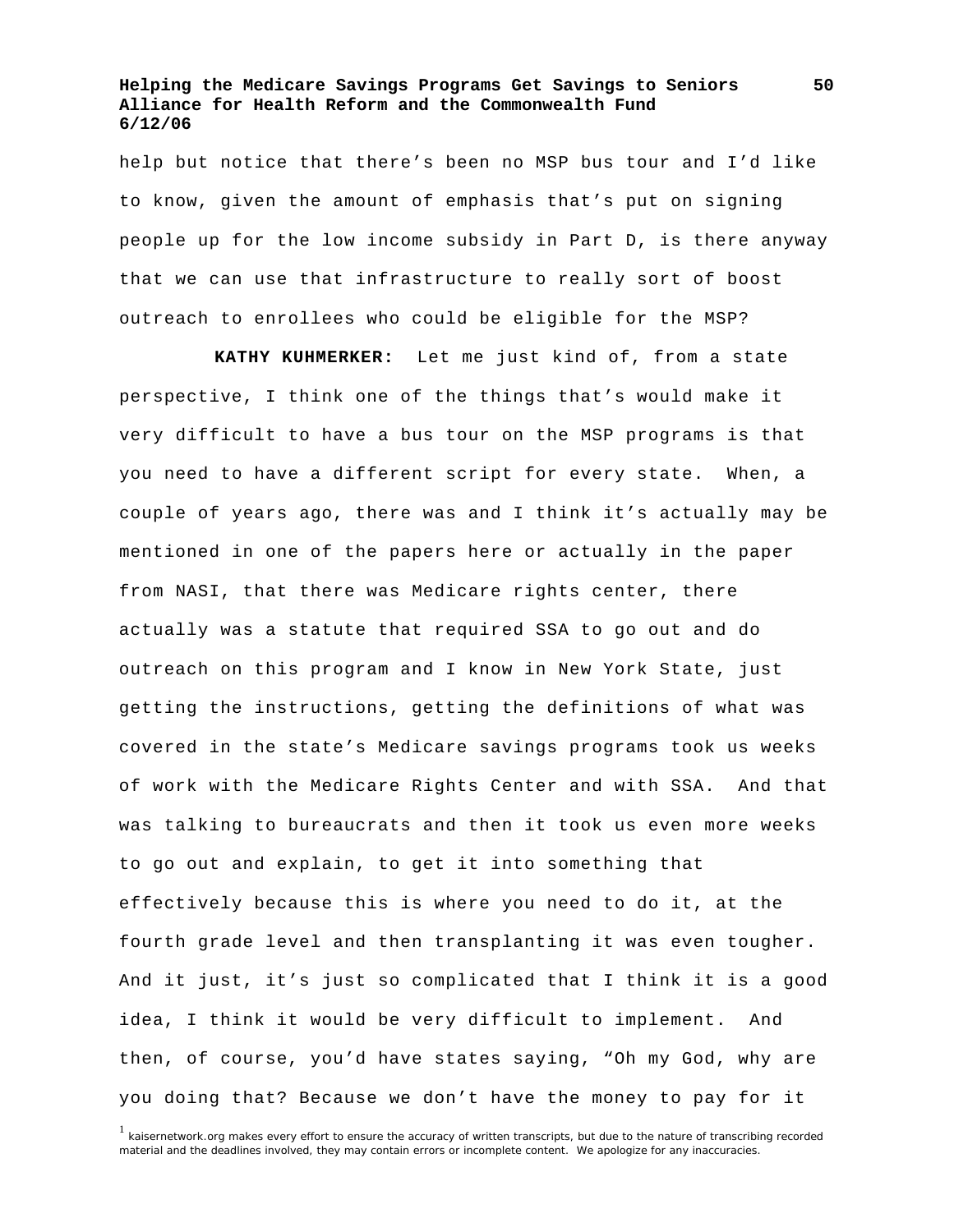help but notice that there's been no MSP bus tour and I'd like to know, given the amount of emphasis that's put on signing people up for the low income subsidy in Part D, is there anyway that we can use that infrastructure to really sort of boost outreach to enrollees who could be eligible for the MSP?

**KATHY KUHMERKER:** Let me just kind of, from a state perspective, I think one of the things that's would make it very difficult to have a bus tour on the MSP programs is that you need to have a different script for every state. When, a couple of years ago, there was and I think it's actually may be mentioned in one of the papers here or actually in the paper from NASI, that there was Medicare rights center, there actually was a statute that required SSA to go out and do outreach on this program and I know in New York State, just getting the instructions, getting the definitions of what was covered in the state's Medicare savings programs took us weeks of work with the Medicare Rights Center and with SSA. And that was talking to bureaucrats and then it took us even more weeks to go out and explain, to get it into something that effectively because this is where you need to do it, at the fourth grade level and then transplanting it was even tougher. And it just, it's just so complicated that I think it is a good idea, I think it would be very difficult to implement. And then, of course, you'd have states saying, "Oh my God, why are you doing that? Because we don't have the money to pay for it

[1] kaisernetwork.org makes every effort to ensure the accuracy of written transcripts, but due to the nature of transcribing recorded material and the deadlines involved, they may contain errors or incomplete content. We apologize for any inaccuracies.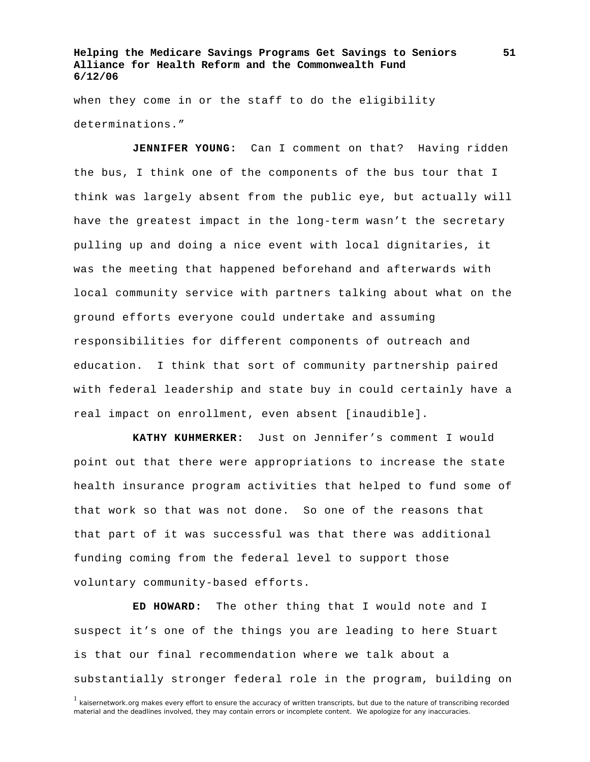when they come in or the staff to do the eligibility determinations."

**JENNIFER YOUNG:** Can I comment on that? Having ridden the bus, I think one of the components of the bus tour that I think was largely absent from the public eye, but actually will have the greatest impact in the long-term wasn't the secretary pulling up and doing a nice event with local dignitaries, it was the meeting that happened beforehand and afterwards with local community service with partners talking about what on the ground efforts everyone could undertake and assuming responsibilities for different components of outreach and education. I think that sort of community partnership paired with federal leadership and state buy in could certainly have a real impact on enrollment, even absent [inaudible].

**KATHY KUHMERKER:** Just on Jennifer's comment I would point out that there were appropriations to increase the state health insurance program activities that helped to fund some of that work so that was not done. So one of the reasons that that part of it was successful was that there was additional funding coming from the federal level to support those voluntary community-based efforts.

**ED HOWARD:** The other thing that I would note and I suspect it's one of the things you are leading to here Stuart is that our final recommendation where we talk about a substantially stronger federal role in the program, building on

[1] kaisernetwork.org makes every effort to ensure the accuracy of written transcripts, but due to the nature of transcribing recorded material and the deadlines involved, they may contain errors or incomplete content. We apologize for any inaccuracies.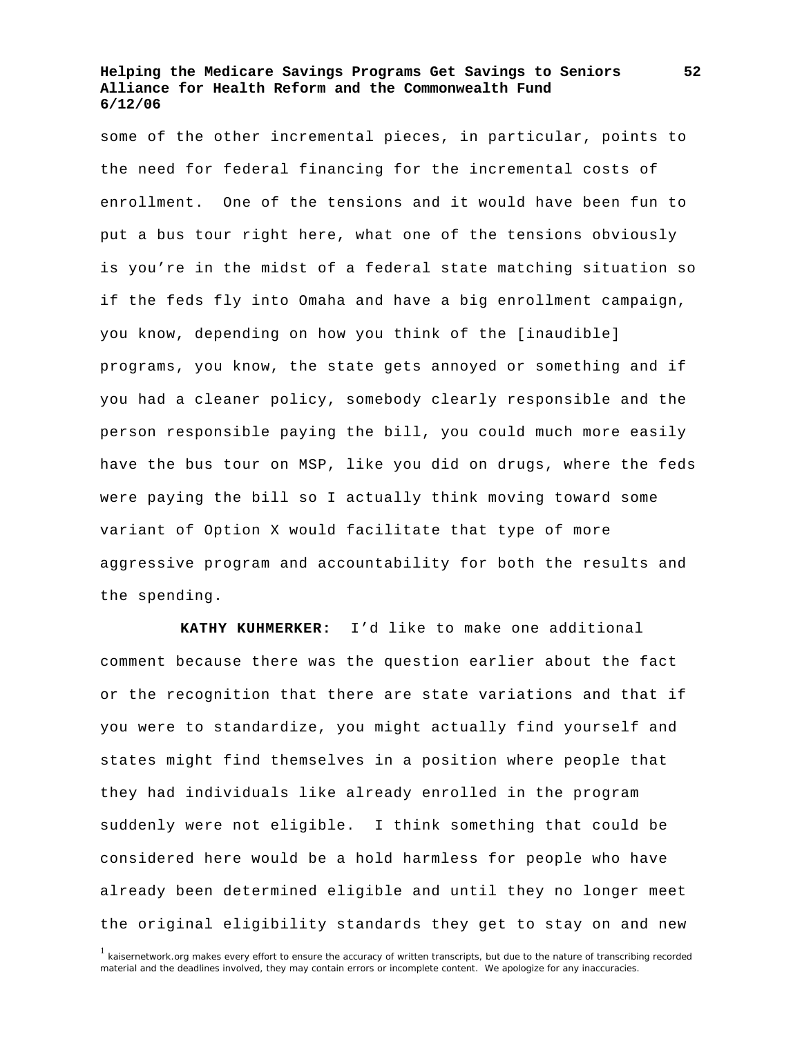some of the other incremental pieces, in particular, points to the need for federal financing for the incremental costs of enrollment. One of the tensions and it would have been fun to put a bus tour right here, what one of the tensions obviously is you're in the midst of a federal state matching situation so if the feds fly into Omaha and have a big enrollment campaign, you know, depending on how you think of the [inaudible] programs, you know, the state gets annoyed or something and if you had a cleaner policy, somebody clearly responsible and the person responsible paying the bill, you could much more easily have the bus tour on MSP, like you did on drugs, where the feds were paying the bill so I actually think moving toward some variant of Option X would facilitate that type of more aggressive program and accountability for both the results and the spending.

**KATHY KUHMERKER:** I'd like to make one additional comment because there was the question earlier about the fact or the recognition that there are state variations and that if you were to standardize, you might actually find yourself and states might find themselves in a position where people that they had individuals like already enrolled in the program suddenly were not eligible. I think something that could be considered here would be a hold harmless for people who have already been determined eligible and until they no longer meet the original eligibility standards they get to stay on and new

[1] kaisernetwork.org makes every effort to ensure the accuracy of written transcripts, but due to the nature of transcribing recorded material and the deadlines involved, they may contain errors or incomplete content. We apologize for any inaccuracies.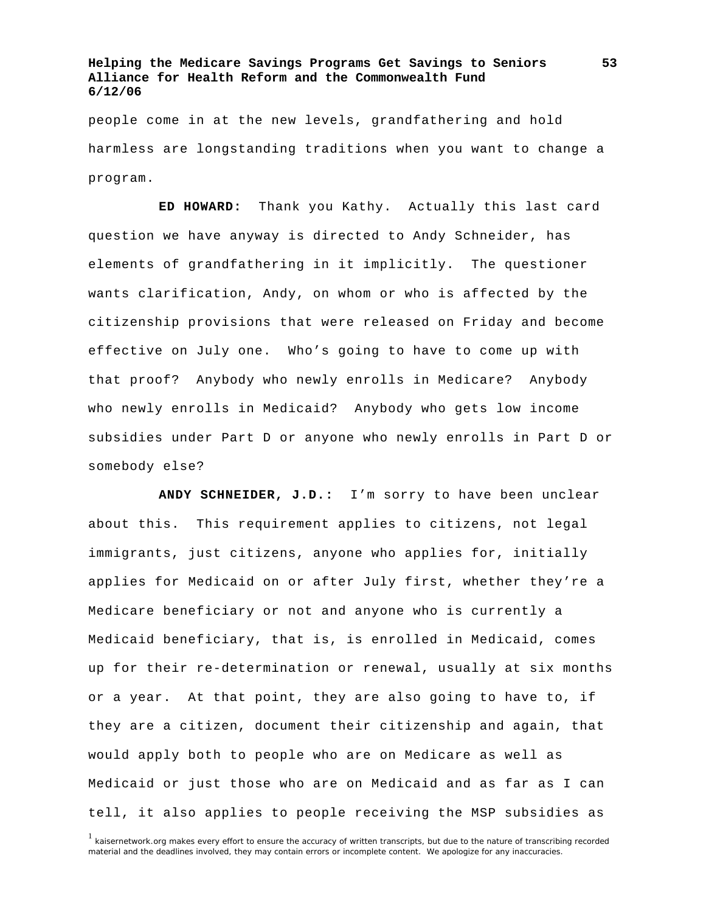people come in at the new levels, grandfathering and hold harmless are longstanding traditions when you want to change a program.

**ED HOWARD:** Thank you Kathy. Actually this last card question we have anyway is directed to Andy Schneider, has elements of grandfathering in it implicitly. The questioner wants clarification, Andy, on whom or who is affected by the citizenship provisions that were released on Friday and become effective on July one. Who's going to have to come up with that proof? Anybody who newly enrolls in Medicare? Anybody who newly enrolls in Medicaid? Anybody who gets low income subsidies under Part D or anyone who newly enrolls in Part D or somebody else?

**ANDY SCHNEIDER, J.D.:** I'm sorry to have been unclear about this. This requirement applies to citizens, not legal immigrants, just citizens, anyone who applies for, initially applies for Medicaid on or after July first, whether they're a Medicare beneficiary or not and anyone who is currently a Medicaid beneficiary, that is, is enrolled in Medicaid, comes up for their re-determination or renewal, usually at six months or a year. At that point, they are also going to have to, if they are a citizen, document their citizenship and again, that would apply both to people who are on Medicare as well as Medicaid or just those who are on Medicaid and as far as I can tell, it also applies to people receiving the MSP subsidies as

[1] kaisernetwork.org makes every effort to ensure the accuracy of written transcripts, but due to the nature of transcribing recorded material and the deadlines involved, they may contain errors or incomplete content. We apologize for any inaccuracies.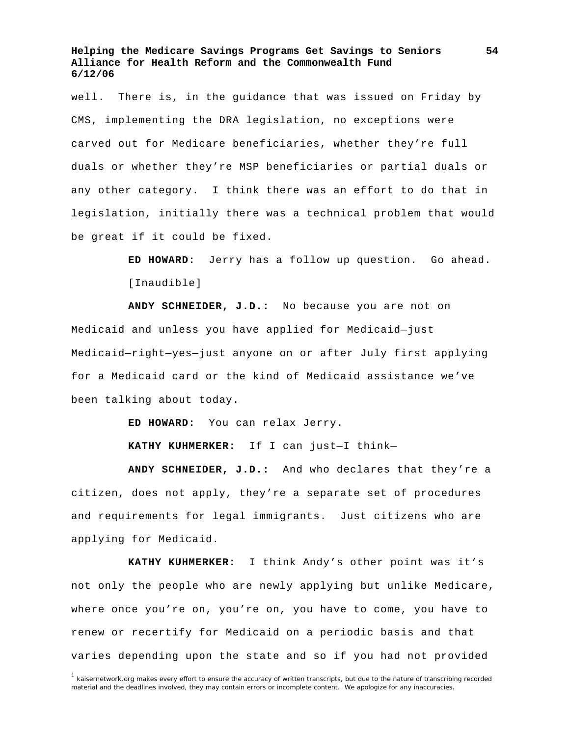well. There is, in the guidance that was issued on Friday by CMS, implementing the DRA legislation, no exceptions were carved out for Medicare beneficiaries, whether they're full duals or whether they're MSP beneficiaries or partial duals or any other category. I think there was an effort to do that in legislation, initially there was a technical problem that would be great if it could be fixed.

**ED HOWARD:** Jerry has a follow up question. Go ahead. [Inaudible]

**ANDY SCHNEIDER, J.D.:** No because you are not on Medicaid and unless you have applied for Medicaid—just Medicaid—right—yes—just anyone on or after July first applying for a Medicaid card or the kind of Medicaid assistance we've been talking about today.

**ED HOWARD:** You can relax Jerry.

**KATHY KUHMERKER:** If I can just—I think—

**ANDY SCHNEIDER, J.D.:** And who declares that they're a citizen, does not apply, they're a separate set of procedures and requirements for legal immigrants. Just citizens who are applying for Medicaid.

**KATHY KUHMERKER:** I think Andy's other point was it's not only the people who are newly applying but unlike Medicare, where once you're on, you're on, you have to come, you have to renew or recertify for Medicaid on a periodic basis and that varies depending upon the state and so if you had not provided

[1] kaisernetwork.org makes every effort to ensure the accuracy of written transcripts, but due to the nature of transcribing recorded material and the deadlines involved, they may contain errors or incomplete content. We apologize for any inaccuracies.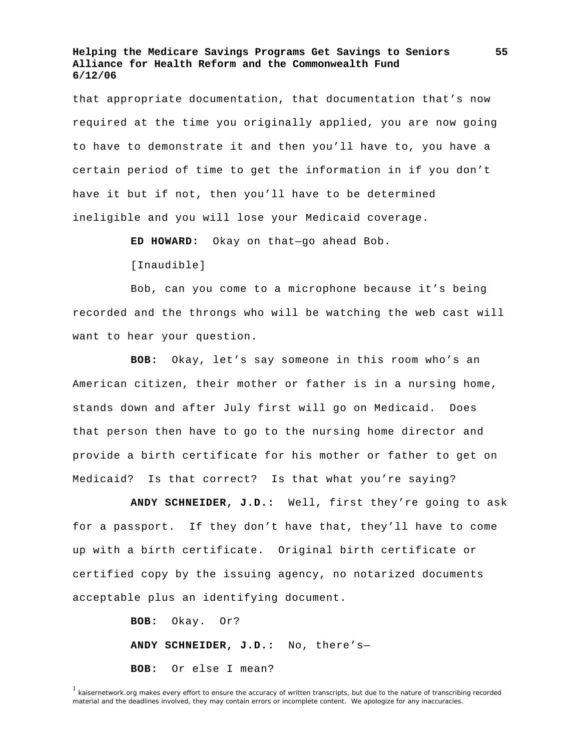that appropriate documentation, that documentation that's now required at the time you originally applied, you are now going to have to demonstrate it and then you'll have to, you have a certain period of time to get the information in if you don't have it but if not, then you'll have to be determined ineligible and you will lose your Medicaid coverage.

**ED HOWARD:** Okay on that—go ahead Bob.

[Inaudible]

Bob, can you come to a microphone because it's being recorded and the throngs who will be watching the web cast will want to hear your question.

**BOB:** Okay, let's say someone in this room who's an American citizen, their mother or father is in a nursing home, stands down and after July first will go on Medicaid. Does that person then have to go to the nursing home director and provide a birth certificate for his mother or father to get on Medicaid? Is that correct? Is that what you're saying?

**ANDY SCHNEIDER, J.D.:** Well, first they're going to ask for a passport. If they don't have that, they'll have to come up with a birth certificate. Original birth certificate or certified copy by the issuing agency, no notarized documents acceptable plus an identifying document.

**BOB:** Okay. Or?

**ANDY SCHNEIDER, J.D.:** No, there's—

**BOB:** Or else I mean?

[1] kaisernetwork.org makes every effort to ensure the accuracy of written transcripts, but due to the nature of transcribing recorded material and the deadlines involved, they may contain errors or incomplete content. We apologize for any inaccuracies.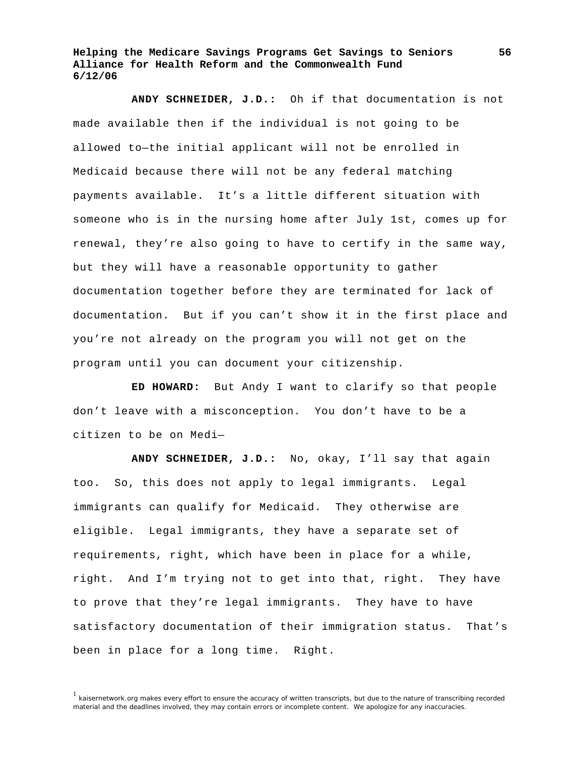**ANDY SCHNEIDER, J.D.:** Oh if that documentation is not made available then if the individual is not going to be allowed to—the initial applicant will not be enrolled in Medicaid because there will not be any federal matching payments available. It's a little different situation with someone who is in the nursing home after July 1st, comes up for renewal, they're also going to have to certify in the same way, but they will have a reasonable opportunity to gather documentation together before they are terminated for lack of documentation. But if you can't show it in the first place and you're not already on the program you will not get on the program until you can document your citizenship.

**ED HOWARD:** But Andy I want to clarify so that people don't leave with a misconception. You don't have to be a citizen to be on Medi—

**ANDY SCHNEIDER, J.D.:** No, okay, I'll say that again too. So, this does not apply to legal immigrants. Legal immigrants can qualify for Medicaid. They otherwise are eligible. Legal immigrants, they have a separate set of requirements, right, which have been in place for a while, right. And I'm trying not to get into that, right. They have to prove that they're legal immigrants. They have to have satisfactory documentation of their immigration status. That's been in place for a long time. Right.

[1] kaisernetwork.org makes every effort to ensure the accuracy of written transcripts, but due to the nature of transcribing recorded material and the deadlines involved, they may contain errors or incomplete content. We apologize for any inaccuracies.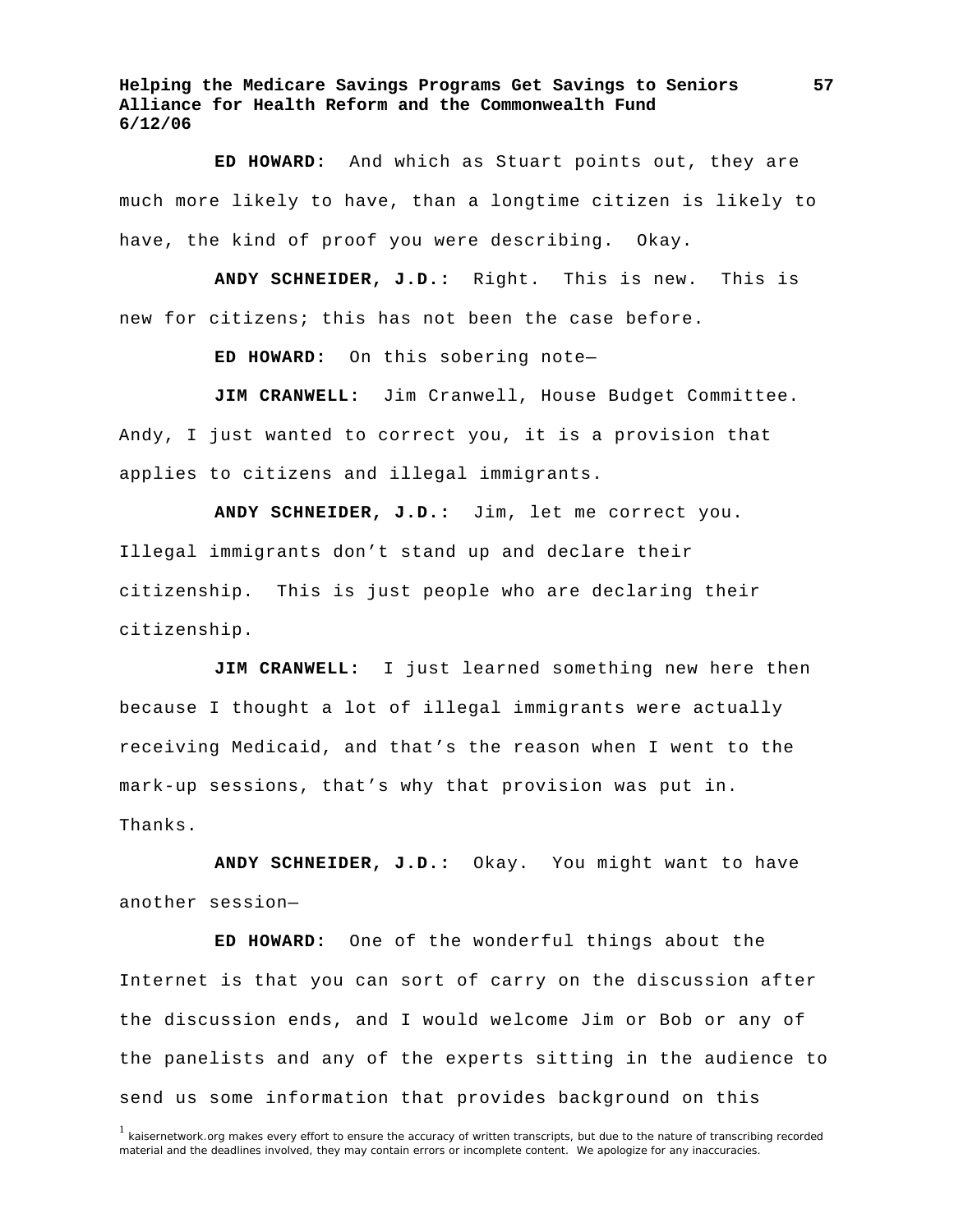**ED HOWARD:** And which as Stuart points out, they are much more likely to have, than a longtime citizen is likely to have, the kind of proof you were describing. Okay.

**ANDY SCHNEIDER, J.D.:** Right. This is new. This is new for citizens; this has not been the case before.

**ED HOWARD:** On this sobering note—

**JIM CRANWELL:** Jim Cranwell, House Budget Committee. Andy, I just wanted to correct you, it is a provision that applies to citizens and illegal immigrants.

**ANDY SCHNEIDER, J.D.:** Jim, let me correct you. Illegal immigrants don't stand up and declare their citizenship. This is just people who are declaring their citizenship.

**JIM CRANWELL:** I just learned something new here then because I thought a lot of illegal immigrants were actually receiving Medicaid, and that's the reason when I went to the mark-up sessions, that's why that provision was put in. Thanks.

**ANDY SCHNEIDER, J.D.:** Okay. You might want to have another session—

**ED HOWARD:** One of the wonderful things about the Internet is that you can sort of carry on the discussion after the discussion ends, and I would welcome Jim or Bob or any of the panelists and any of the experts sitting in the audience to send us some information that provides background on this

[1] kaisernetwork.org makes every effort to ensure the accuracy of written transcripts, but due to the nature of transcribing recorded material and the deadlines involved, they may contain errors or incomplete content. We apologize for any inaccuracies.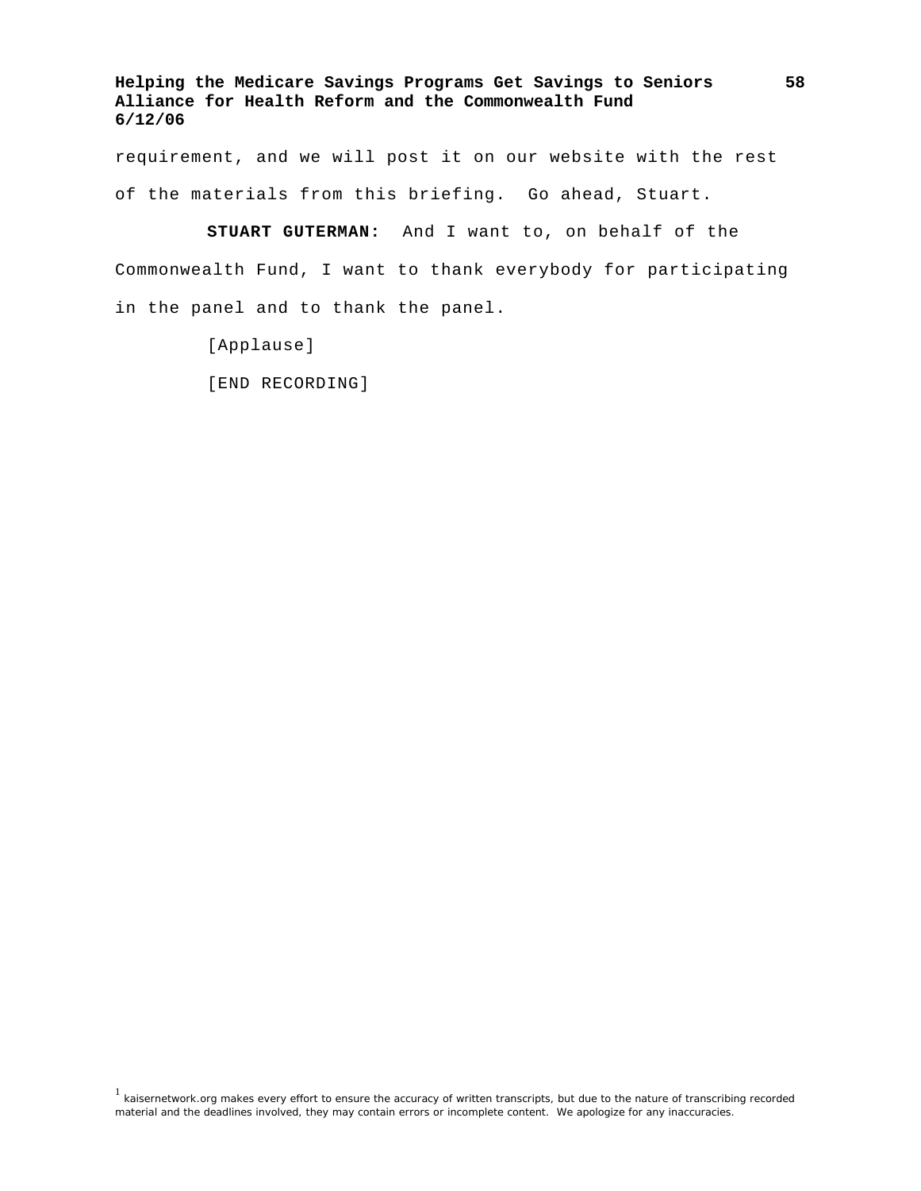requirement, and we will post it on our website with the rest of the materials from this briefing. Go ahead, Stuart.

**STUART GUTERMAN:** And I want to, on behalf of the Commonwealth Fund, I want to thank everybody for participating in the panel and to thank the panel.

[Applause]

[END RECORDING]

[1] kaisernetwork.org makes every effort to ensure the accuracy of written transcripts, but due to the nature of transcribing recorded material and the deadlines involved, they may contain errors or incomplete content. We apologize for any inaccuracies.